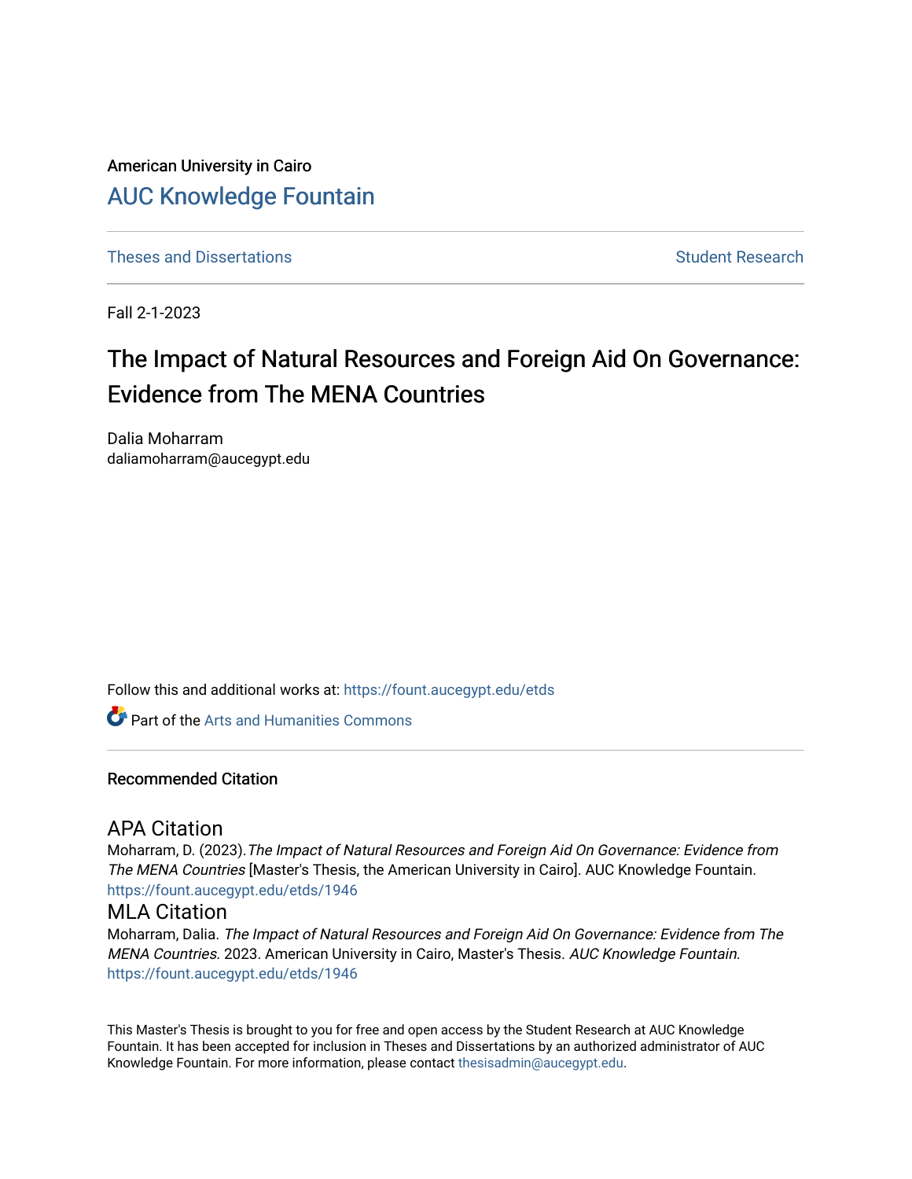American University in Cairo

# AUC Knowledge Fountain

Theses and Dissertations | Student Research

Fall 2-1-2023

## The Impact of Natural Resources and Foreign Aid On Governance: Evidence from The MENA Countries

Dalia Moharram
daliamoharram@aucegypt.edu

Follow this and additional works at: https://fount.aucegypt.edu/etds

Part of the Arts and Humanities Commons

### Recommended Citation

#### APA Citation

Moharram, D. (2023).*The Impact of Natural Resources and Foreign Aid On Governance: Evidence from The MENA Countries* [Master's Thesis, the American University in Cairo]. AUC Knowledge Fountain.
https://fount.aucegypt.edu/etds/1946

#### MLA Citation

Moharram, Dalia. *The Impact of Natural Resources and Foreign Aid On Governance: Evidence from The MENA Countries*. 2023. American University in Cairo, Master's Thesis. *AUC Knowledge Fountain*.
https://fount.aucegypt.edu/etds/1946

This Master's Thesis is brought to you for free and open access by the Student Research at AUC Knowledge Fountain. It has been accepted for inclusion in Theses and Dissertations by an authorized administrator of AUC Knowledge Fountain. For more information, please contact thesisadmin@aucegypt.edu.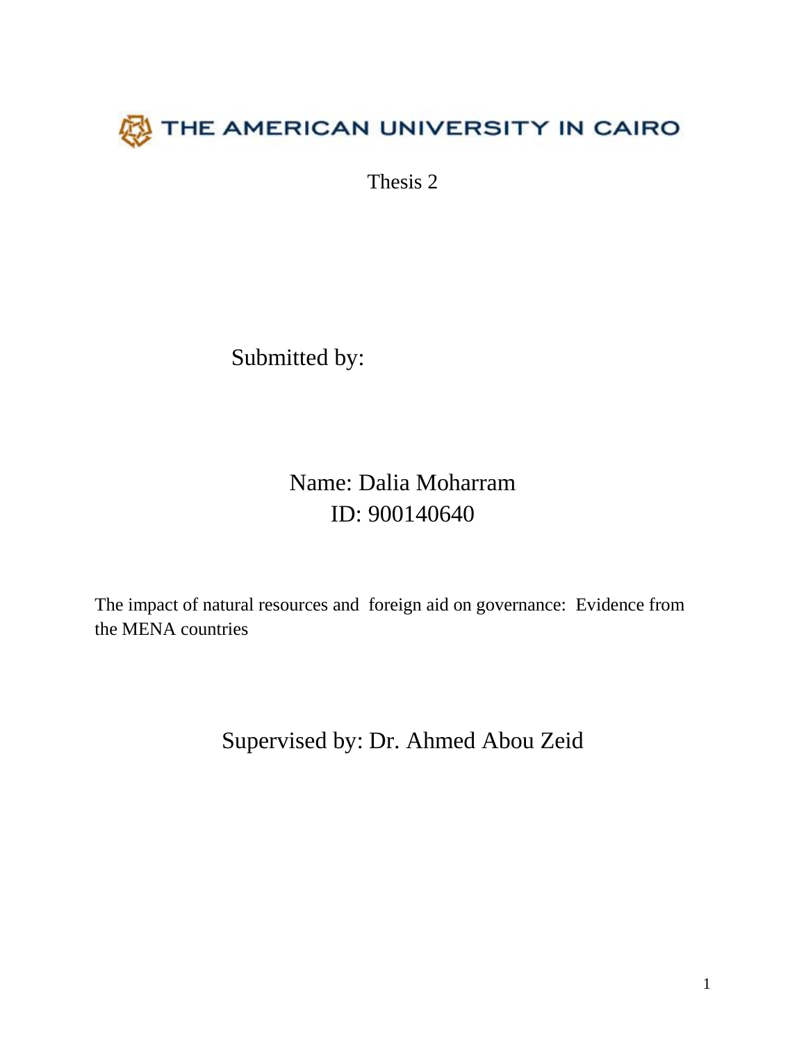THE AMERICAN UNIVERSITY IN CAIRO

Thesis 2

Submitted by:

Name: Dalia Moharram
ID: 900140640

The impact of natural resources and foreign aid on governance: Evidence from the MENA countries

Supervised by: Dr. Ahmed Abou Zeid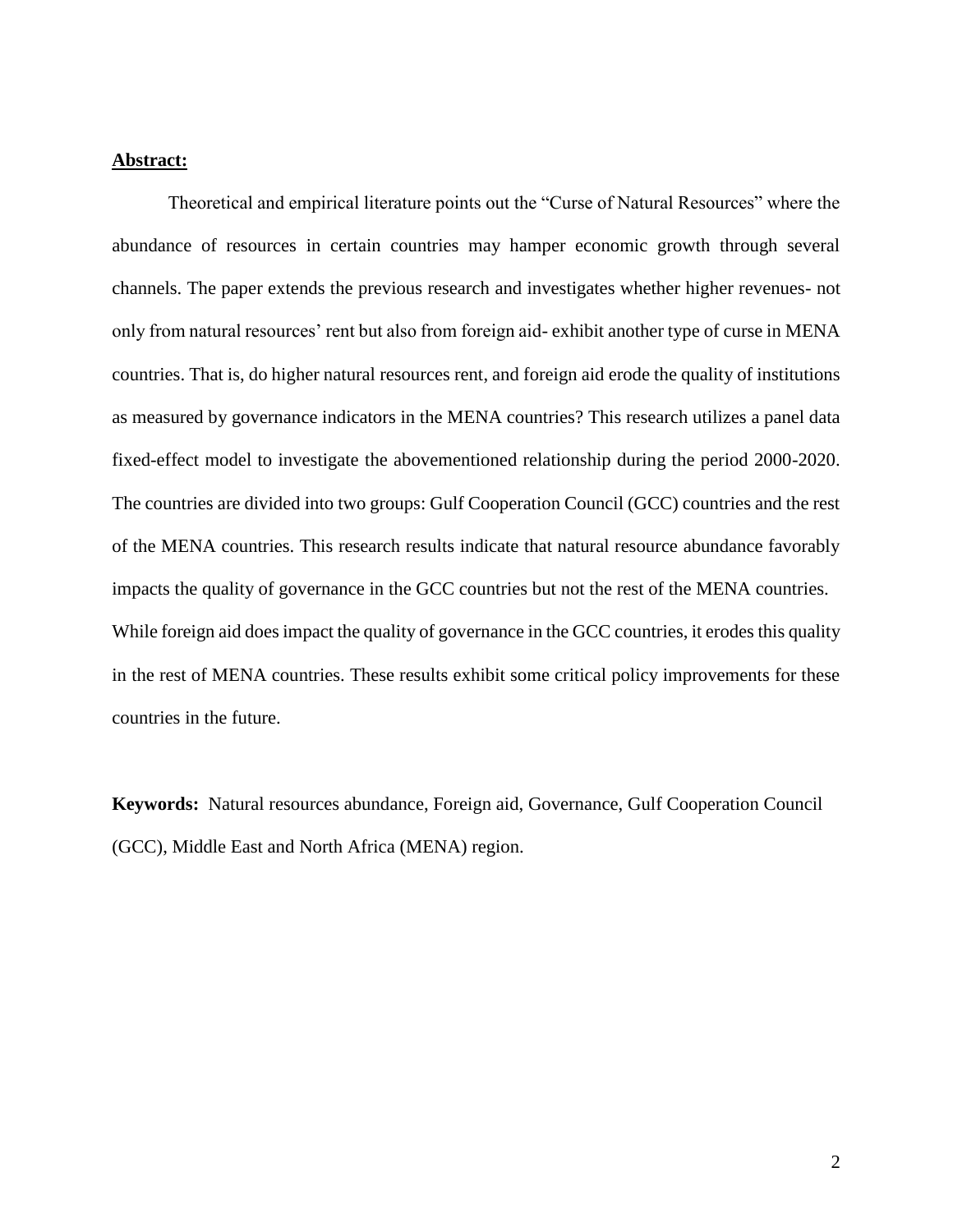**Abstract:**

Theoretical and empirical literature points out the "Curse of Natural Resources" where the abundance of resources in certain countries may hamper economic growth through several channels. The paper extends the previous research and investigates whether higher revenues- not only from natural resources' rent but also from foreign aid- exhibit another type of curse in MENA countries. That is, do higher natural resources rent, and foreign aid erode the quality of institutions as measured by governance indicators in the MENA countries? This research utilizes a panel data fixed-effect model to investigate the abovementioned relationship during the period 2000-2020. The countries are divided into two groups: Gulf Cooperation Council (GCC) countries and the rest of the MENA countries. This research results indicate that natural resource abundance favorably impacts the quality of governance in the GCC countries but not the rest of the MENA countries. While foreign aid does impact the quality of governance in the GCC countries, it erodes this quality in the rest of MENA countries. These results exhibit some critical policy improvements for these countries in the future.

**Keywords:** Natural resources abundance, Foreign aid, Governance, Gulf Cooperation Council (GCC), Middle East and North Africa (MENA) region.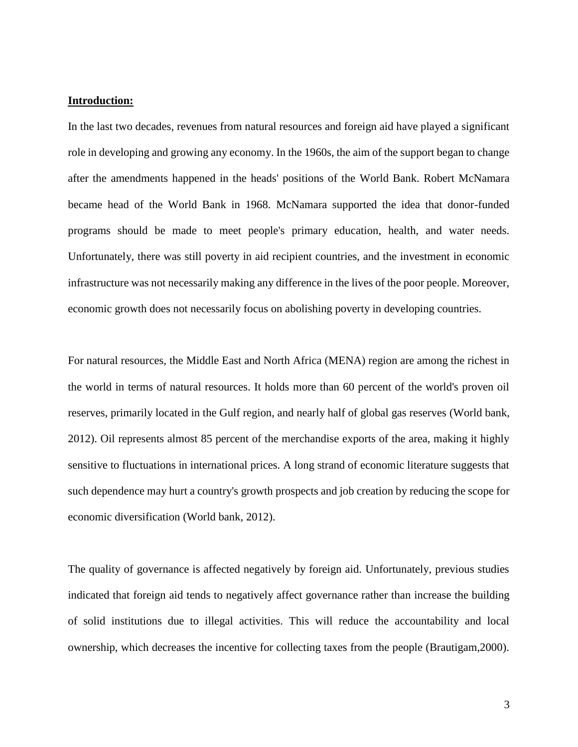**Introduction:**

In the last two decades, revenues from natural resources and foreign aid have played a significant role in developing and growing any economy. In the 1960s, the aim of the support began to change after the amendments happened in the heads' positions of the World Bank. Robert McNamara became head of the World Bank in 1968. McNamara supported the idea that donor-funded programs should be made to meet people's primary education, health, and water needs. Unfortunately, there was still poverty in aid recipient countries, and the investment in economic infrastructure was not necessarily making any difference in the lives of the poor people. Moreover, economic growth does not necessarily focus on abolishing poverty in developing countries.

For natural resources, the Middle East and North Africa (MENA) region are among the richest in the world in terms of natural resources. It holds more than 60 percent of the world's proven oil reserves, primarily located in the Gulf region, and nearly half of global gas reserves (World bank, 2012). Oil represents almost 85 percent of the merchandise exports of the area, making it highly sensitive to fluctuations in international prices. A long strand of economic literature suggests that such dependence may hurt a country's growth prospects and job creation by reducing the scope for economic diversification (World bank, 2012).

The quality of governance is affected negatively by foreign aid. Unfortunately, previous studies indicated that foreign aid tends to negatively affect governance rather than increase the building of solid institutions due to illegal activities. This will reduce the accountability and local ownership, which decreases the incentive for collecting taxes from the people (Brautigam,2000).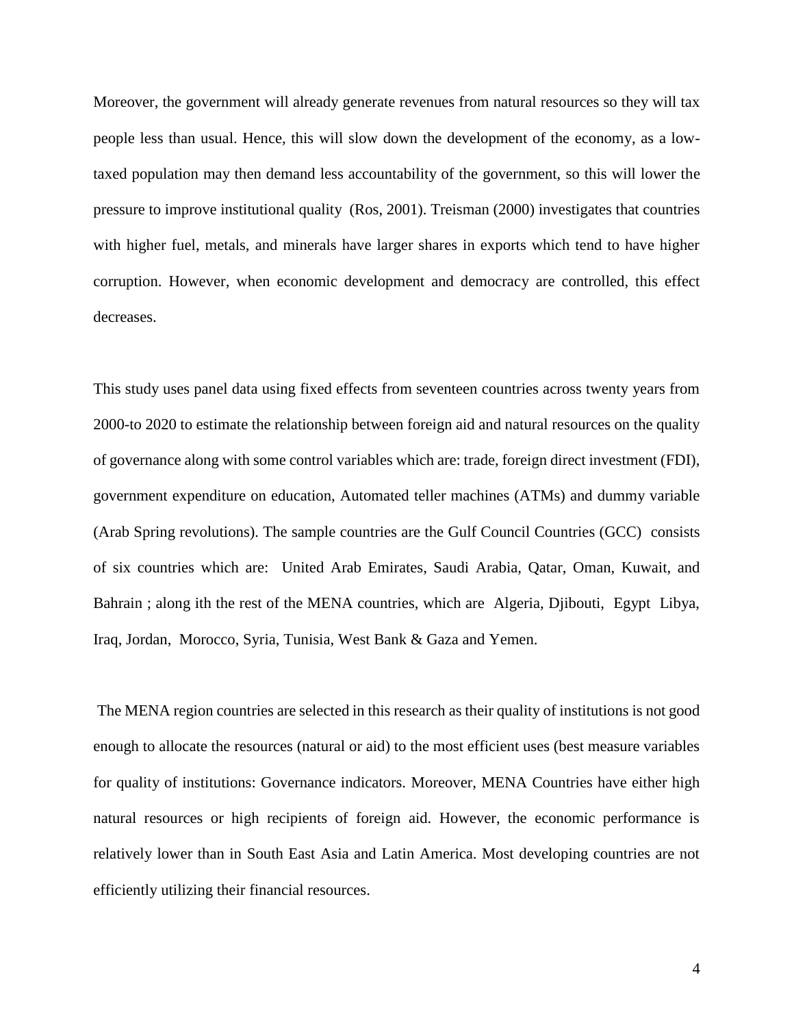Moreover, the government will already generate revenues from natural resources so they will tax people less than usual. Hence, this will slow down the development of the economy, as a low-taxed population may then demand less accountability of the government, so this will lower the pressure to improve institutional quality (Ros, 2001). Treisman (2000) investigates that countries with higher fuel, metals, and minerals have larger shares in exports which tend to have higher corruption. However, when economic development and democracy are controlled, this effect decreases.

This study uses panel data using fixed effects from seventeen countries across twenty years from 2000-to 2020 to estimate the relationship between foreign aid and natural resources on the quality of governance along with some control variables which are: trade, foreign direct investment (FDI), government expenditure on education, Automated teller machines (ATMs) and dummy variable (Arab Spring revolutions). The sample countries are the Gulf Council Countries (GCC) consists of six countries which are: United Arab Emirates, Saudi Arabia, Qatar, Oman, Kuwait, and Bahrain ; along ith the rest of the MENA countries, which are Algeria, Djibouti, Egypt Libya, Iraq, Jordan, Morocco, Syria, Tunisia, West Bank & Gaza and Yemen.

The MENA region countries are selected in this research as their quality of institutions is not good enough to allocate the resources (natural or aid) to the most efficient uses (best measure variables for quality of institutions: Governance indicators. Moreover, MENA Countries have either high natural resources or high recipients of foreign aid. However, the economic performance is relatively lower than in South East Asia and Latin America. Most developing countries are not efficiently utilizing their financial resources.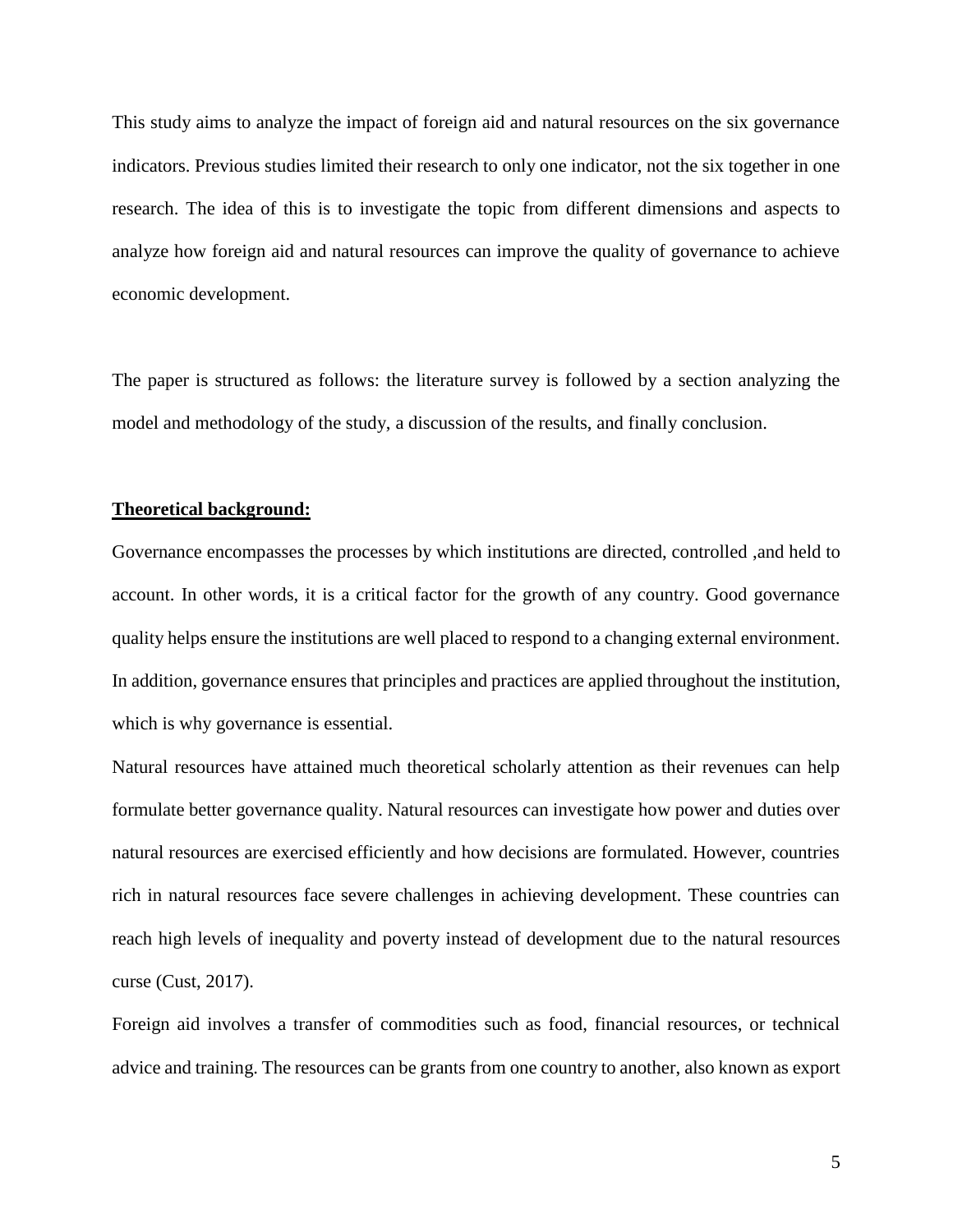This study aims to analyze the impact of foreign aid and natural resources on the six governance indicators. Previous studies limited their research to only one indicator, not the six together in one research. The idea of this is to investigate the topic from different dimensions and aspects to analyze how foreign aid and natural resources can improve the quality of governance to achieve economic development.

The paper is structured as follows: the literature survey is followed by a section analyzing the model and methodology of the study, a discussion of the results, and finally conclusion.

## Theoretical background:

Governance encompasses the processes by which institutions are directed, controlled ,and held to account. In other words, it is a critical factor for the growth of any country. Good governance quality helps ensure the institutions are well placed to respond to a changing external environment. In addition, governance ensures that principles and practices are applied throughout the institution, which is why governance is essential.

Natural resources have attained much theoretical scholarly attention as their revenues can help formulate better governance quality. Natural resources can investigate how power and duties over natural resources are exercised efficiently and how decisions are formulated. However, countries rich in natural resources face severe challenges in achieving development. These countries can reach high levels of inequality and poverty instead of development due to the natural resources curse (Cust, 2017).

Foreign aid involves a transfer of commodities such as food, financial resources, or technical advice and training. The resources can be grants from one country to another, also known as export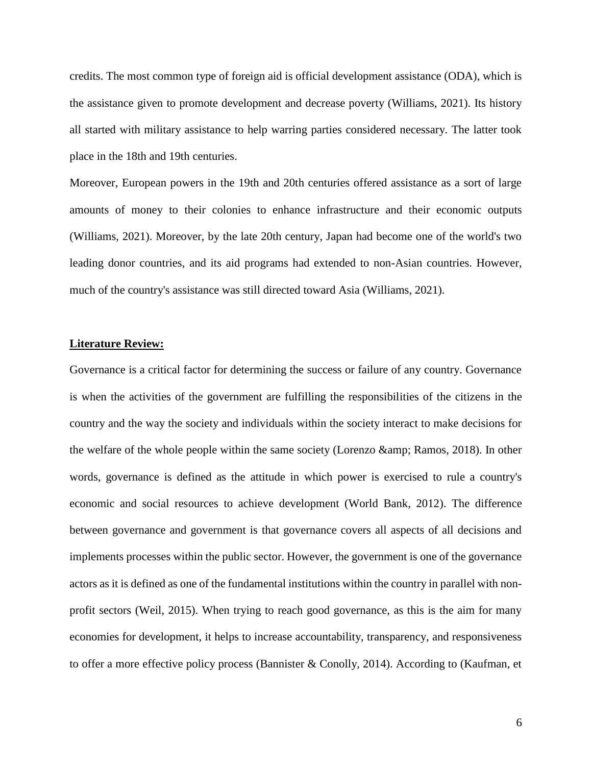credits. The most common type of foreign aid is official development assistance (ODA), which is the assistance given to promote development and decrease poverty (Williams, 2021). Its history all started with military assistance to help warring parties considered necessary. The latter took place in the 18th and 19th centuries.

Moreover, European powers in the 19th and 20th centuries offered assistance as a sort of large amounts of money to their colonies to enhance infrastructure and their economic outputs (Williams, 2021). Moreover, by the late 20th century, Japan had become one of the world's two leading donor countries, and its aid programs had extended to non-Asian countries. However, much of the country's assistance was still directed toward Asia (Williams, 2021).

## **Literature Review:**

Governance is a critical factor for determining the success or failure of any country. Governance is when the activities of the government are fulfilling the responsibilities of the citizens in the country and the way the society and individuals within the society interact to make decisions for the welfare of the whole people within the same society (Lorenzo &amp; Ramos, 2018). In other words, governance is defined as the attitude in which power is exercised to rule a country's economic and social resources to achieve development (World Bank, 2012). The difference between governance and government is that governance covers all aspects of all decisions and implements processes within the public sector. However, the government is one of the governance actors as it is defined as one of the fundamental institutions within the country in parallel with non-profit sectors (Weil, 2015). When trying to reach good governance, as this is the aim for many economies for development, it helps to increase accountability, transparency, and responsiveness to offer a more effective policy process (Bannister & Conolly, 2014). According to (Kaufman, et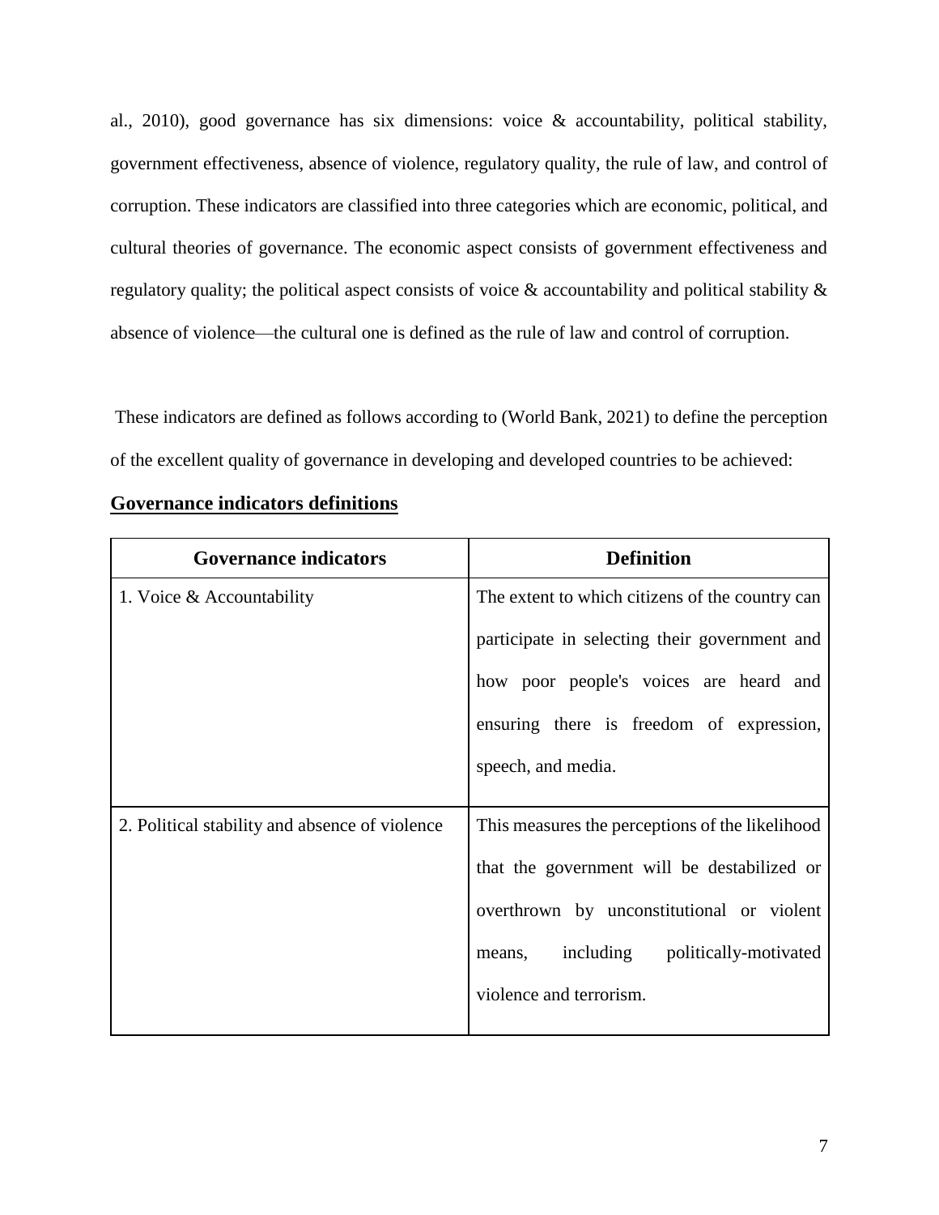al., 2010), good governance has six dimensions: voice & accountability, political stability, government effectiveness, absence of violence, regulatory quality, the rule of law, and control of corruption. These indicators are classified into three categories which are economic, political, and cultural theories of governance. The economic aspect consists of government effectiveness and regulatory quality; the political aspect consists of voice & accountability and political stability & absence of violence—the cultural one is defined as the rule of law and control of corruption.

These indicators are defined as follows according to (World Bank, 2021) to define the perception of the excellent quality of governance in developing and developed countries to be achieved:

**Governance indicators definitions**

| Governance indicators | Definition |
|---|---|
| 1. Voice & Accountability | The extent to which citizens of the country can participate in selecting their government and how poor people's voices are heard and ensuring there is freedom of expression, speech, and media. |
| 2. Political stability and absence of violence | This measures the perceptions of the likelihood that the government will be destabilized or overthrown by unconstitutional or violent means, including politically-motivated violence and terrorism. |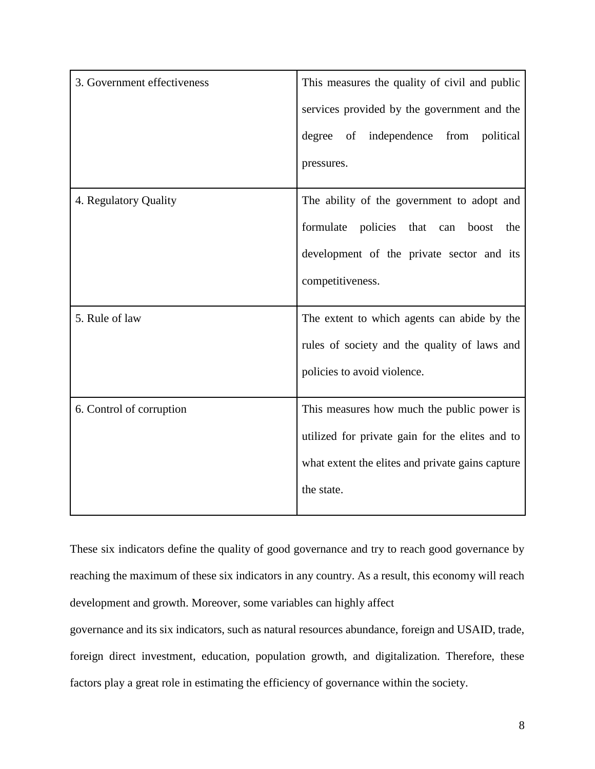| | |
|---|---|
| 3. Government effectiveness | This measures the quality of civil and public services provided by the government and the degree of independence from political pressures. |
| 4. Regulatory Quality | The ability of the government to adopt and formulate policies that can boost the development of the private sector and its competitiveness. |
| 5. Rule of law | The extent to which agents can abide by the rules of society and the quality of laws and policies to avoid violence. |
| 6. Control of corruption | This measures how much the public power is utilized for private gain for the elites and to what extent the elites and private gains capture the state. |

These six indicators define the quality of good governance and try to reach good governance by reaching the maximum of these six indicators in any country. As a result, this economy will reach development and growth. Moreover, some variables can highly affect

governance and its six indicators, such as natural resources abundance, foreign and USAID, trade, foreign direct investment, education, population growth, and digitalization. Therefore, these factors play a great role in estimating the efficiency of governance within the society.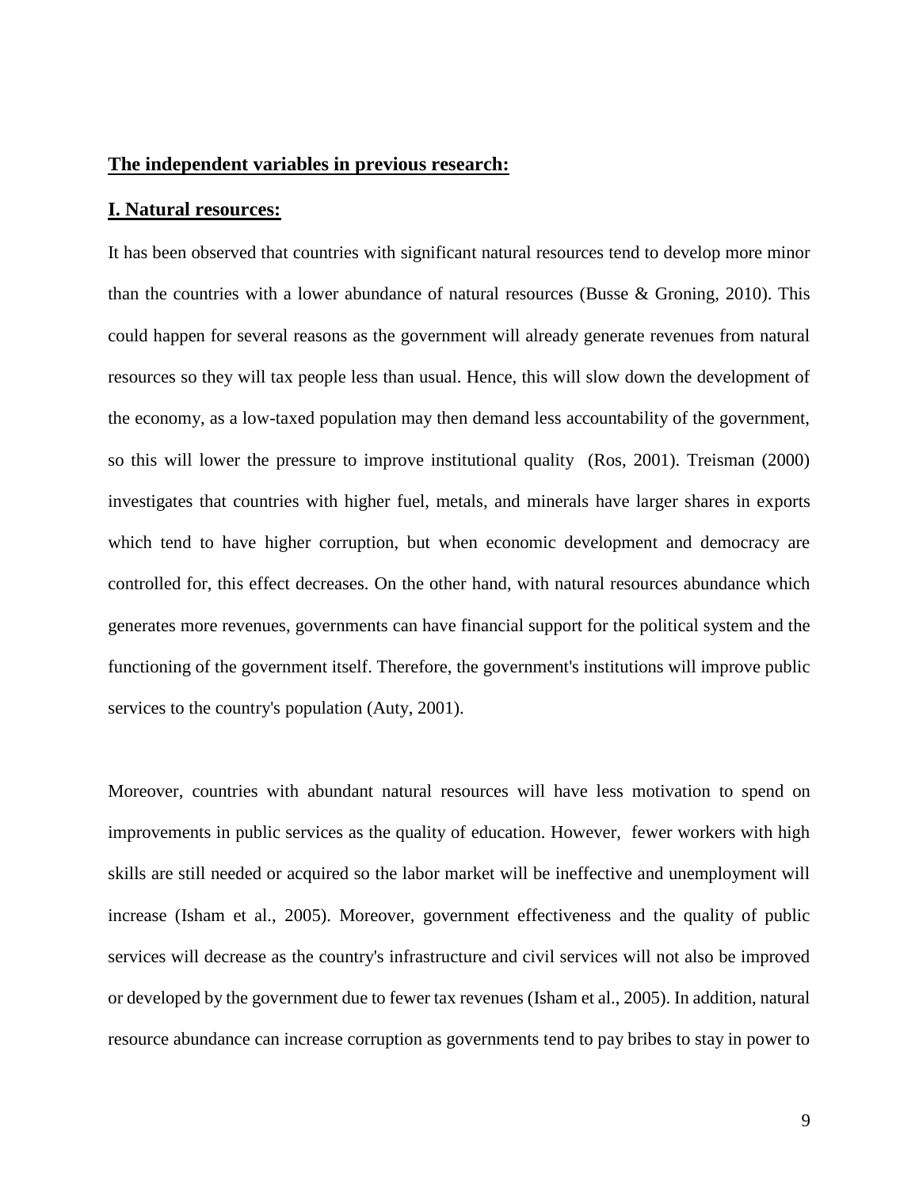**The independent variables in previous research:**

**I. Natural resources:**

It has been observed that countries with significant natural resources tend to develop more minor than the countries with a lower abundance of natural resources (Busse & Groning, 2010). This could happen for several reasons as the government will already generate revenues from natural resources so they will tax people less than usual. Hence, this will slow down the development of the economy, as a low-taxed population may then demand less accountability of the government, so this will lower the pressure to improve institutional quality (Ros, 2001). Treisman (2000) investigates that countries with higher fuel, metals, and minerals have larger shares in exports which tend to have higher corruption, but when economic development and democracy are controlled for, this effect decreases. On the other hand, with natural resources abundance which generates more revenues, governments can have financial support for the political system and the functioning of the government itself. Therefore, the government's institutions will improve public services to the country's population (Auty, 2001).

Moreover, countries with abundant natural resources will have less motivation to spend on improvements in public services as the quality of education. However, fewer workers with high skills are still needed or acquired so the labor market will be ineffective and unemployment will increase (Isham et al., 2005). Moreover, government effectiveness and the quality of public services will decrease as the country's infrastructure and civil services will not also be improved or developed by the government due to fewer tax revenues (Isham et al., 2005). In addition, natural resource abundance can increase corruption as governments tend to pay bribes to stay in power to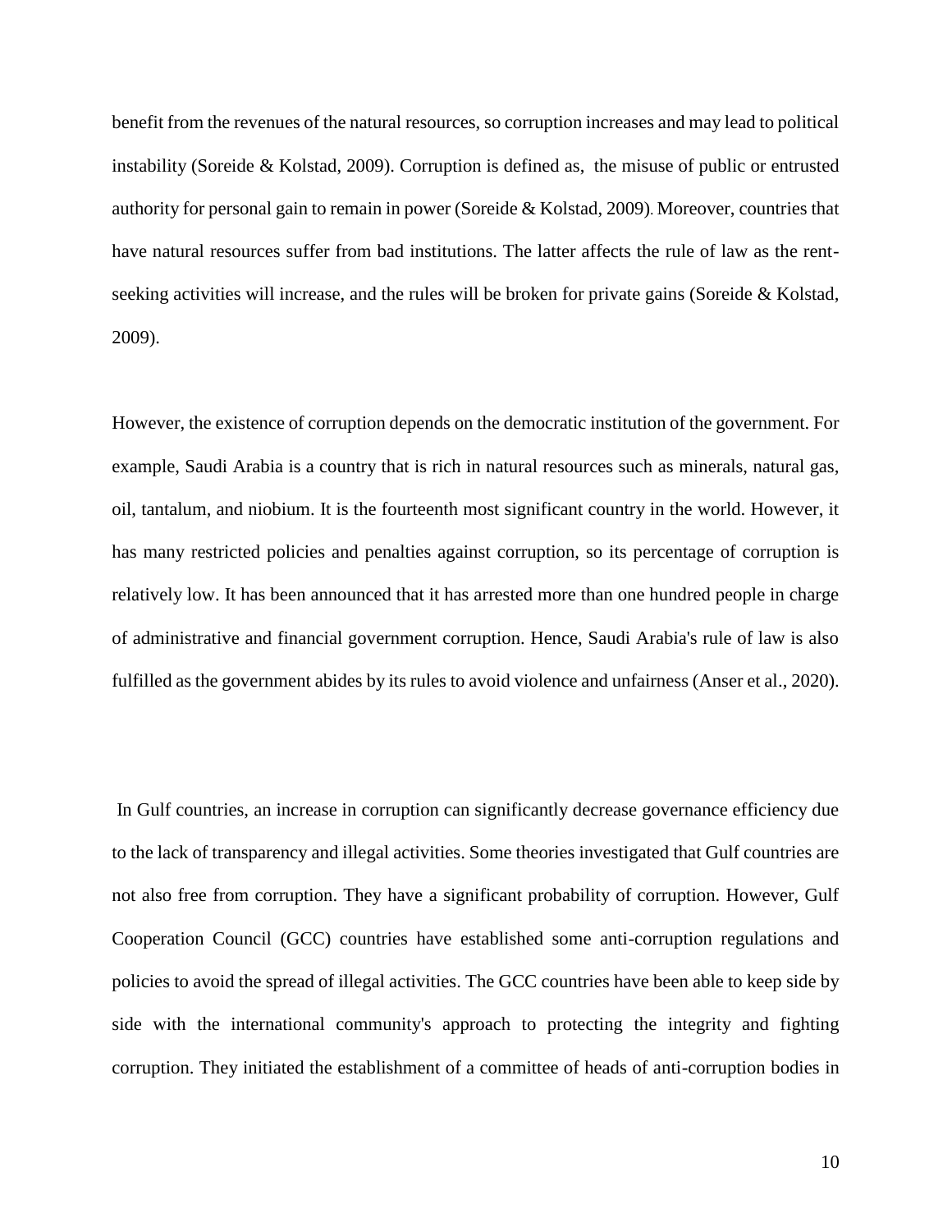benefit from the revenues of the natural resources, so corruption increases and may lead to political instability (Soreide & Kolstad, 2009). Corruption is defined as, the misuse of public or entrusted authority for personal gain to remain in power (Soreide & Kolstad, 2009). Moreover, countries that have natural resources suffer from bad institutions. The latter affects the rule of law as the rent-seeking activities will increase, and the rules will be broken for private gains (Soreide & Kolstad, 2009).

However, the existence of corruption depends on the democratic institution of the government. For example, Saudi Arabia is a country that is rich in natural resources such as minerals, natural gas, oil, tantalum, and niobium. It is the fourteenth most significant country in the world. However, it has many restricted policies and penalties against corruption, so its percentage of corruption is relatively low. It has been announced that it has arrested more than one hundred people in charge of administrative and financial government corruption. Hence, Saudi Arabia's rule of law is also fulfilled as the government abides by its rules to avoid violence and unfairness (Anser et al., 2020).

In Gulf countries, an increase in corruption can significantly decrease governance efficiency due to the lack of transparency and illegal activities. Some theories investigated that Gulf countries are not also free from corruption. They have a significant probability of corruption. However, Gulf Cooperation Council (GCC) countries have established some anti-corruption regulations and policies to avoid the spread of illegal activities. The GCC countries have been able to keep side by side with the international community's approach to protecting the integrity and fighting corruption. They initiated the establishment of a committee of heads of anti-corruption bodies in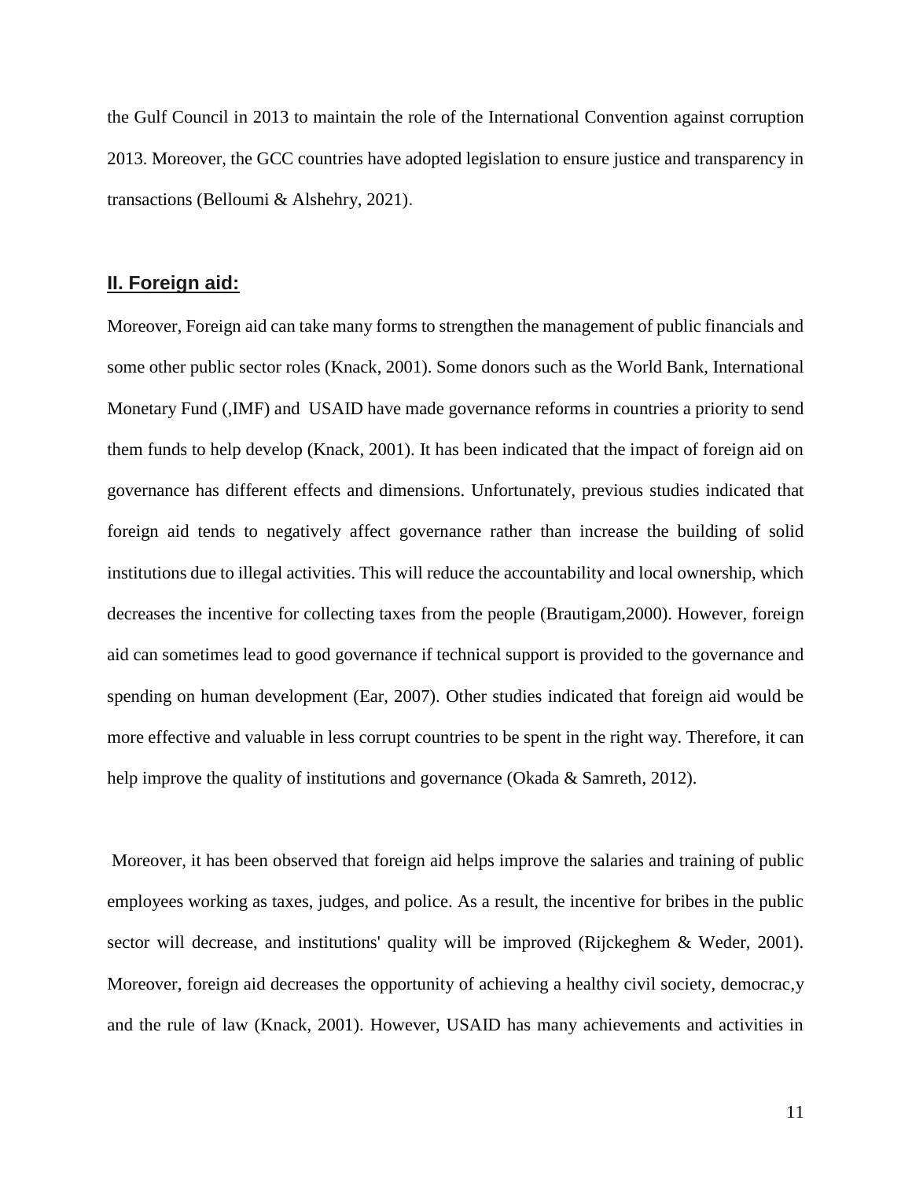the Gulf Council in 2013 to maintain the role of the International Convention against corruption 2013. Moreover, the GCC countries have adopted legislation to ensure justice and transparency in transactions (Belloumi & Alshehry, 2021).

## **II. Foreign aid:**

Moreover, Foreign aid can take many forms to strengthen the management of public financials and some other public sector roles (Knack, 2001). Some donors such as the World Bank, International Monetary Fund (,IMF) and USAID have made governance reforms in countries a priority to send them funds to help develop (Knack, 2001). It has been indicated that the impact of foreign aid on governance has different effects and dimensions. Unfortunately, previous studies indicated that foreign aid tends to negatively affect governance rather than increase the building of solid institutions due to illegal activities. This will reduce the accountability and local ownership, which decreases the incentive for collecting taxes from the people (Brautigam,2000). However, foreign aid can sometimes lead to good governance if technical support is provided to the governance and spending on human development (Ear, 2007). Other studies indicated that foreign aid would be more effective and valuable in less corrupt countries to be spent in the right way. Therefore, it can help improve the quality of institutions and governance (Okada & Samreth, 2012).

Moreover, it has been observed that foreign aid helps improve the salaries and training of public employees working as taxes, judges, and police. As a result, the incentive for bribes in the public sector will decrease, and institutions' quality will be improved (Rijckeghem & Weder, 2001). Moreover, foreign aid decreases the opportunity of achieving a healthy civil society, democrac,y and the rule of law (Knack, 2001). However, USAID has many achievements and activities in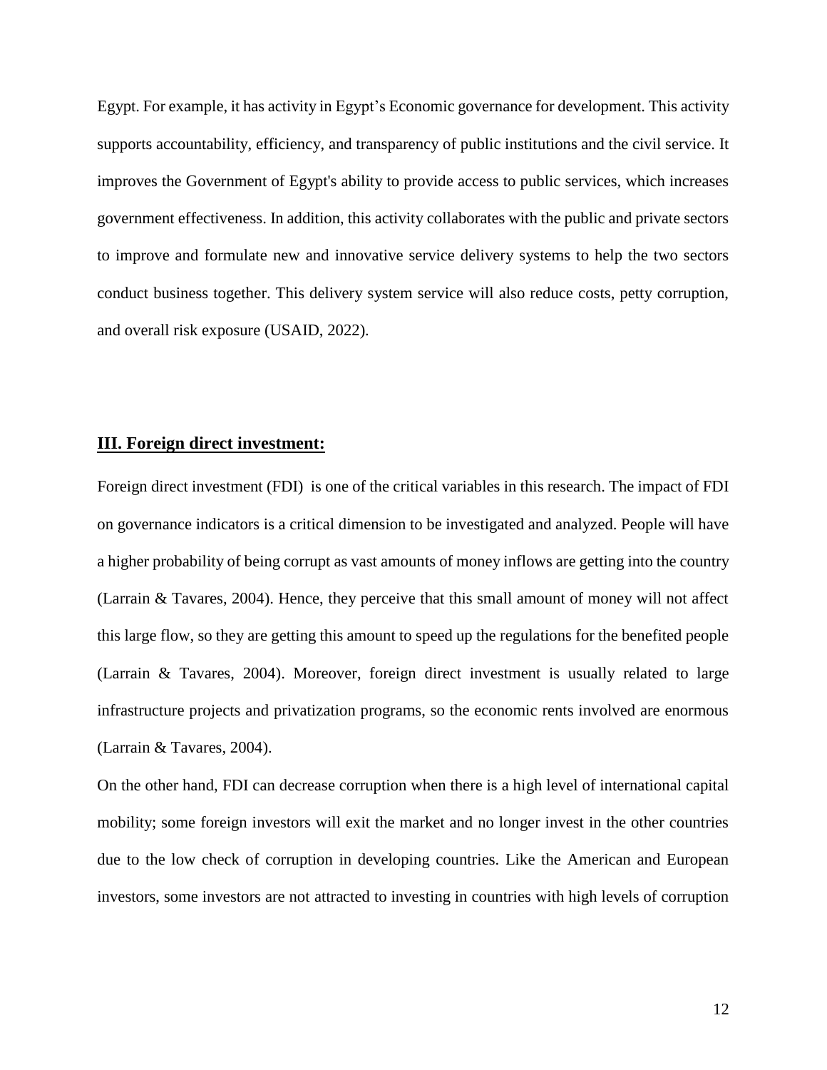Egypt. For example, it has activity in Egypt's Economic governance for development. This activity supports accountability, efficiency, and transparency of public institutions and the civil service. It improves the Government of Egypt's ability to provide access to public services, which increases government effectiveness. In addition, this activity collaborates with the public and private sectors to improve and formulate new and innovative service delivery systems to help the two sectors conduct business together. This delivery system service will also reduce costs, petty corruption, and overall risk exposure (USAID, 2022).

## **III. Foreign direct investment:**

Foreign direct investment (FDI) is one of the critical variables in this research. The impact of FDI on governance indicators is a critical dimension to be investigated and analyzed. People will have a higher probability of being corrupt as vast amounts of money inflows are getting into the country (Larrain & Tavares, 2004). Hence, they perceive that this small amount of money will not affect this large flow, so they are getting this amount to speed up the regulations for the benefited people (Larrain & Tavares, 2004). Moreover, foreign direct investment is usually related to large infrastructure projects and privatization programs, so the economic rents involved are enormous (Larrain & Tavares, 2004).

On the other hand, FDI can decrease corruption when there is a high level of international capital mobility; some foreign investors will exit the market and no longer invest in the other countries due to the low check of corruption in developing countries. Like the American and European investors, some investors are not attracted to investing in countries with high levels of corruption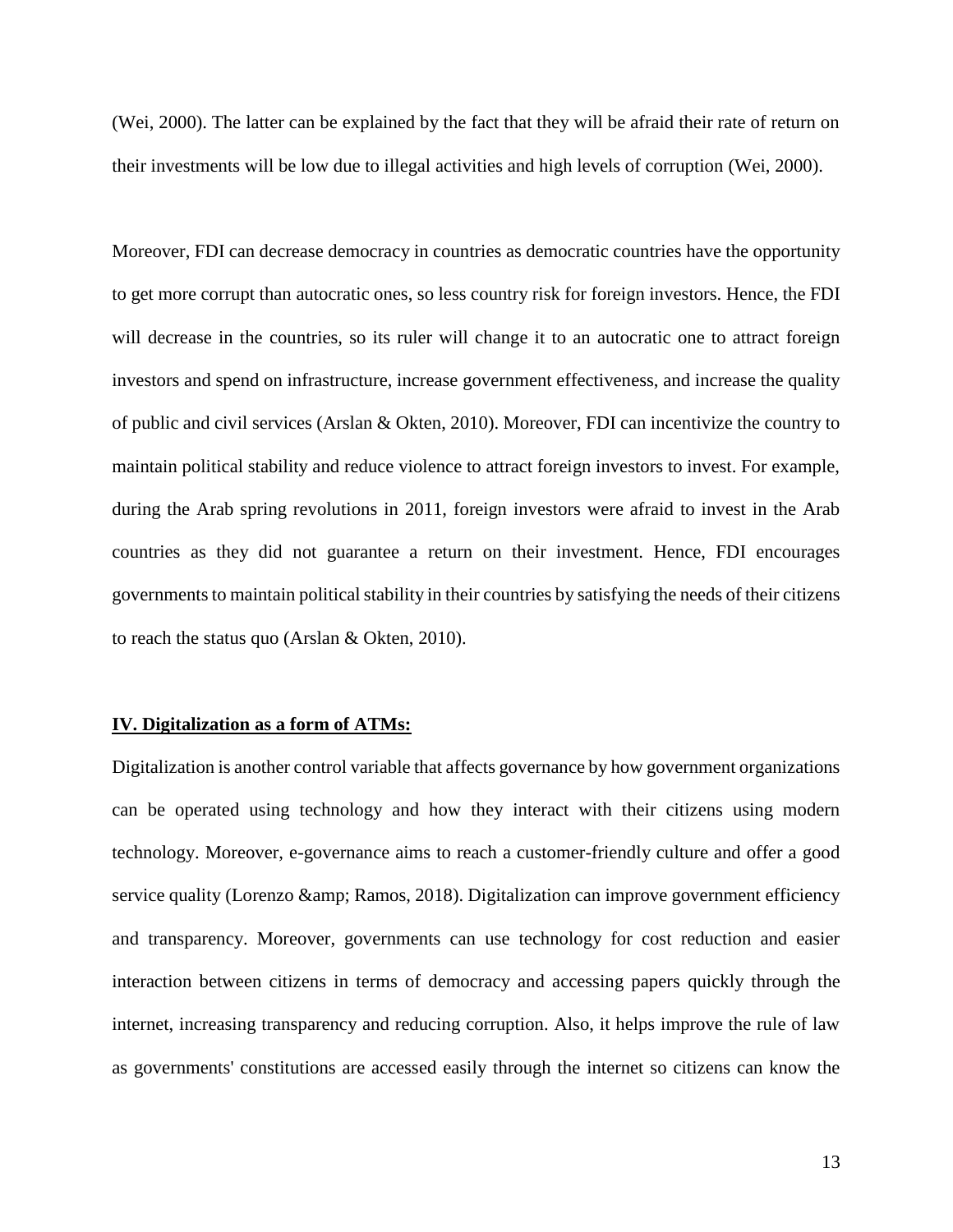(Wei, 2000). The latter can be explained by the fact that they will be afraid their rate of return on their investments will be low due to illegal activities and high levels of corruption (Wei, 2000).

Moreover, FDI can decrease democracy in countries as democratic countries have the opportunity to get more corrupt than autocratic ones, so less country risk for foreign investors. Hence, the FDI will decrease in the countries, so its ruler will change it to an autocratic one to attract foreign investors and spend on infrastructure, increase government effectiveness, and increase the quality of public and civil services (Arslan & Okten, 2010). Moreover, FDI can incentivize the country to maintain political stability and reduce violence to attract foreign investors to invest. For example, during the Arab spring revolutions in 2011, foreign investors were afraid to invest in the Arab countries as they did not guarantee a return on their investment. Hence, FDI encourages governments to maintain political stability in their countries by satisfying the needs of their citizens to reach the status quo (Arslan & Okten, 2010).

## IV. Digitalization as a form of ATMs:

Digitalization is another control variable that affects governance by how government organizations can be operated using technology and how they interact with their citizens using modern technology. Moreover, e-governance aims to reach a customer-friendly culture and offer a good service quality (Lorenzo &amp; Ramos, 2018). Digitalization can improve government efficiency and transparency. Moreover, governments can use technology for cost reduction and easier interaction between citizens in terms of democracy and accessing papers quickly through the internet, increasing transparency and reducing corruption. Also, it helps improve the rule of law as governments' constitutions are accessed easily through the internet so citizens can know the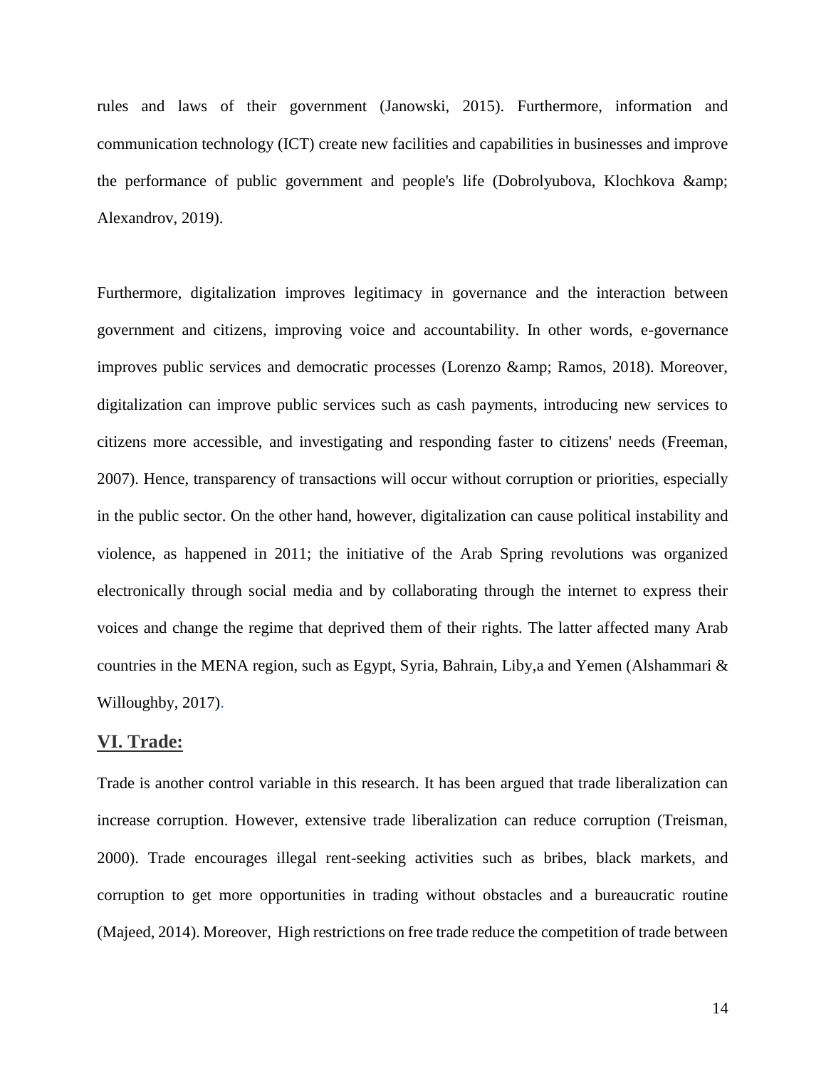rules and laws of their government (Janowski, 2015). Furthermore, information and communication technology (ICT) create new facilities and capabilities in businesses and improve the performance of public government and people's life (Dobrolyubova, Klochkova &amp; Alexandrov, 2019).

Furthermore, digitalization improves legitimacy in governance and the interaction between government and citizens, improving voice and accountability. In other words, e-governance improves public services and democratic processes (Lorenzo &amp; Ramos, 2018). Moreover, digitalization can improve public services such as cash payments, introducing new services to citizens more accessible, and investigating and responding faster to citizens' needs (Freeman, 2007). Hence, transparency of transactions will occur without corruption or priorities, especially in the public sector. On the other hand, however, digitalization can cause political instability and violence, as happened in 2011; the initiative of the Arab Spring revolutions was organized electronically through social media and by collaborating through the internet to express their voices and change the regime that deprived them of their rights. The latter affected many Arab countries in the MENA region, such as Egypt, Syria, Bahrain, Liby,a and Yemen (Alshammari & Willoughby, 2017).

## VI. Trade:

Trade is another control variable in this research. It has been argued that trade liberalization can increase corruption. However, extensive trade liberalization can reduce corruption (Treisman, 2000). Trade encourages illegal rent-seeking activities such as bribes, black markets, and corruption to get more opportunities in trading without obstacles and a bureaucratic routine (Majeed, 2014). Moreover, High restrictions on free trade reduce the competition of trade between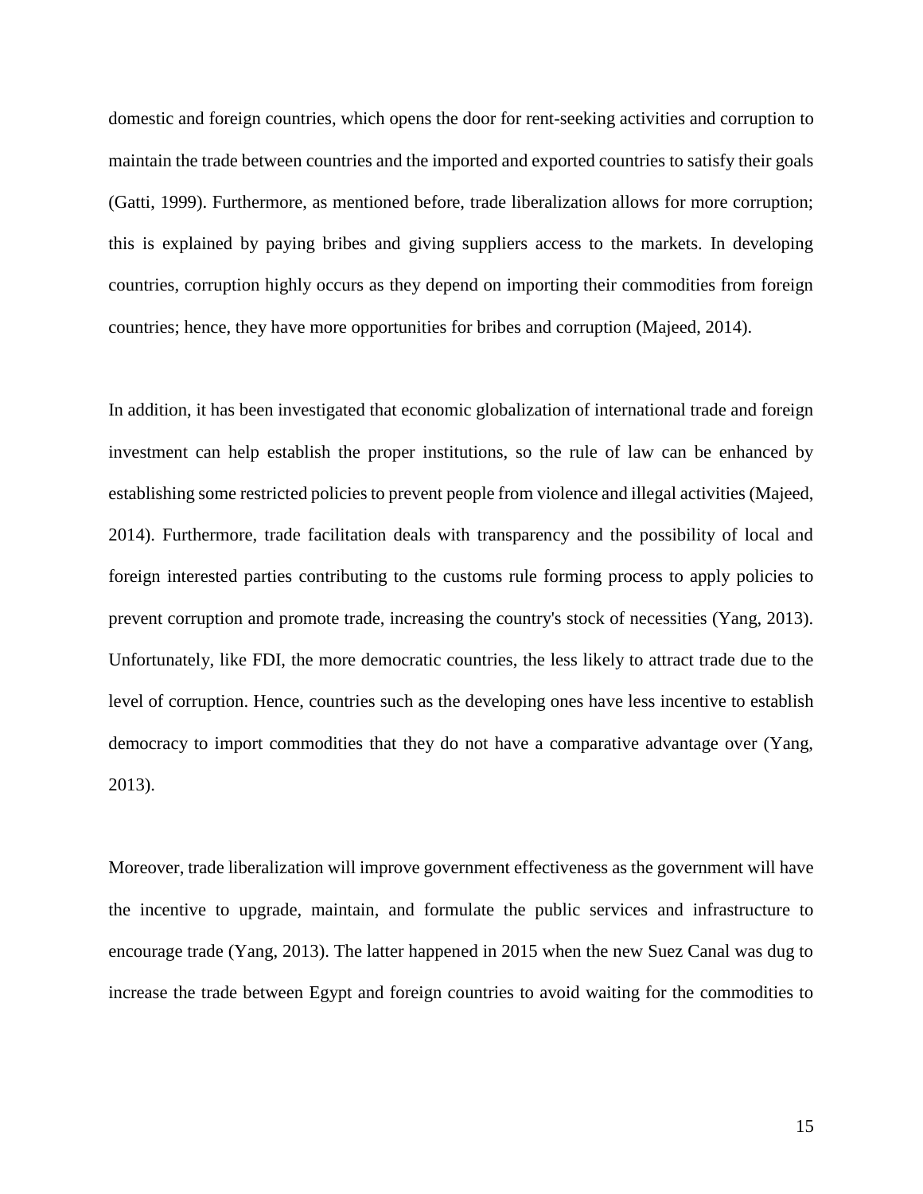domestic and foreign countries, which opens the door for rent-seeking activities and corruption to maintain the trade between countries and the imported and exported countries to satisfy their goals (Gatti, 1999). Furthermore, as mentioned before, trade liberalization allows for more corruption; this is explained by paying bribes and giving suppliers access to the markets. In developing countries, corruption highly occurs as they depend on importing their commodities from foreign countries; hence, they have more opportunities for bribes and corruption (Majeed, 2014).

In addition, it has been investigated that economic globalization of international trade and foreign investment can help establish the proper institutions, so the rule of law can be enhanced by establishing some restricted policies to prevent people from violence and illegal activities (Majeed, 2014). Furthermore, trade facilitation deals with transparency and the possibility of local and foreign interested parties contributing to the customs rule forming process to apply policies to prevent corruption and promote trade, increasing the country's stock of necessities (Yang, 2013). Unfortunately, like FDI, the more democratic countries, the less likely to attract trade due to the level of corruption. Hence, countries such as the developing ones have less incentive to establish democracy to import commodities that they do not have a comparative advantage over (Yang, 2013).

Moreover, trade liberalization will improve government effectiveness as the government will have the incentive to upgrade, maintain, and formulate the public services and infrastructure to encourage trade (Yang, 2013). The latter happened in 2015 when the new Suez Canal was dug to increase the trade between Egypt and foreign countries to avoid waiting for the commodities to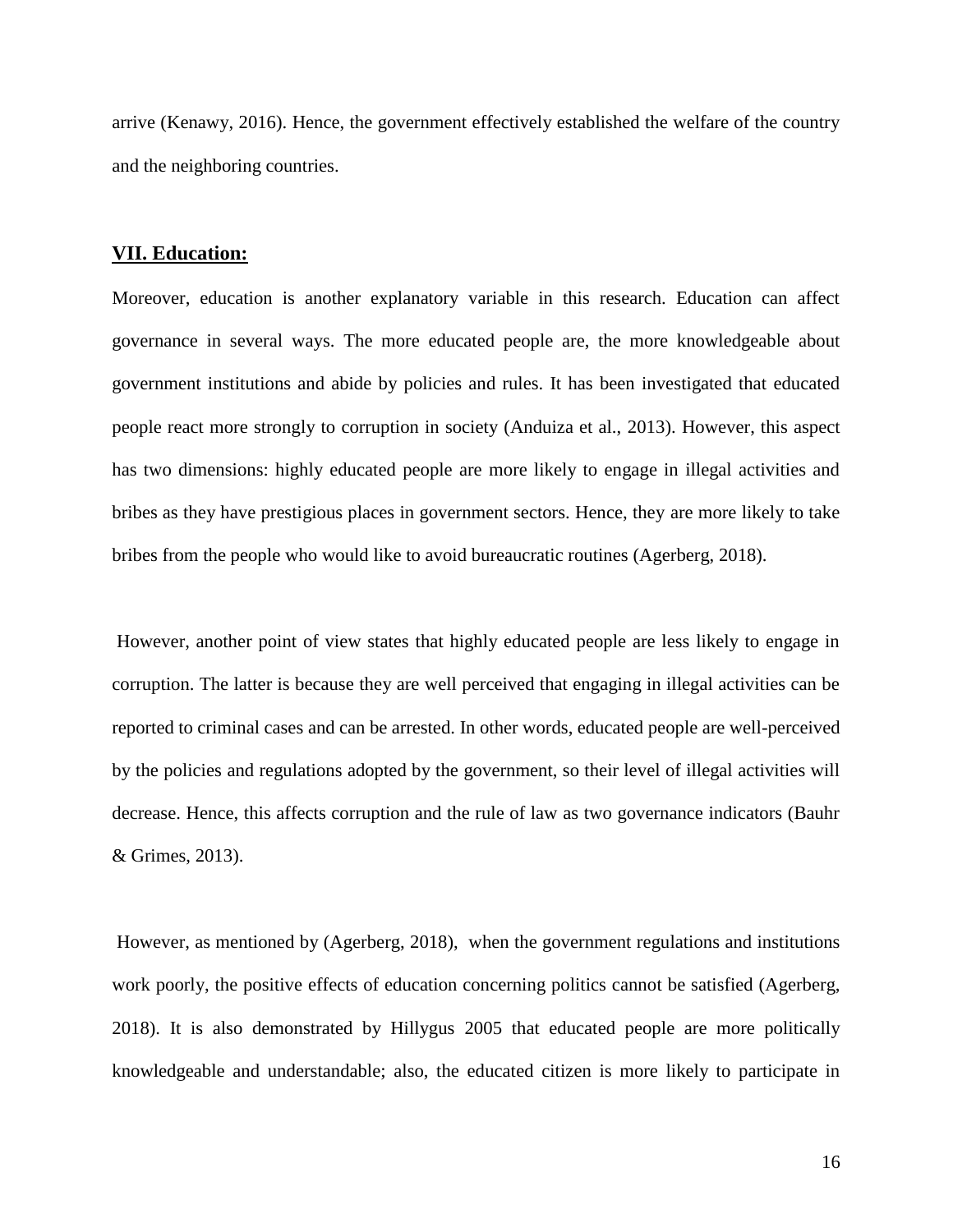arrive (Kenawy, 2016). Hence, the government effectively established the welfare of the country and the neighboring countries.

## **VII. Education:**

Moreover, education is another explanatory variable in this research. Education can affect governance in several ways. The more educated people are, the more knowledgeable about government institutions and abide by policies and rules. It has been investigated that educated people react more strongly to corruption in society (Anduiza et al., 2013). However, this aspect has two dimensions: highly educated people are more likely to engage in illegal activities and bribes as they have prestigious places in government sectors. Hence, they are more likely to take bribes from the people who would like to avoid bureaucratic routines (Agerberg, 2018).

However, another point of view states that highly educated people are less likely to engage in corruption. The latter is because they are well perceived that engaging in illegal activities can be reported to criminal cases and can be arrested. In other words, educated people are well-perceived by the policies and regulations adopted by the government, so their level of illegal activities will decrease. Hence, this affects corruption and the rule of law as two governance indicators (Bauhr & Grimes, 2013).

However, as mentioned by (Agerberg, 2018), when the government regulations and institutions work poorly, the positive effects of education concerning politics cannot be satisfied (Agerberg, 2018). It is also demonstrated by Hillygus 2005 that educated people are more politically knowledgeable and understandable; also, the educated citizen is more likely to participate in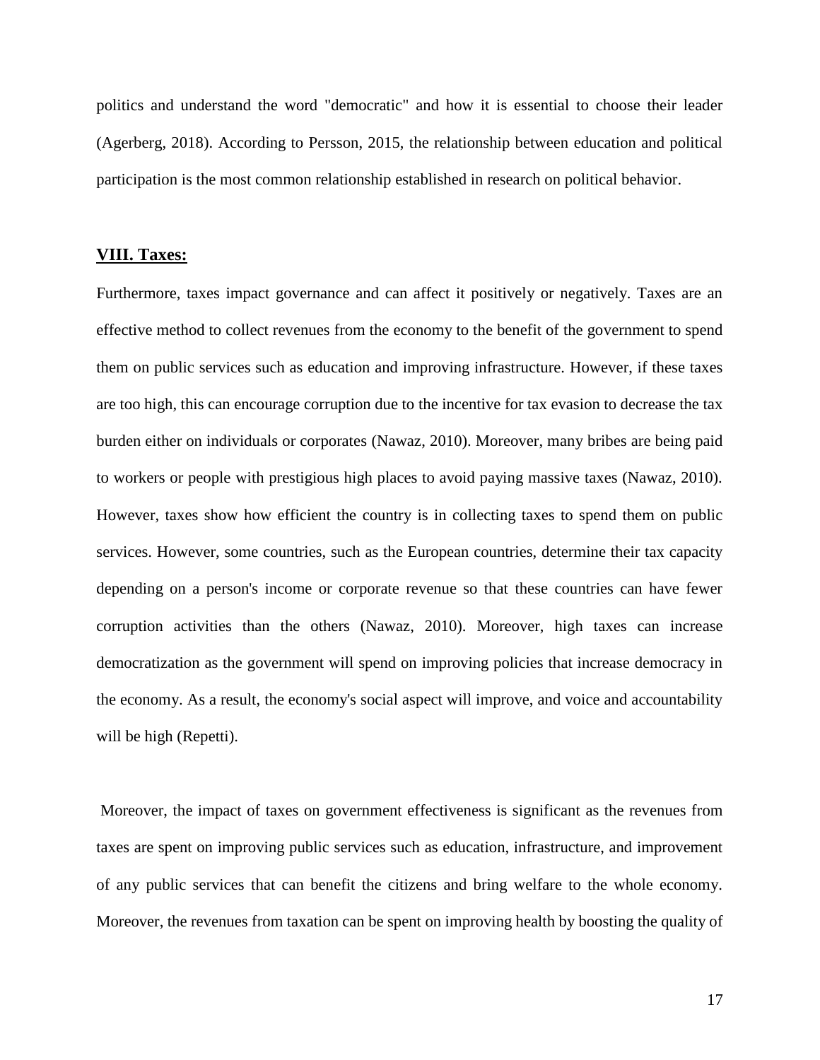politics and understand the word "democratic" and how it is essential to choose their leader (Agerberg, 2018). According to Persson, 2015, the relationship between education and political participation is the most common relationship established in research on political behavior.

## **VIII. Taxes:**

Furthermore, taxes impact governance and can affect it positively or negatively. Taxes are an effective method to collect revenues from the economy to the benefit of the government to spend them on public services such as education and improving infrastructure. However, if these taxes are too high, this can encourage corruption due to the incentive for tax evasion to decrease the tax burden either on individuals or corporates (Nawaz, 2010). Moreover, many bribes are being paid to workers or people with prestigious high places to avoid paying massive taxes (Nawaz, 2010). However, taxes show how efficient the country is in collecting taxes to spend them on public services. However, some countries, such as the European countries, determine their tax capacity depending on a person's income or corporate revenue so that these countries can have fewer corruption activities than the others (Nawaz, 2010). Moreover, high taxes can increase democratization as the government will spend on improving policies that increase democracy in the economy. As a result, the economy's social aspect will improve, and voice and accountability will be high (Repetti).

Moreover, the impact of taxes on government effectiveness is significant as the revenues from taxes are spent on improving public services such as education, infrastructure, and improvement of any public services that can benefit the citizens and bring welfare to the whole economy. Moreover, the revenues from taxation can be spent on improving health by boosting the quality of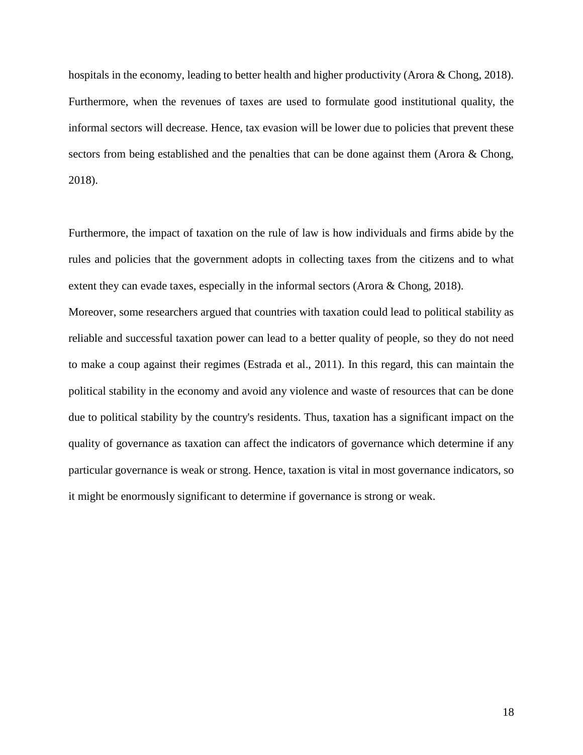hospitals in the economy, leading to better health and higher productivity (Arora & Chong, 2018). Furthermore, when the revenues of taxes are used to formulate good institutional quality, the informal sectors will decrease. Hence, tax evasion will be lower due to policies that prevent these sectors from being established and the penalties that can be done against them (Arora & Chong, 2018).

Furthermore, the impact of taxation on the rule of law is how individuals and firms abide by the rules and policies that the government adopts in collecting taxes from the citizens and to what extent they can evade taxes, especially in the informal sectors (Arora & Chong, 2018).
Moreover, some researchers argued that countries with taxation could lead to political stability as reliable and successful taxation power can lead to a better quality of people, so they do not need to make a coup against their regimes (Estrada et al., 2011). In this regard, this can maintain the political stability in the economy and avoid any violence and waste of resources that can be done due to political stability by the country's residents. Thus, taxation has a significant impact on the quality of governance as taxation can affect the indicators of governance which determine if any particular governance is weak or strong. Hence, taxation is vital in most governance indicators, so it might be enormously significant to determine if governance is strong or weak.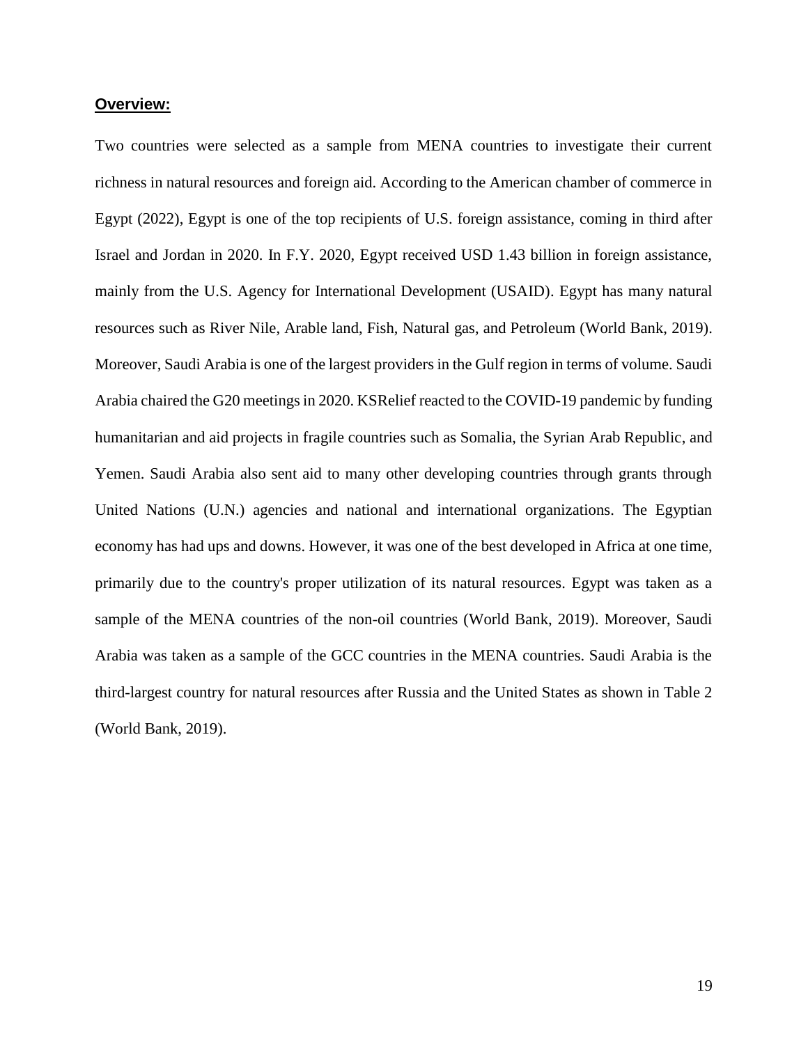**Overview:**

Two countries were selected as a sample from MENA countries to investigate their current richness in natural resources and foreign aid. According to the American chamber of commerce in Egypt (2022), Egypt is one of the top recipients of U.S. foreign assistance, coming in third after Israel and Jordan in 2020. In F.Y. 2020, Egypt received USD 1.43 billion in foreign assistance, mainly from the U.S. Agency for International Development (USAID). Egypt has many natural resources such as River Nile, Arable land, Fish, Natural gas, and Petroleum (World Bank, 2019). Moreover, Saudi Arabia is one of the largest providers in the Gulf region in terms of volume. Saudi Arabia chaired the G20 meetings in 2020. KSRelief reacted to the COVID-19 pandemic by funding humanitarian and aid projects in fragile countries such as Somalia, the Syrian Arab Republic, and Yemen. Saudi Arabia also sent aid to many other developing countries through grants through United Nations (U.N.) agencies and national and international organizations. The Egyptian economy has had ups and downs. However, it was one of the best developed in Africa at one time, primarily due to the country's proper utilization of its natural resources. Egypt was taken as a sample of the MENA countries of the non-oil countries (World Bank, 2019). Moreover, Saudi Arabia was taken as a sample of the GCC countries in the MENA countries. Saudi Arabia is the third-largest country for natural resources after Russia and the United States as shown in Table 2 (World Bank, 2019).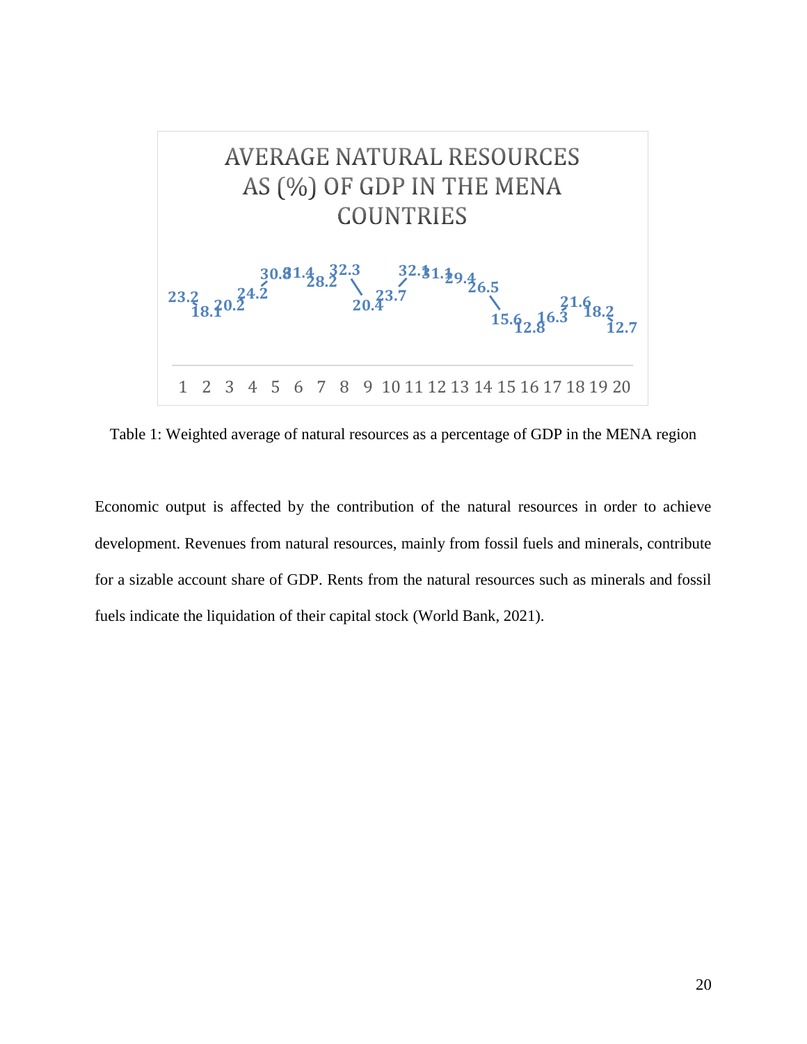**AVERAGE NATURAL RESOURCES AS (%) OF GDP IN THE MENA COUNTRIES**

| 1 | 2 | 3 | 4 | 5 | 6 | 7 | 8 | 9 | 10 | 11 | 12 | 13 | 14 | 15 | 16 | 17 | 18 | 19 | 20 |
|---|---|---|---|---|---|---|---|---|---|---|---|---|---|---|---|---|---|---|---|
| 23.2 | 18.1 | 20.2 | 24.2 | 30.8 | 31.4 | 28.2 | 32.3 | 20.4 | 23.7 | 32.1 | 31.1 | 29.4 | 26.5 | 15.6 | 12.8 | 16.3 | 21.6 | 18.2 | 12.7 |

Table 1: Weighted average of natural resources as a percentage of GDP in the MENA region

Economic output is affected by the contribution of the natural resources in order to achieve development. Revenues from natural resources, mainly from fossil fuels and minerals, contribute for a sizable account share of GDP. Rents from the natural resources such as minerals and fossil fuels indicate the liquidation of their capital stock (World Bank, 2021).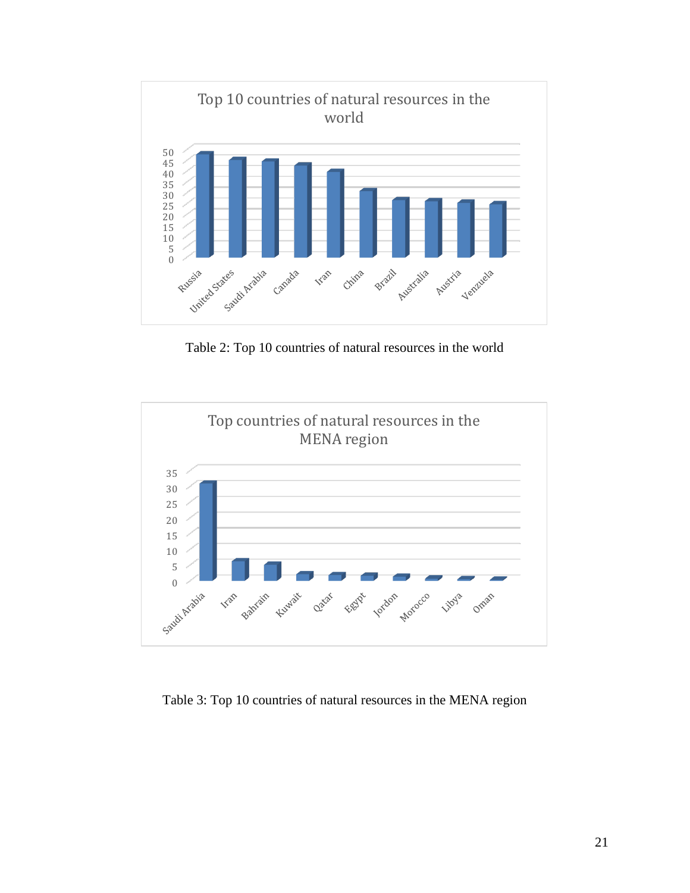Table 2: Top 10 countries of natural resources in the world

Table 3: Top 10 countries of natural resources in the MENA region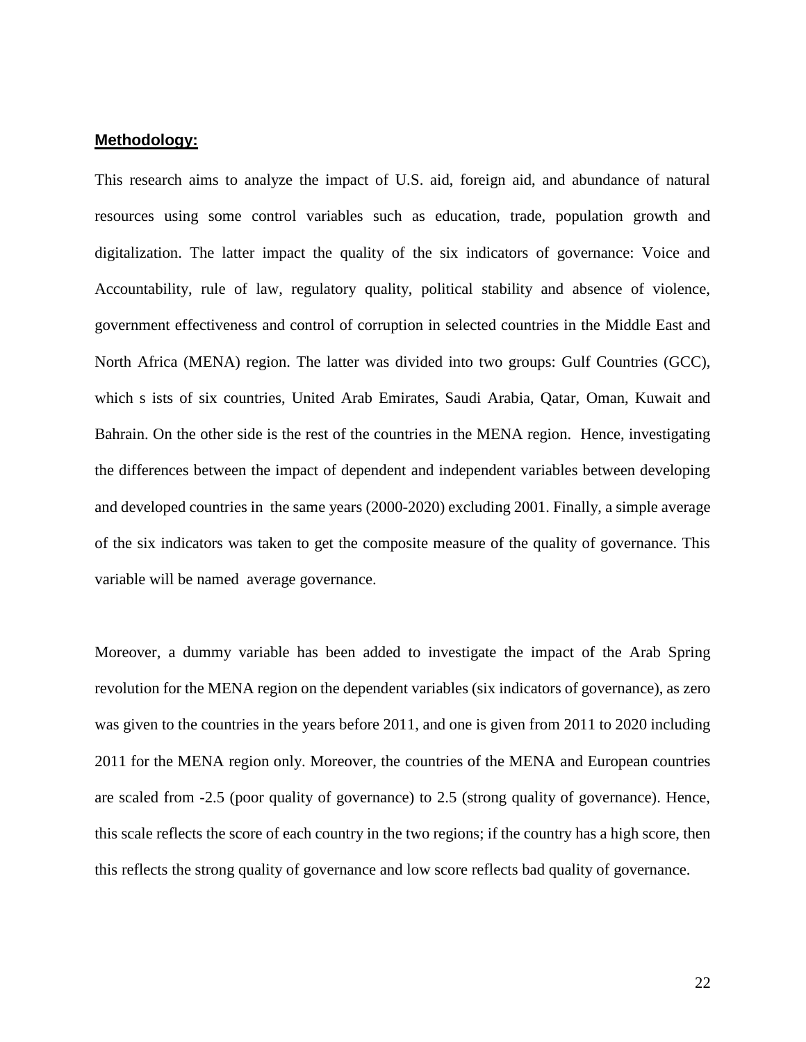**Methodology:**

This research aims to analyze the impact of U.S. aid, foreign aid, and abundance of natural resources using some control variables such as education, trade, population growth and digitalization. The latter impact the quality of the six indicators of governance: Voice and Accountability, rule of law, regulatory quality, political stability and absence of violence, government effectiveness and control of corruption in selected countries in the Middle East and North Africa (MENA) region. The latter was divided into two groups: Gulf Countries (GCC), which s ists of six countries, United Arab Emirates, Saudi Arabia, Qatar, Oman, Kuwait and Bahrain. On the other side is the rest of the countries in the MENA region. Hence, investigating the differences between the impact of dependent and independent variables between developing and developed countries in the same years (2000-2020) excluding 2001. Finally, a simple average of the six indicators was taken to get the composite measure of the quality of governance. This variable will be named average governance.

Moreover, a dummy variable has been added to investigate the impact of the Arab Spring revolution for the MENA region on the dependent variables (six indicators of governance), as zero was given to the countries in the years before 2011, and one is given from 2011 to 2020 including 2011 for the MENA region only. Moreover, the countries of the MENA and European countries are scaled from -2.5 (poor quality of governance) to 2.5 (strong quality of governance). Hence, this scale reflects the score of each country in the two regions; if the country has a high score, then this reflects the strong quality of governance and low score reflects bad quality of governance.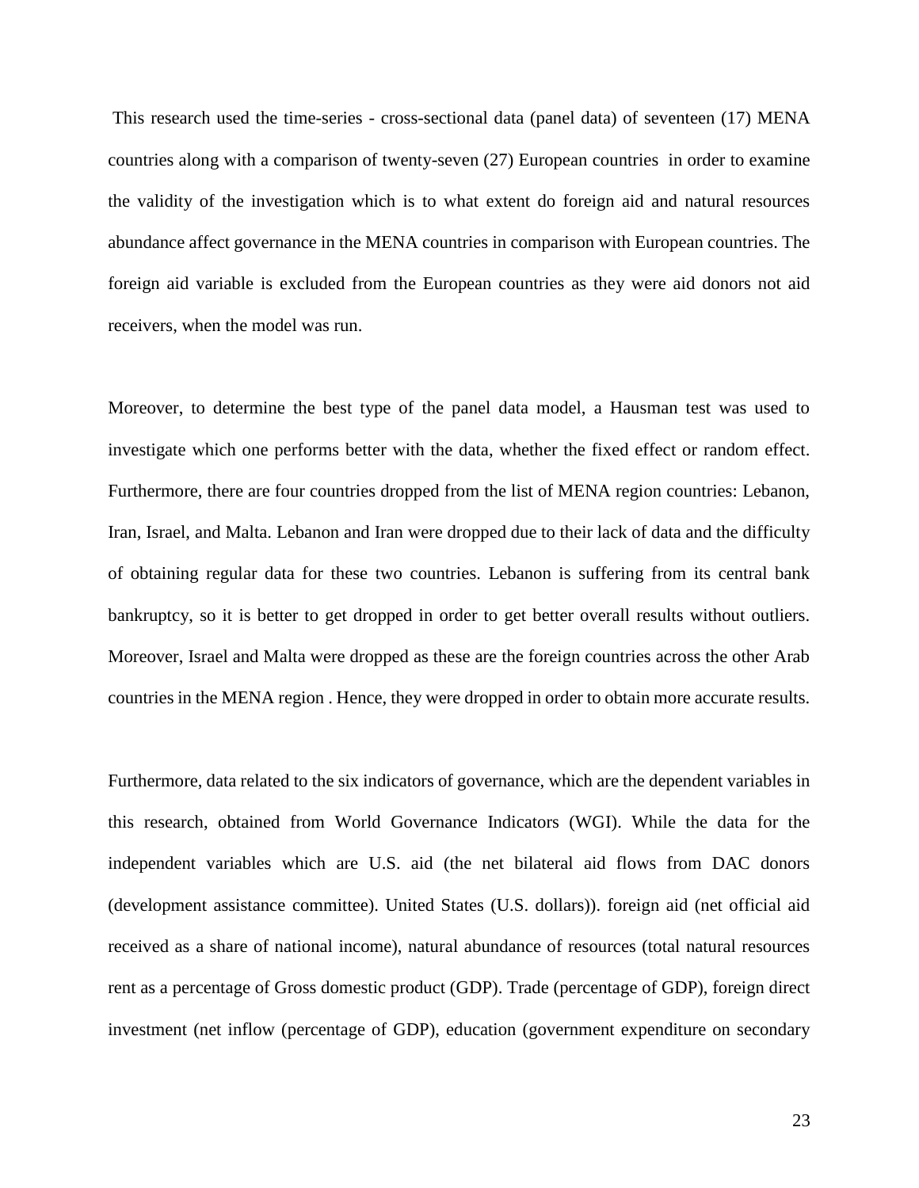This research used the time-series - cross-sectional data (panel data) of seventeen (17) MENA countries along with a comparison of twenty-seven (27) European countries in order to examine the validity of the investigation which is to what extent do foreign aid and natural resources abundance affect governance in the MENA countries in comparison with European countries. The foreign aid variable is excluded from the European countries as they were aid donors not aid receivers, when the model was run.

Moreover, to determine the best type of the panel data model, a Hausman test was used to investigate which one performs better with the data, whether the fixed effect or random effect. Furthermore, there are four countries dropped from the list of MENA region countries: Lebanon, Iran, Israel, and Malta. Lebanon and Iran were dropped due to their lack of data and the difficulty of obtaining regular data for these two countries. Lebanon is suffering from its central bank bankruptcy, so it is better to get dropped in order to get better overall results without outliers. Moreover, Israel and Malta were dropped as these are the foreign countries across the other Arab countries in the MENA region . Hence, they were dropped in order to obtain more accurate results.

Furthermore, data related to the six indicators of governance, which are the dependent variables in this research, obtained from World Governance Indicators (WGI). While the data for the independent variables which are U.S. aid (the net bilateral aid flows from DAC donors (development assistance committee). United States (U.S. dollars)). foreign aid (net official aid received as a share of national income), natural abundance of resources (total natural resources rent as a percentage of Gross domestic product (GDP). Trade (percentage of GDP), foreign direct investment (net inflow (percentage of GDP), education (government expenditure on secondary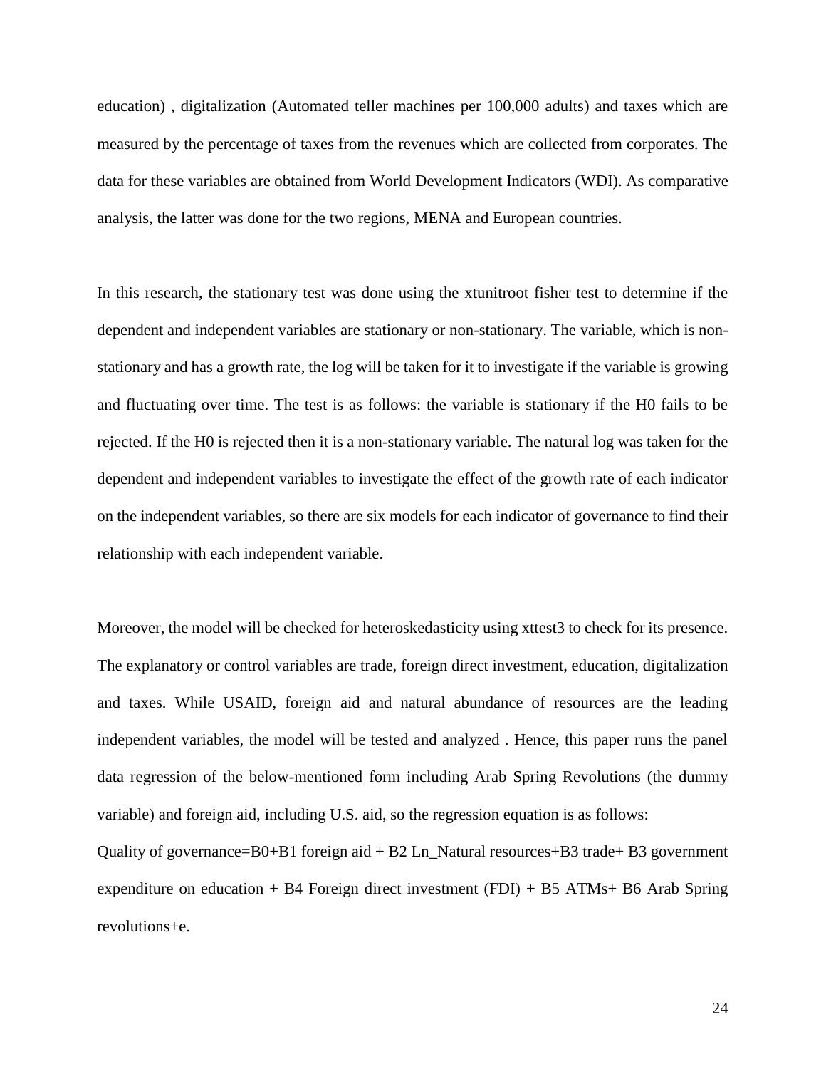education) , digitalization (Automated teller machines per 100,000 adults) and taxes which are measured by the percentage of taxes from the revenues which are collected from corporates. The data for these variables are obtained from World Development Indicators (WDI). As comparative analysis, the latter was done for the two regions, MENA and European countries.

In this research, the stationary test was done using the xtunitroot fisher test to determine if the dependent and independent variables are stationary or non-stationary. The variable, which is non-stationary and has a growth rate, the log will be taken for it to investigate if the variable is growing and fluctuating over time. The test is as follows: the variable is stationary if the H0 fails to be rejected. If the H0 is rejected then it is a non-stationary variable. The natural log was taken for the dependent and independent variables to investigate the effect of the growth rate of each indicator on the independent variables, so there are six models for each indicator of governance to find their relationship with each independent variable.

Moreover, the model will be checked for heteroskedasticity using xttest3 to check for its presence. The explanatory or control variables are trade, foreign direct investment, education, digitalization and taxes. While USAID, foreign aid and natural abundance of resources are the leading independent variables, the model will be tested and analyzed . Hence, this paper runs the panel data regression of the below-mentioned form including Arab Spring Revolutions (the dummy variable) and foreign aid, including U.S. aid, so the regression equation is as follows:

Quality of governance=B0+B1 foreign aid + B2 Ln_Natural resources+B3 trade+ B3 government expenditure on education + B4 Foreign direct investment (FDI) + B5 ATMs+ B6 Arab Spring revolutions+e.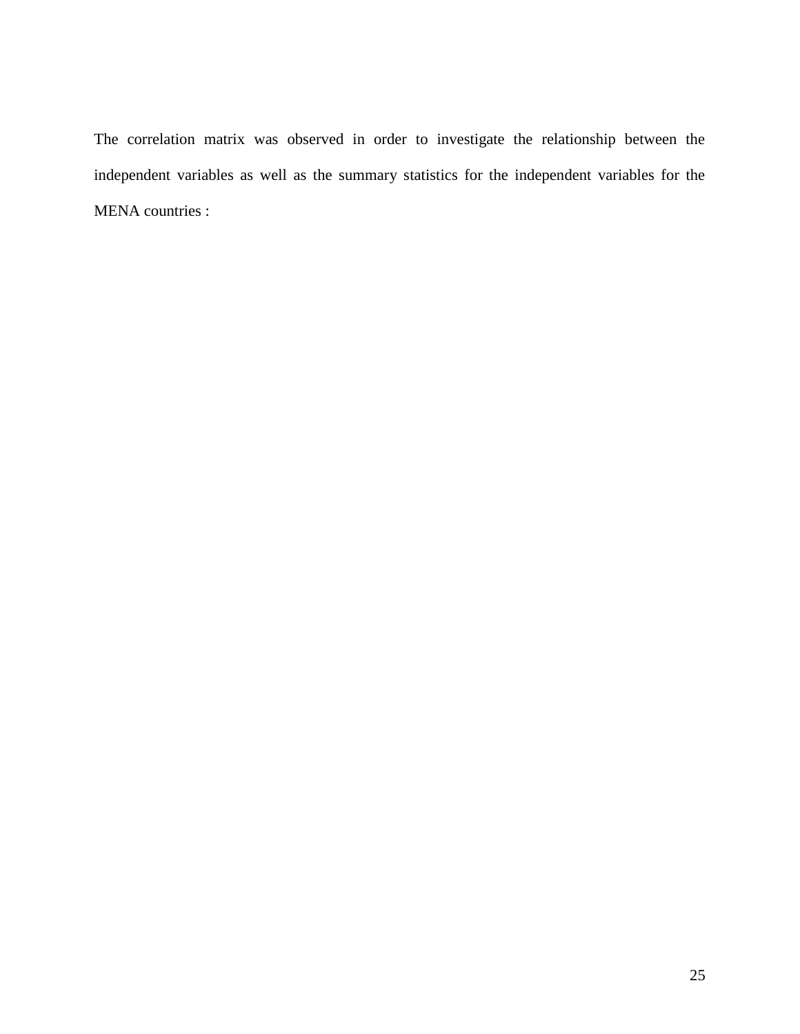The correlation matrix was observed in order to investigate the relationship between the independent variables as well as the summary statistics for the independent variables for the MENA countries :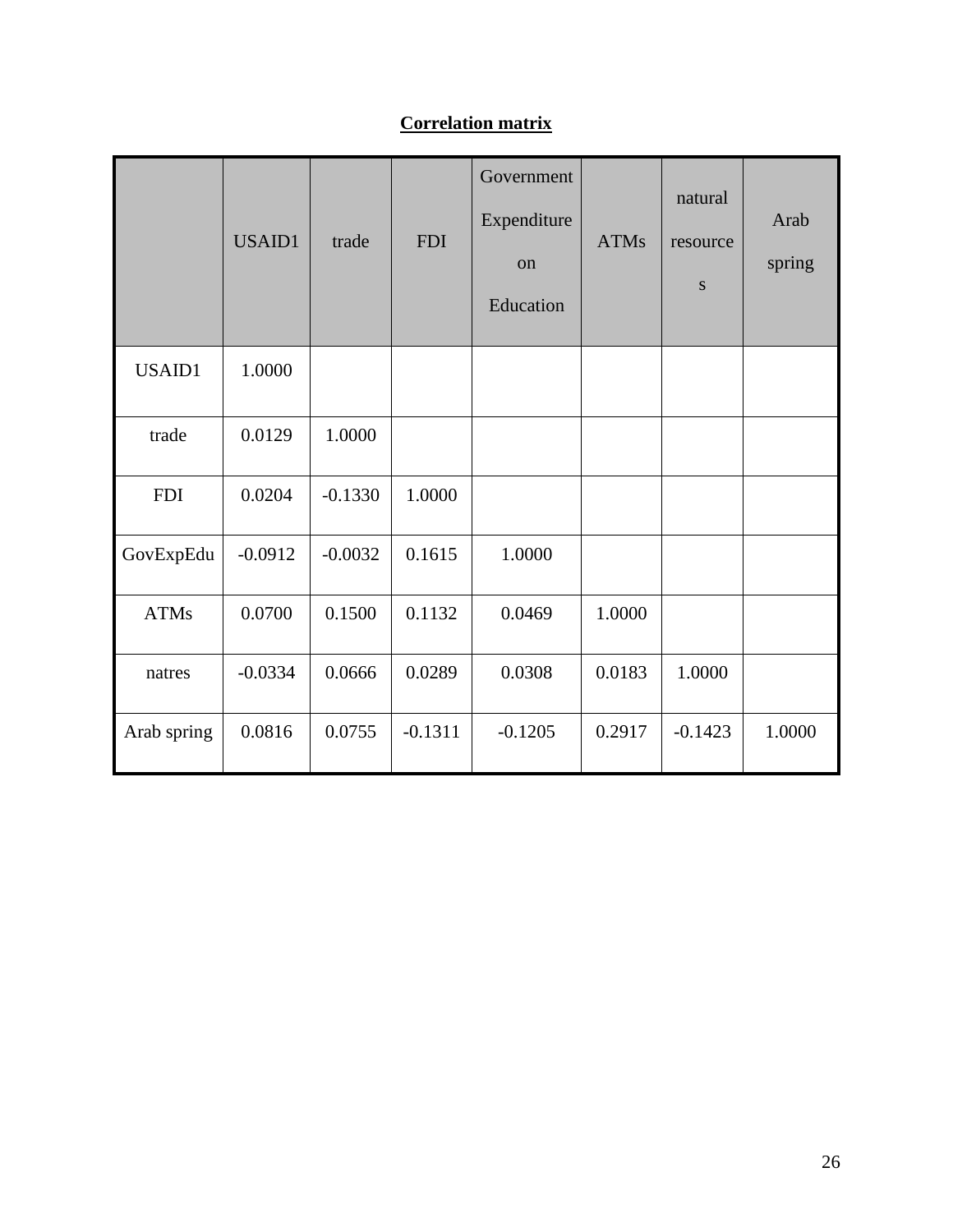**Correlation matrix**

| | USAID1 | trade | FDI | Government Expenditure on Education | ATMs | natural resources | Arab spring |
|---|---|---|---|---|---|---|---|
| USAID1 | 1.0000 | | | | | | |
| trade | 0.0129 | 1.0000 | | | | | |
| FDI | 0.0204 | -0.1330 | 1.0000 | | | | |
| GovExpEdu | -0.0912 | -0.0032 | 0.1615 | 1.0000 | | | |
| ATMs | 0.0700 | 0.1500 | 0.1132 | 0.0469 | 1.0000 | | |
| natres | -0.0334 | 0.0666 | 0.0289 | 0.0308 | 0.0183 | 1.0000 | |
| Arab spring | 0.0816 | 0.0755 | -0.1311 | -0.1205 | 0.2917 | -0.1423 | 1.0000 |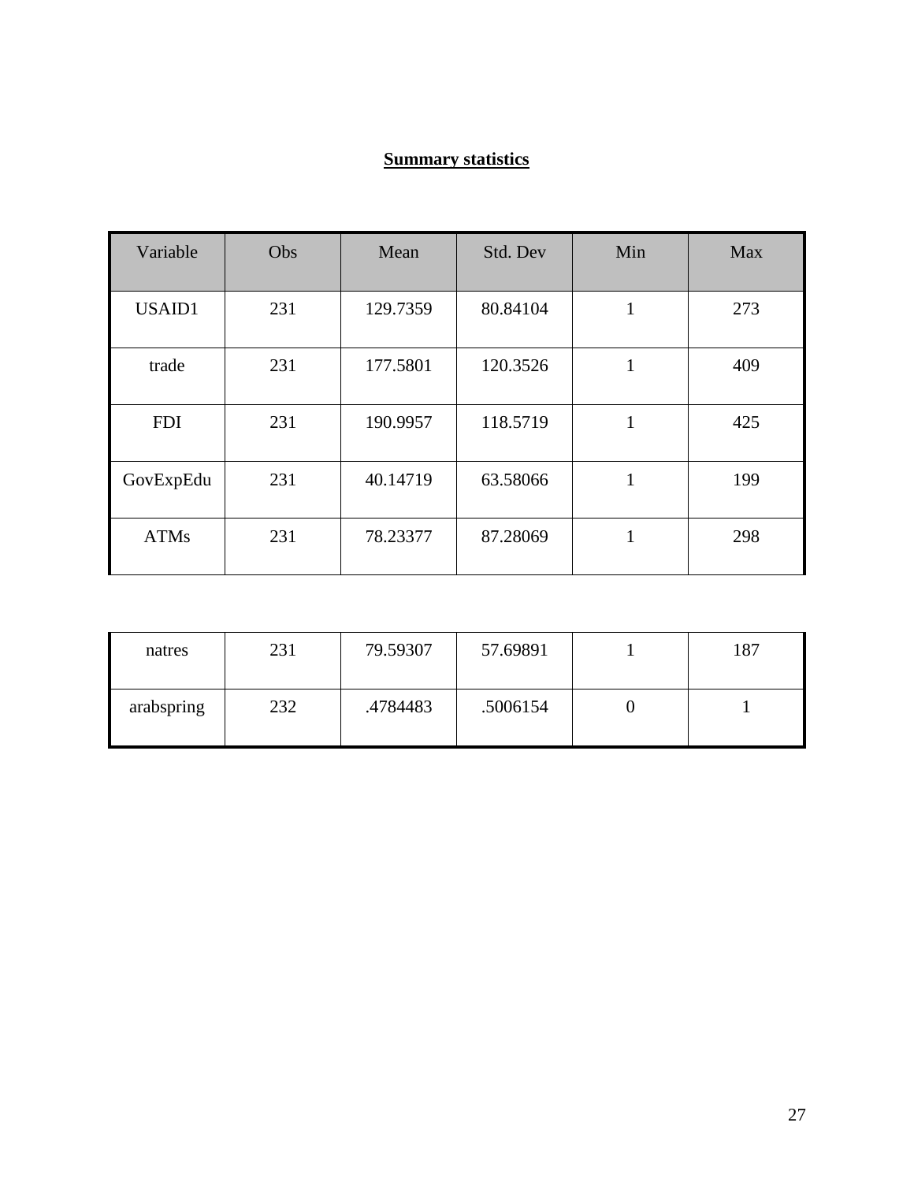**Summary statistics**

| Variable | Obs | Mean | Std. Dev | Min | Max |
|---|---|---|---|---|---|
| USAID1 | 231 | 129.7359 | 80.84104 | 1 | 273 |
| trade | 231 | 177.5801 | 120.3526 | 1 | 409 |
| FDI | 231 | 190.9957 | 118.5719 | 1 | 425 |
| GovExpEdu | 231 | 40.14719 | 63.58066 | 1 | 199 |
| ATMs | 231 | 78.23377 | 87.28069 | 1 | 298 |
| natres | 231 | 79.59307 | 57.69891 | 1 | 187 |
| arabspring | 232 | .4784483 | .5006154 | 0 | 1 |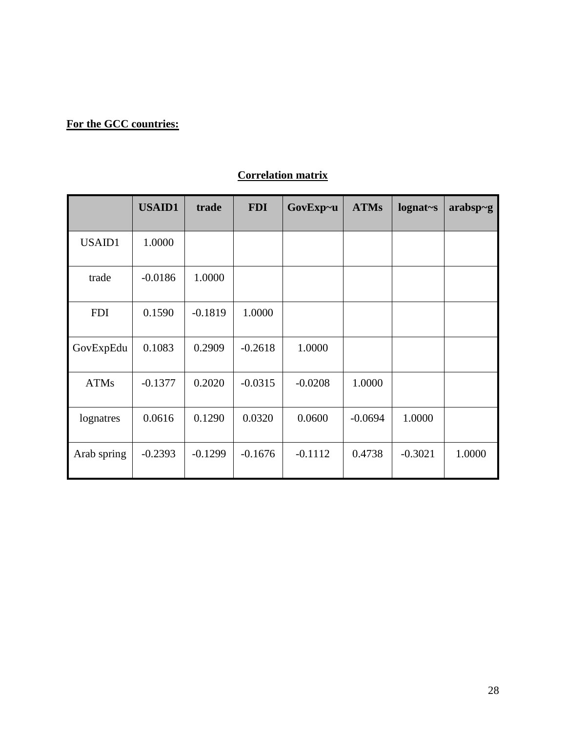**For the GCC countries:**

**Correlation matrix**

| | USAID1 | trade | FDI | GovExp~u | ATMs | lognat~s | arabsp~g |
|---|---|---|---|---|---|---|---|
| USAID1 | 1.0000 | | | | | | |
| trade | -0.0186 | 1.0000 | | | | | |
| FDI | 0.1590 | -0.1819 | 1.0000 | | | | |
| GovExpEdu | 0.1083 | 0.2909 | -0.2618 | 1.0000 | | | |
| ATMs | -0.1377 | 0.2020 | -0.0315 | -0.0208 | 1.0000 | | |
| lognatres | 0.0616 | 0.1290 | 0.0320 | 0.0600 | -0.0694 | 1.0000 | |
| Arab spring | -0.2393 | -0.1299 | -0.1676 | -0.1112 | 0.4738 | -0.3021 | 1.0000 |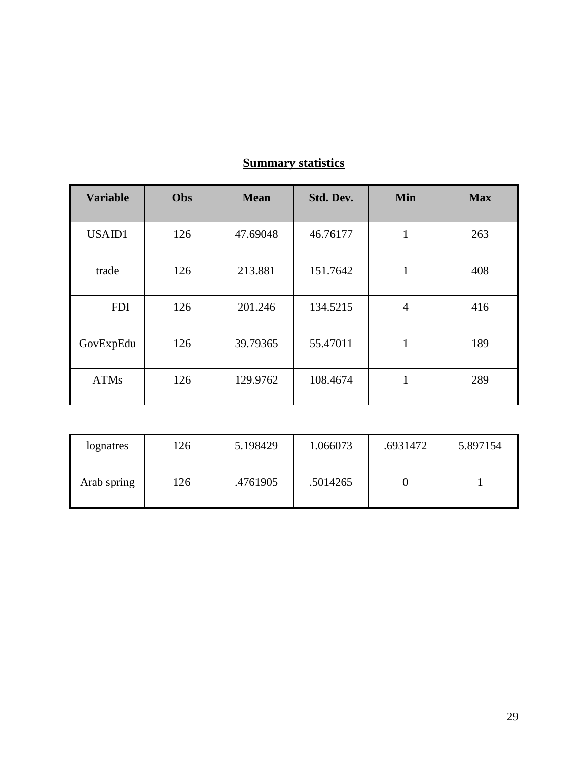**Summary statistics**

| Variable | Obs | Mean | Std. Dev. | Min | Max |
|---|---|---|---|---|---|
| USAID1 | 126 | 47.69048 | 46.76177 | 1 | 263 |
| trade | 126 | 213.881 | 151.7642 | 1 | 408 |
| FDI | 126 | 201.246 | 134.5215 | 4 | 416 |
| GovExpEdu | 126 | 39.79365 | 55.47011 | 1 | 189 |
| ATMs | 126 | 129.9762 | 108.4674 | 1 | 289 |
| lognatres | 126 | 5.198429 | 1.066073 | .6931472 | 5.897154 |
| Arab spring | 126 | .4761905 | .5014265 | 0 | 1 |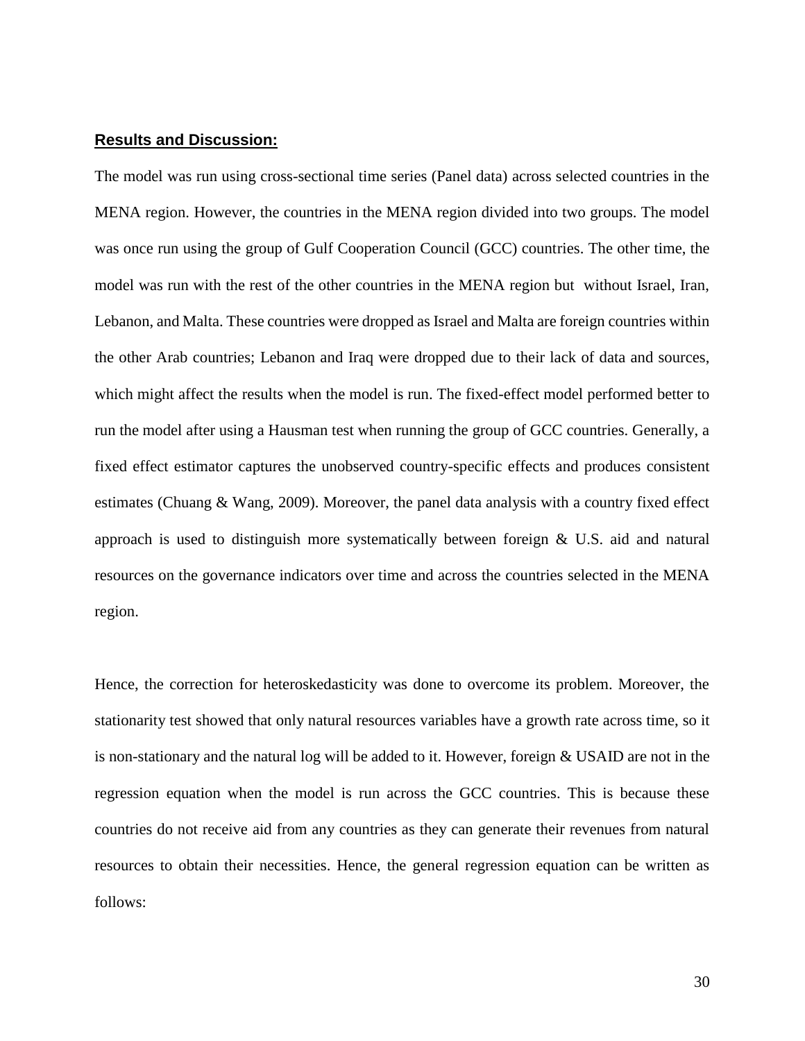## **Results and Discussion:**

The model was run using cross-sectional time series (Panel data) across selected countries in the MENA region. However, the countries in the MENA region divided into two groups. The model was once run using the group of Gulf Cooperation Council (GCC) countries. The other time, the model was run with the rest of the other countries in the MENA region but without Israel, Iran, Lebanon, and Malta. These countries were dropped as Israel and Malta are foreign countries within the other Arab countries; Lebanon and Iraq were dropped due to their lack of data and sources, which might affect the results when the model is run. The fixed-effect model performed better to run the model after using a Hausman test when running the group of GCC countries. Generally, a fixed effect estimator captures the unobserved country-specific effects and produces consistent estimates (Chuang & Wang, 2009). Moreover, the panel data analysis with a country fixed effect approach is used to distinguish more systematically between foreign & U.S. aid and natural resources on the governance indicators over time and across the countries selected in the MENA region.

Hence, the correction for heteroskedasticity was done to overcome its problem. Moreover, the stationarity test showed that only natural resources variables have a growth rate across time, so it is non-stationary and the natural log will be added to it. However, foreign & USAID are not in the regression equation when the model is run across the GCC countries. This is because these countries do not receive aid from any countries as they can generate their revenues from natural resources to obtain their necessities. Hence, the general regression equation can be written as follows: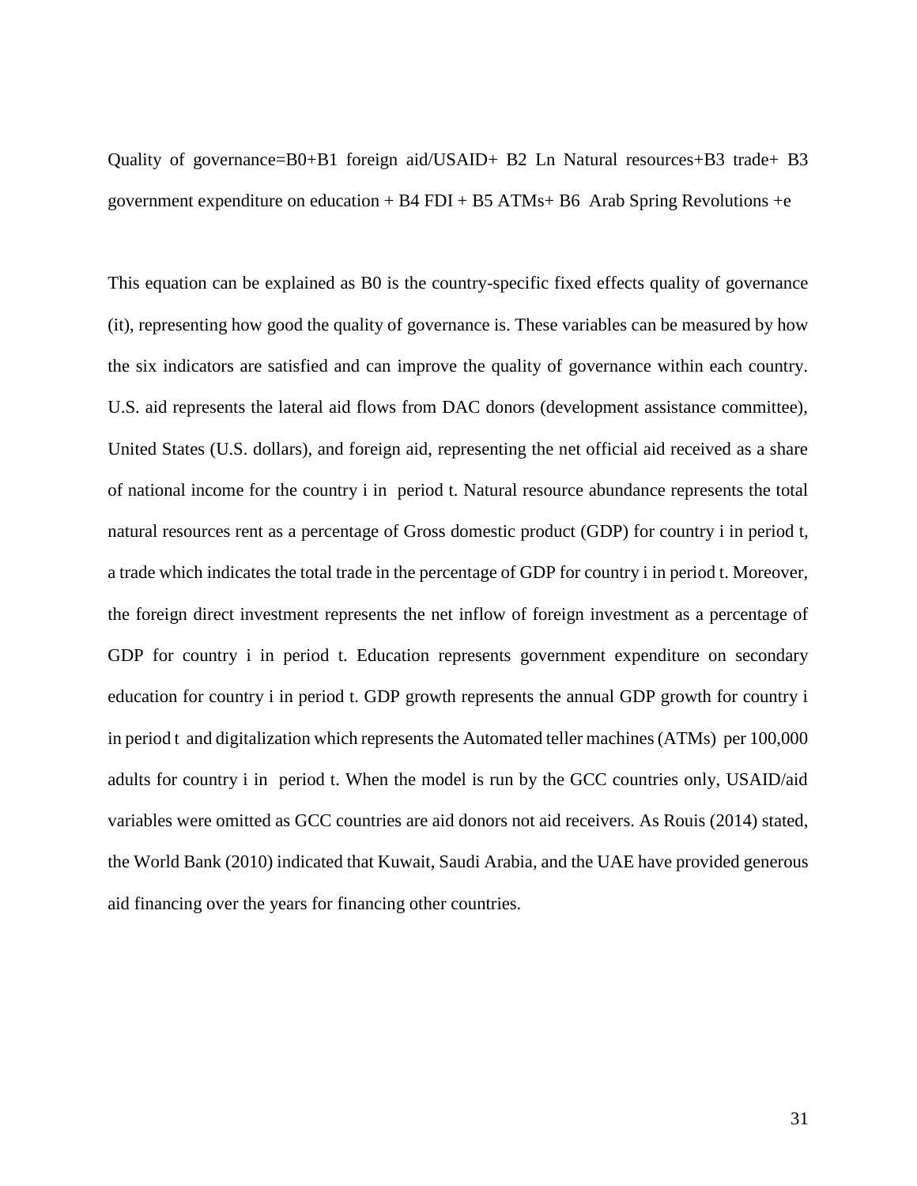Quality of governance=B0+B1 foreign aid/USAID+ B2 Ln Natural resources+B3 trade+ B3 government expenditure on education + B4 FDI + B5 ATMs+ B6 Arab Spring Revolutions +e

This equation can be explained as B0 is the country-specific fixed effects quality of governance (it), representing how good the quality of governance is. These variables can be measured by how the six indicators are satisfied and can improve the quality of governance within each country. U.S. aid represents the lateral aid flows from DAC donors (development assistance committee), United States (U.S. dollars), and foreign aid, representing the net official aid received as a share of national income for the country i in period t. Natural resource abundance represents the total natural resources rent as a percentage of Gross domestic product (GDP) for country i in period t, a trade which indicates the total trade in the percentage of GDP for country i in period t. Moreover, the foreign direct investment represents the net inflow of foreign investment as a percentage of GDP for country i in period t. Education represents government expenditure on secondary education for country i in period t. GDP growth represents the annual GDP growth for country i in period t and digitalization which represents the Automated teller machines (ATMs) per 100,000 adults for country i in period t. When the model is run by the GCC countries only, USAID/aid variables were omitted as GCC countries are aid donors not aid receivers. As Rouis (2014) stated, the World Bank (2010) indicated that Kuwait, Saudi Arabia, and the UAE have provided generous aid financing over the years for financing other countries.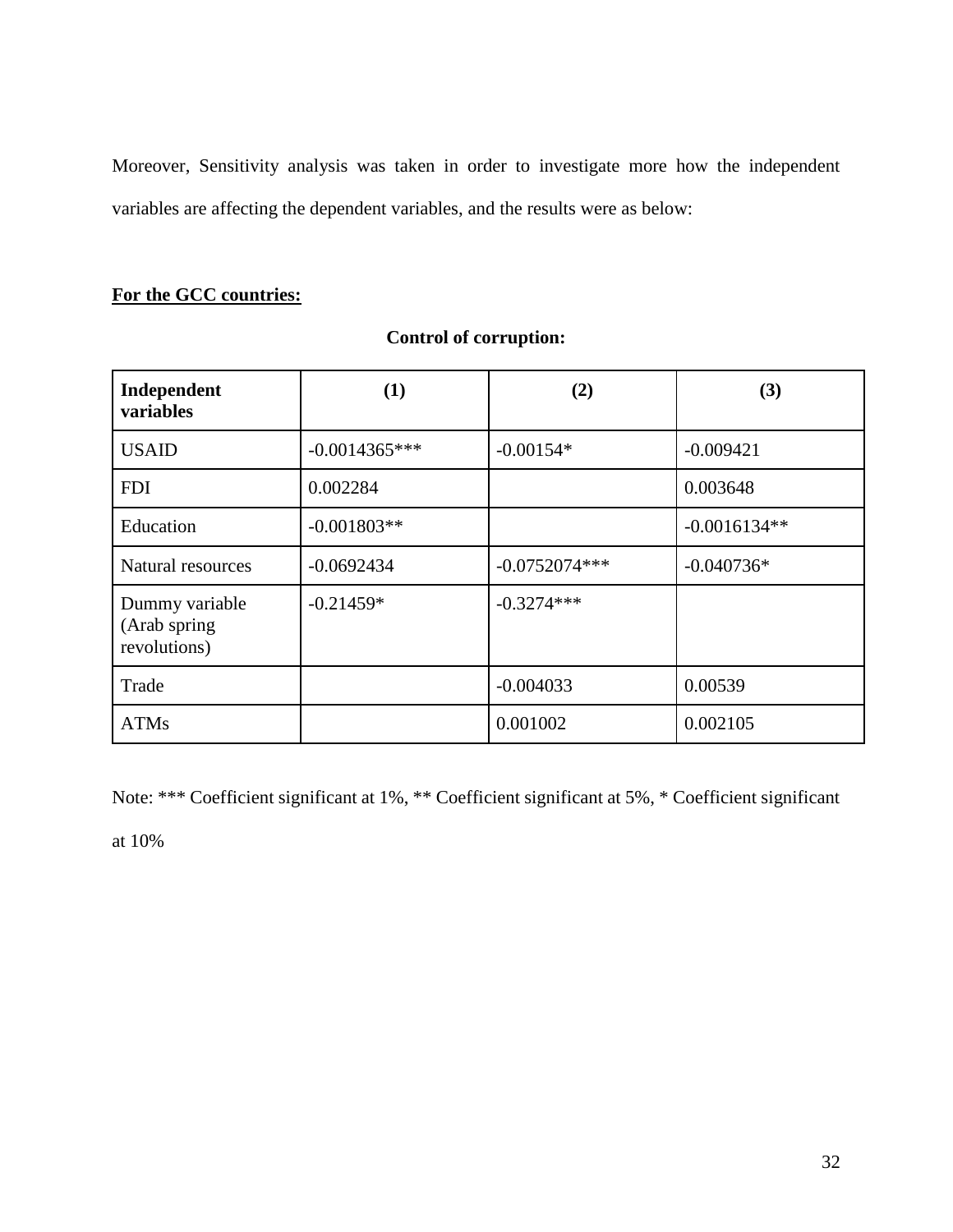Moreover, Sensitivity analysis was taken in order to investigate more how the independent variables are affecting the dependent variables, and the results were as below:

**For the GCC countries:**

**Control of corruption:**

| **Independent variables** | **(1)** | **(2)** | **(3)** |
|---|---|---|---|
| USAID | -0.0014365*** | -0.00154* | -0.009421 |
| FDI | 0.002284 | | 0.003648 |
| Education | -0.001803** | | -0.0016134** |
| Natural resources | -0.0692434 | -0.0752074*** | -0.040736* |
| Dummy variable (Arab spring revolutions) | -0.21459* | -0.3274*** | |
| Trade | | -0.004033 | 0.00539 |
| ATMs | | 0.001002 | 0.002105 |

Note: *** Coefficient significant at 1%, ** Coefficient significant at 5%, * Coefficient significant at 10%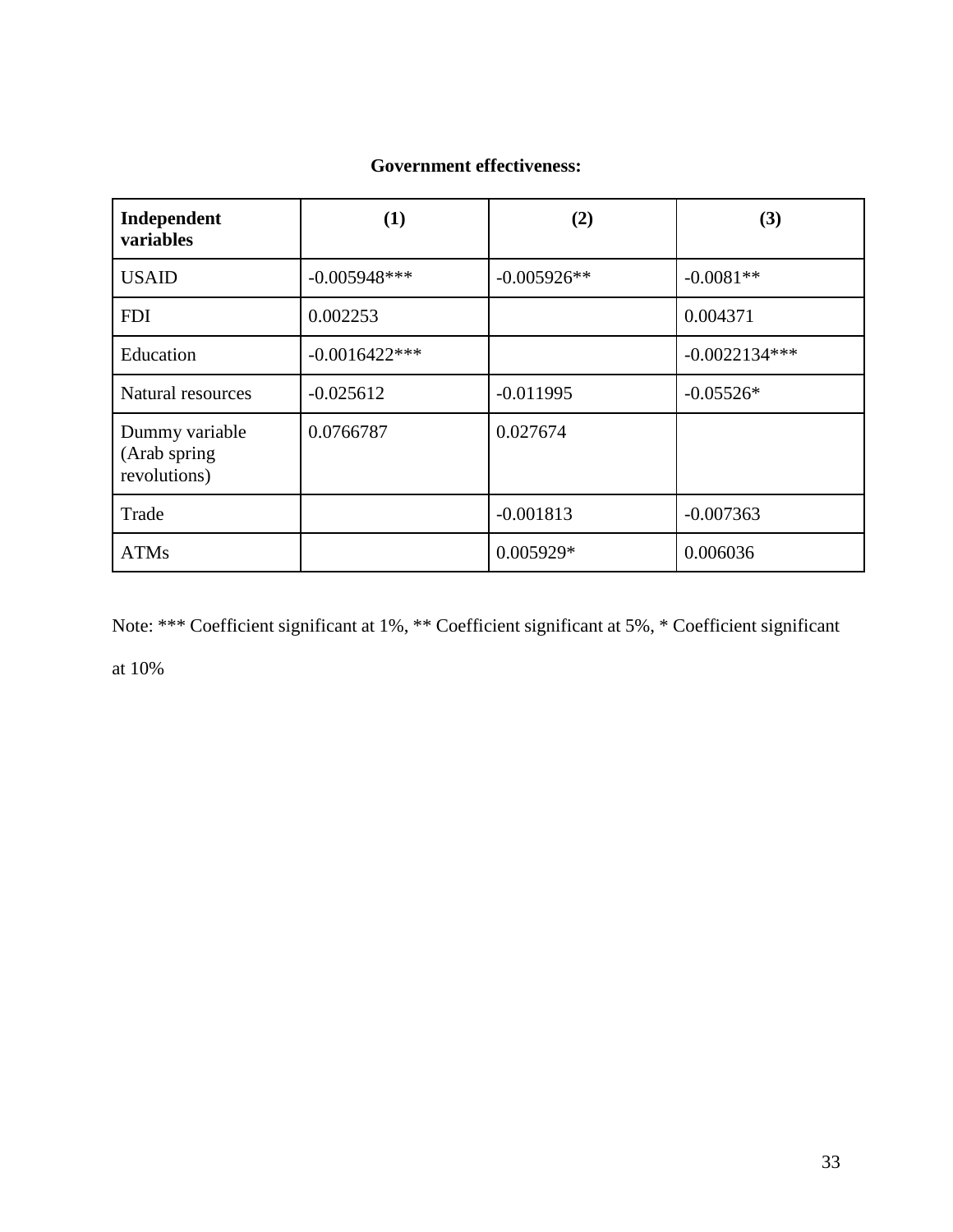**Government effectiveness:**

| **Independent variables** | **(1)** | **(2)** | **(3)** |
|---|---|---|---|
| USAID | -0.005948*** | -0.005926** | -0.0081** |
| FDI | 0.002253 | | 0.004371 |
| Education | -0.0016422*** | | -0.0022134*** |
| Natural resources | -0.025612 | -0.011995 | -0.05526* |
| Dummy variable (Arab spring revolutions) | 0.0766787 | 0.027674 | |
| Trade | | -0.001813 | -0.007363 |
| ATMs | | 0.005929* | 0.006036 |

Note: *** Coefficient significant at 1%, ** Coefficient significant at 5%, * Coefficient significant at 10%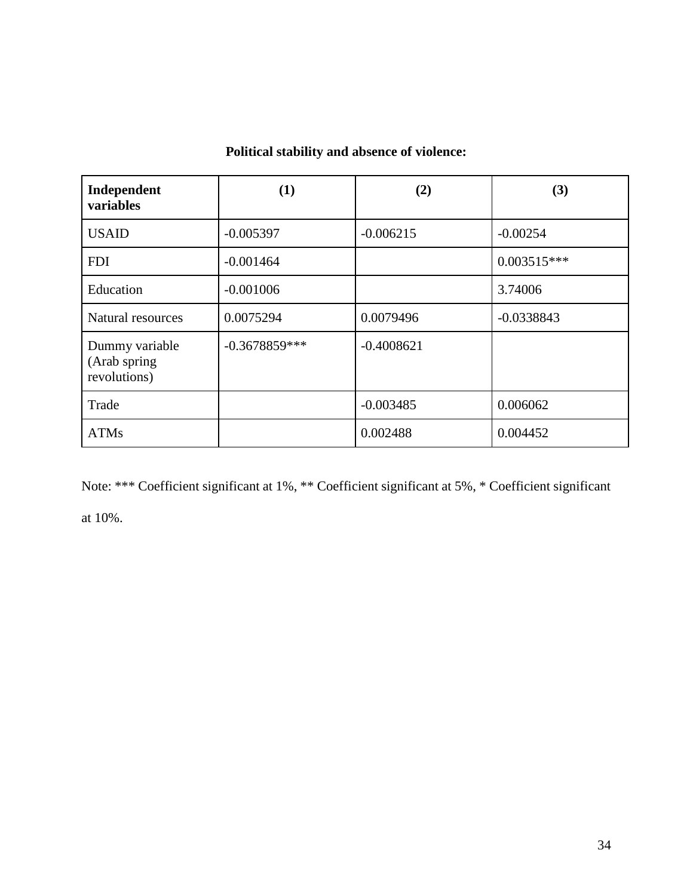**Political stability and absence of violence:**

| Independent variables | (1) | (2) | (3) |
|---|---|---|---|
| USAID | -0.005397 | -0.006215 | -0.00254 |
| FDI | -0.001464 | | 0.003515*** |
| Education | -0.001006 | | 3.74006 |
| Natural resources | 0.0075294 | 0.0079496 | -0.0338843 |
| Dummy variable (Arab spring revolutions) | -0.3678859*** | -0.4008621 | |
| Trade | | -0.003485 | 0.006062 |
| ATMs | | 0.002488 | 0.004452 |

Note: *** Coefficient significant at 1%, ** Coefficient significant at 5%, * Coefficient significant at 10%.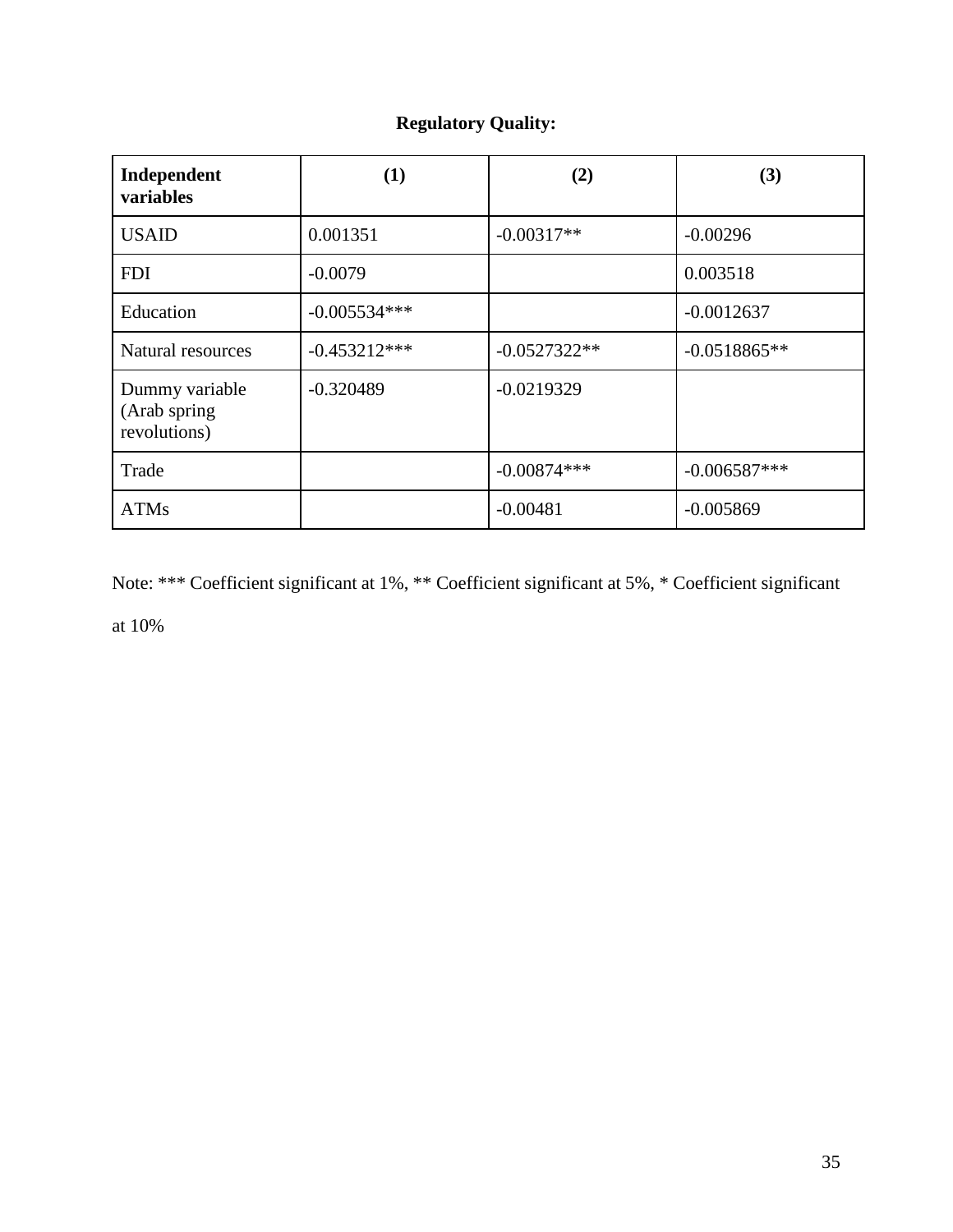**Regulatory Quality:**

| **Independent variables** | **(1)** | **(2)** | **(3)** |
|---|---|---|---|
| USAID | 0.001351 | -0.00317** | -0.00296 |
| FDI | -0.0079 | | 0.003518 |
| Education | -0.005534*** | | -0.0012637 |
| Natural resources | -0.453212*** | -0.0527322** | -0.0518865** |
| Dummy variable (Arab spring revolutions) | -0.320489 | -0.0219329 | |
| Trade | | -0.00874*** | -0.006587*** |
| ATMs | | -0.00481 | -0.005869 |

Note: *** Coefficient significant at 1%, ** Coefficient significant at 5%, * Coefficient significant at 10%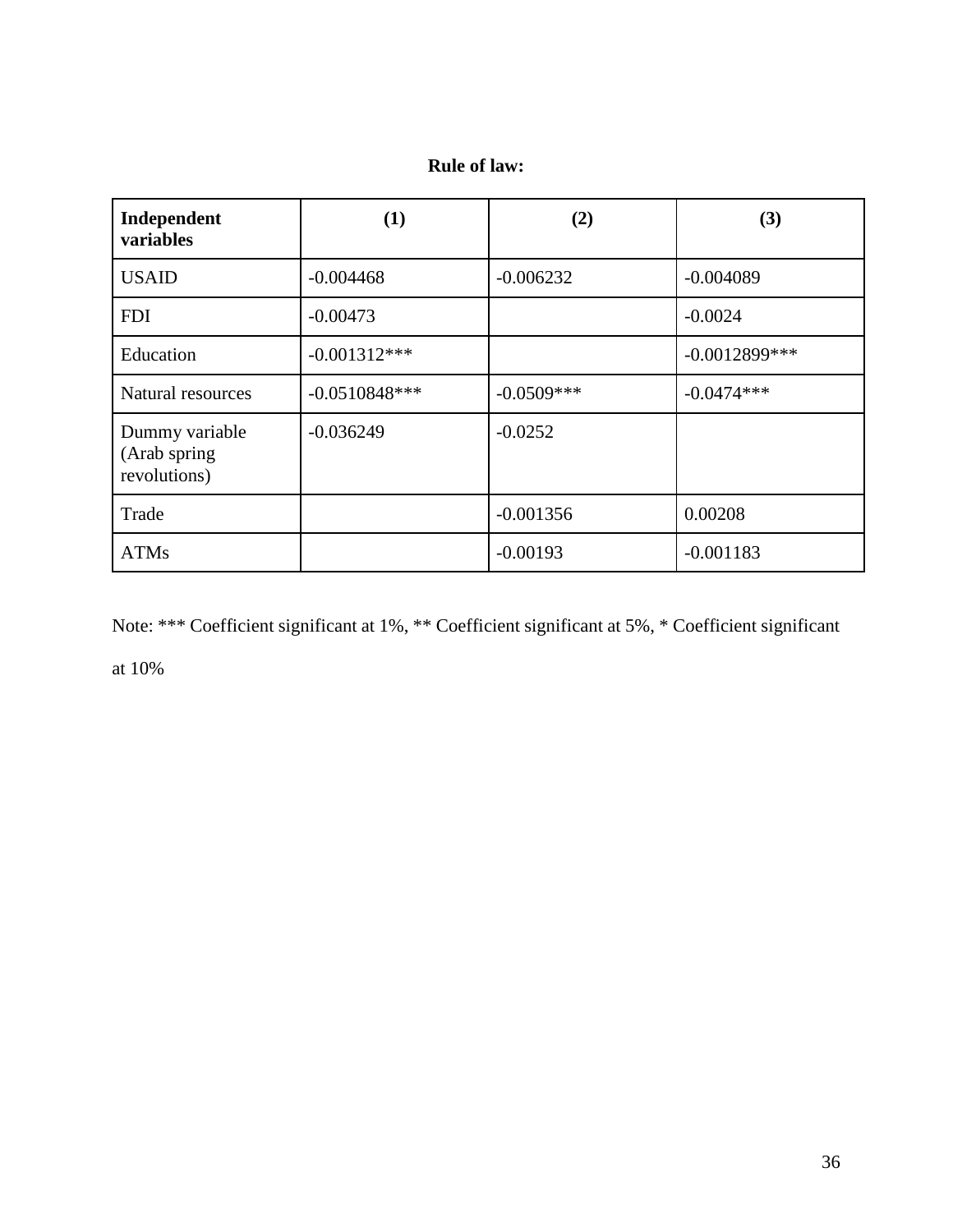**Rule of law:**

| Independent variables | (1) | (2) | (3) |
|---|---|---|---|
| USAID | -0.004468 | -0.006232 | -0.004089 |
| FDI | -0.00473 | | -0.0024 |
| Education | -0.001312*** | | -0.0012899*** |
| Natural resources | -0.0510848*** | -0.0509*** | -0.0474*** |
| Dummy variable (Arab spring revolutions) | -0.036249 | -0.0252 | |
| Trade | | -0.001356 | 0.00208 |
| ATMs | | -0.00193 | -0.001183 |

Note: *** Coefficient significant at 1%, ** Coefficient significant at 5%, * Coefficient significant at 10%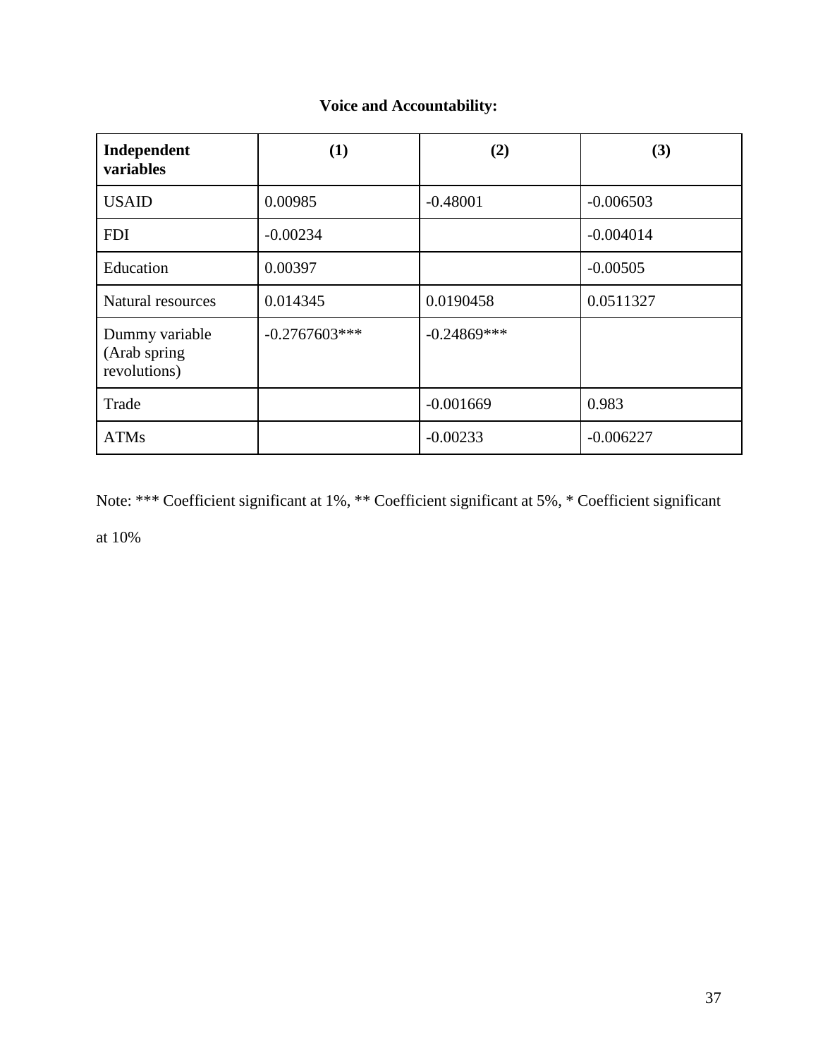**Voice and Accountability:**

| Independent variables | (1) | (2) | (3) |
|---|---|---|---|
| USAID | 0.00985 | -0.48001 | -0.006503 |
| FDI | -0.00234 | | -0.004014 |
| Education | 0.00397 | | -0.00505 |
| Natural resources | 0.014345 | 0.0190458 | 0.0511327 |
| Dummy variable (Arab spring revolutions) | -0.2767603*** | -0.24869*** | |
| Trade | | -0.001669 | 0.983 |
| ATMs | | -0.00233 | -0.006227 |

Note: *** Coefficient significant at 1%, ** Coefficient significant at 5%, * Coefficient significant at 10%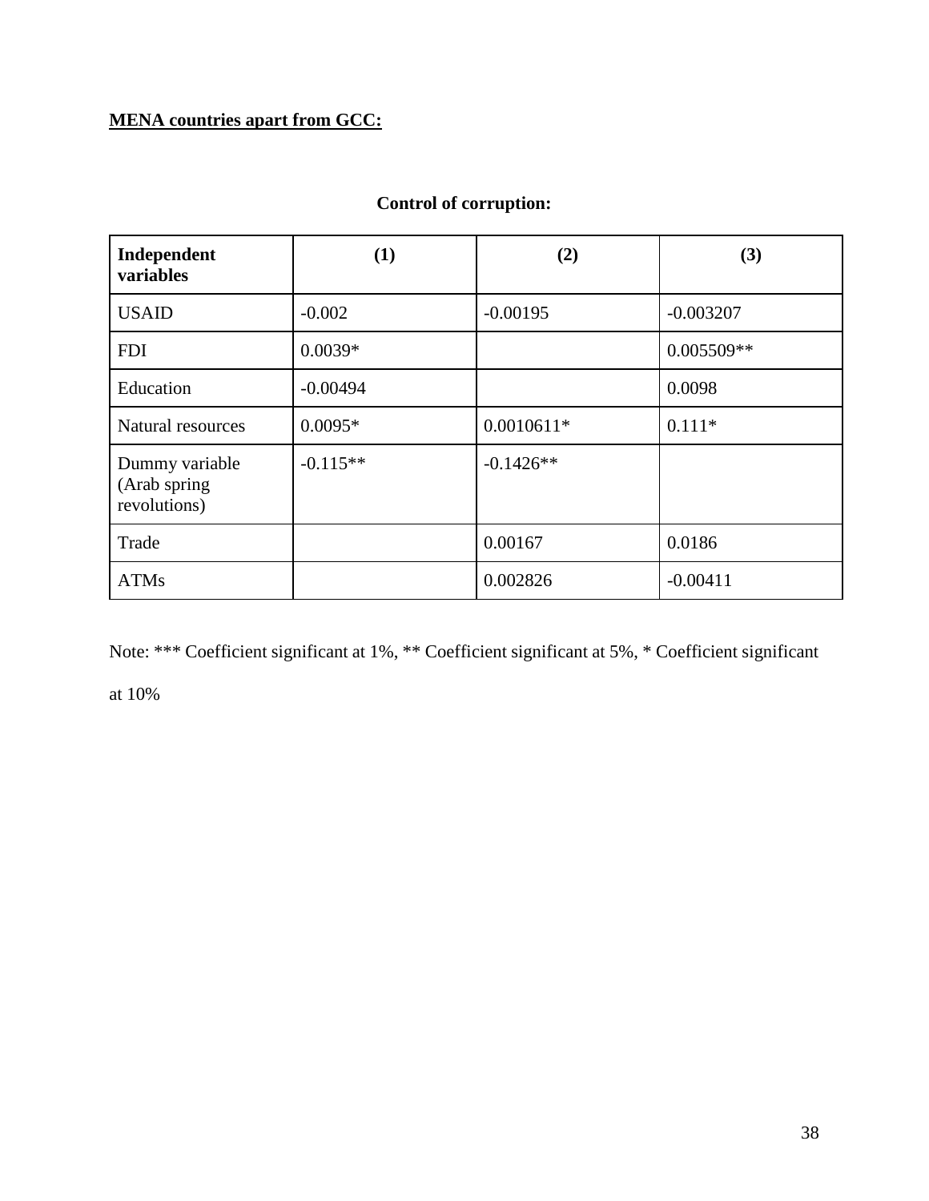**MENA countries apart from GCC:**

**Control of corruption:**

| Independent variables | (1) | (2) | (3) |
|---|---|---|---|
| USAID | -0.002 | -0.00195 | -0.003207 |
| FDI | 0.0039* | | 0.005509** |
| Education | -0.00494 | | 0.0098 |
| Natural resources | 0.0095* | 0.0010611* | 0.111* |
| Dummy variable (Arab spring revolutions) | -0.115** | -0.1426** | |
| Trade | | 0.00167 | 0.0186 |
| ATMs | | 0.002826 | -0.00411 |

Note: *** Coefficient significant at 1%, ** Coefficient significant at 5%, * Coefficient significant at 10%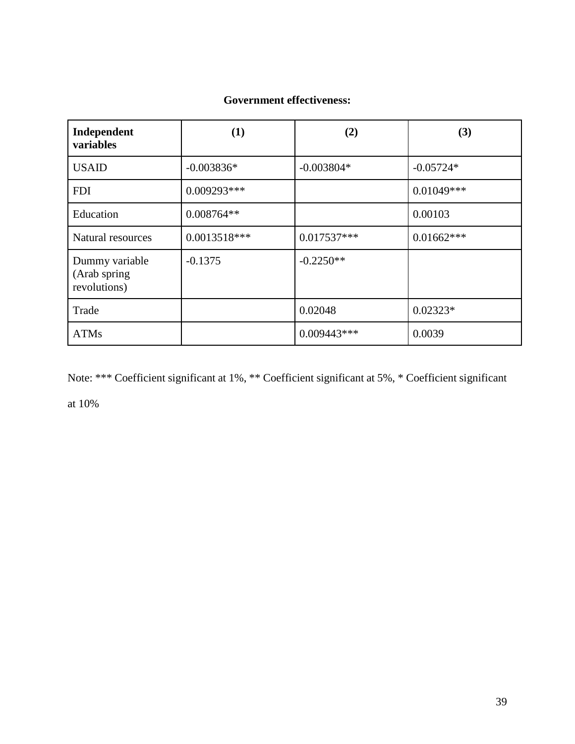**Government effectiveness:**

| Independent variables | (1) | (2) | (3) |
|---|---|---|---|
| USAID | -0.003836* | -0.003804* | -0.05724* |
| FDI | 0.009293*** | | 0.01049*** |
| Education | 0.008764** | | 0.00103 |
| Natural resources | 0.0013518*** | 0.017537*** | 0.01662*** |
| Dummy variable (Arab spring revolutions) | -0.1375 | -0.2250** | |
| Trade | | 0.02048 | 0.02323* |
| ATMs | | 0.009443*** | 0.0039 |

Note: *** Coefficient significant at 1%, ** Coefficient significant at 5%, * Coefficient significant at 10%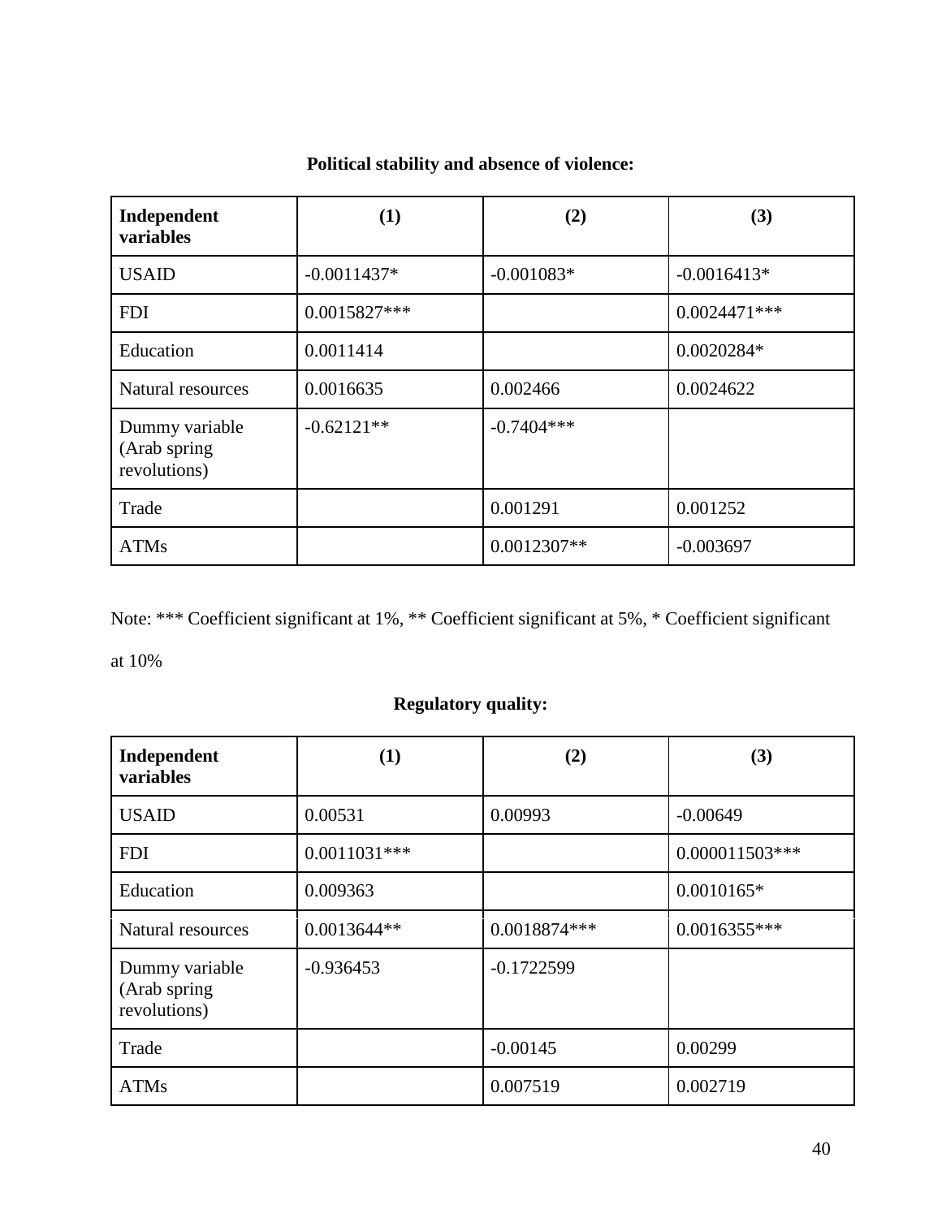**Political stability and absence of violence:**

| Independent variables | (1) | (2) | (3) |
|---|---|---|---|
| USAID | -0.0011437* | -0.001083* | -0.0016413* |
| FDI | 0.0015827*** | | 0.0024471*** |
| Education | 0.0011414 | | 0.0020284* |
| Natural resources | 0.0016635 | 0.002466 | 0.0024622 |
| Dummy variable (Arab spring revolutions) | -0.62121** | -0.7404*** | |
| Trade | | 0.001291 | 0.001252 |
| ATMs | | 0.0012307** | -0.003697 |

Note: *** Coefficient significant at 1%, ** Coefficient significant at 5%, * Coefficient significant at 10%

**Regulatory quality:**

| Independent variables | (1) | (2) | (3) |
|---|---|---|---|
| USAID | 0.00531 | 0.00993 | -0.00649 |
| FDI | 0.0011031*** | | 0.000011503*** |
| Education | 0.009363 | | 0.0010165* |
| Natural resources | 0.0013644** | 0.0018874*** | 0.0016355*** |
| Dummy variable (Arab spring revolutions) | -0.936453 | -0.1722599 | |
| Trade | | -0.00145 | 0.00299 |
| ATMs | | 0.007519 | 0.002719 |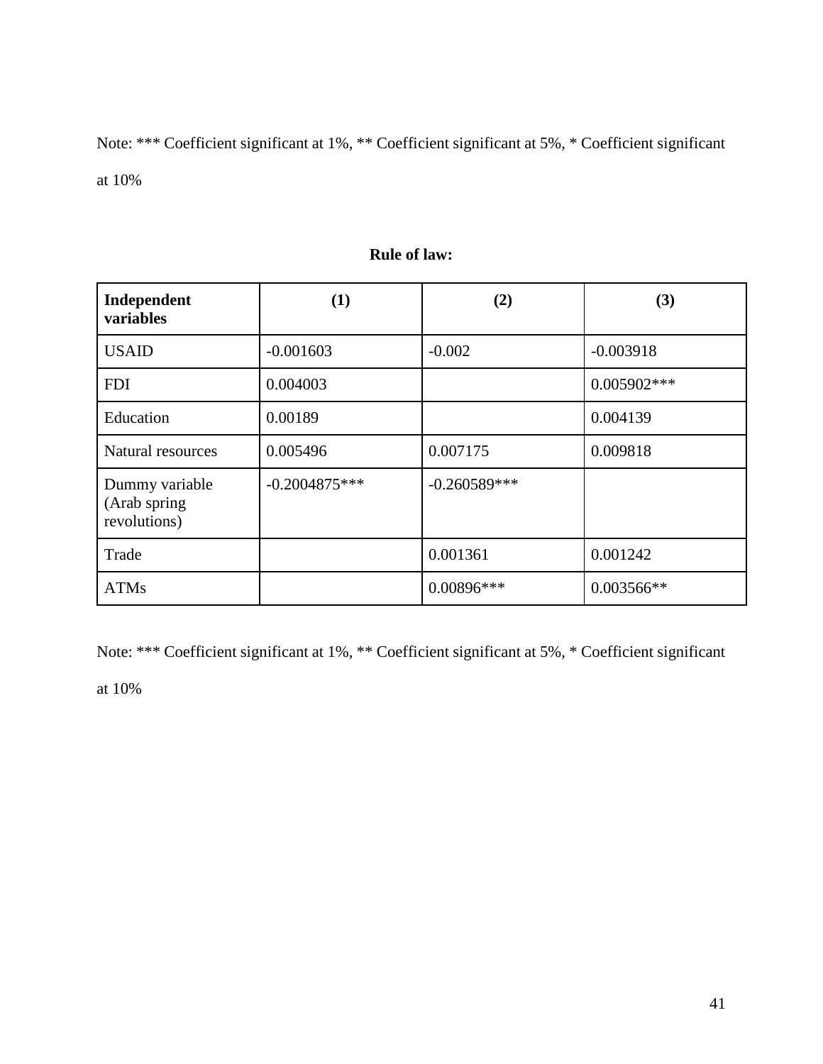Note: *** Coefficient significant at 1%, ** Coefficient significant at 5%, * Coefficient significant at 10%

**Rule of law:**

| Independent variables | (1) | (2) | (3) |
|---|---|---|---|
| USAID | -0.001603 | -0.002 | -0.003918 |
| FDI | 0.004003 | | 0.005902*** |
| Education | 0.00189 | | 0.004139 |
| Natural resources | 0.005496 | 0.007175 | 0.009818 |
| Dummy variable (Arab spring revolutions) | -0.2004875*** | -0.260589*** | |
| Trade | | 0.001361 | 0.001242 |
| ATMs | | 0.00896*** | 0.003566** |

Note: *** Coefficient significant at 1%, ** Coefficient significant at 5%, * Coefficient significant at 10%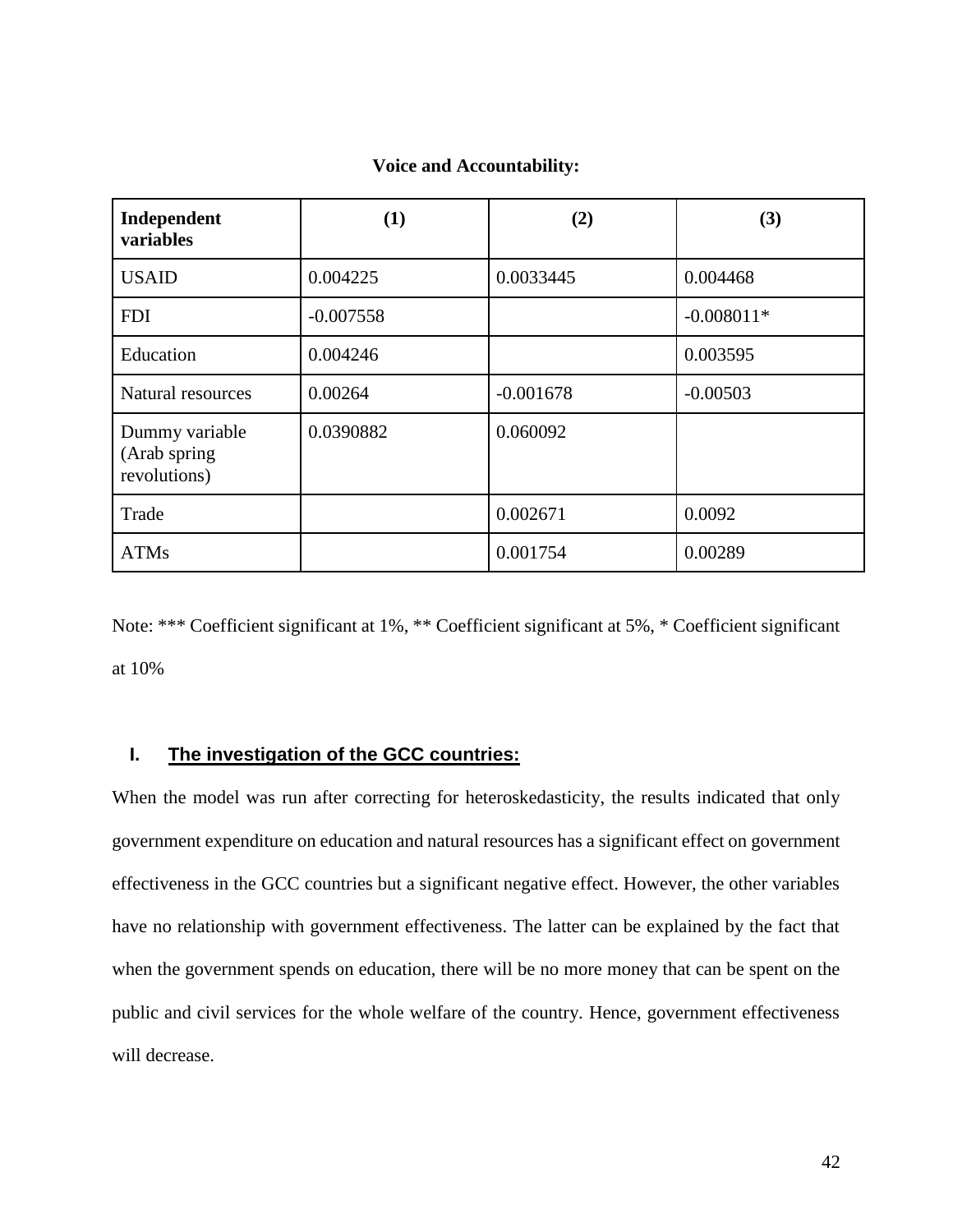**Voice and Accountability:**

| Independent variables | (1) | (2) | (3) |
|---|---|---|---|
| USAID | 0.004225 | 0.0033445 | 0.004468 |
| FDI | -0.007558 | | -0.008011* |
| Education | 0.004246 | | 0.003595 |
| Natural resources | 0.00264 | -0.001678 | -0.00503 |
| Dummy variable (Arab spring revolutions) | 0.0390882 | 0.060092 | |
| Trade | | 0.002671 | 0.0092 |
| ATMs | | 0.001754 | 0.00289 |

Note: *** Coefficient significant at 1%, ** Coefficient significant at 5%, * Coefficient significant at 10%

## I. The investigation of the GCC countries:

When the model was run after correcting for heteroskedasticity, the results indicated that only government expenditure on education and natural resources has a significant effect on government effectiveness in the GCC countries but a significant negative effect. However, the other variables have no relationship with government effectiveness. The latter can be explained by the fact that when the government spends on education, there will be no more money that can be spent on the public and civil services for the whole welfare of the country. Hence, government effectiveness will decrease.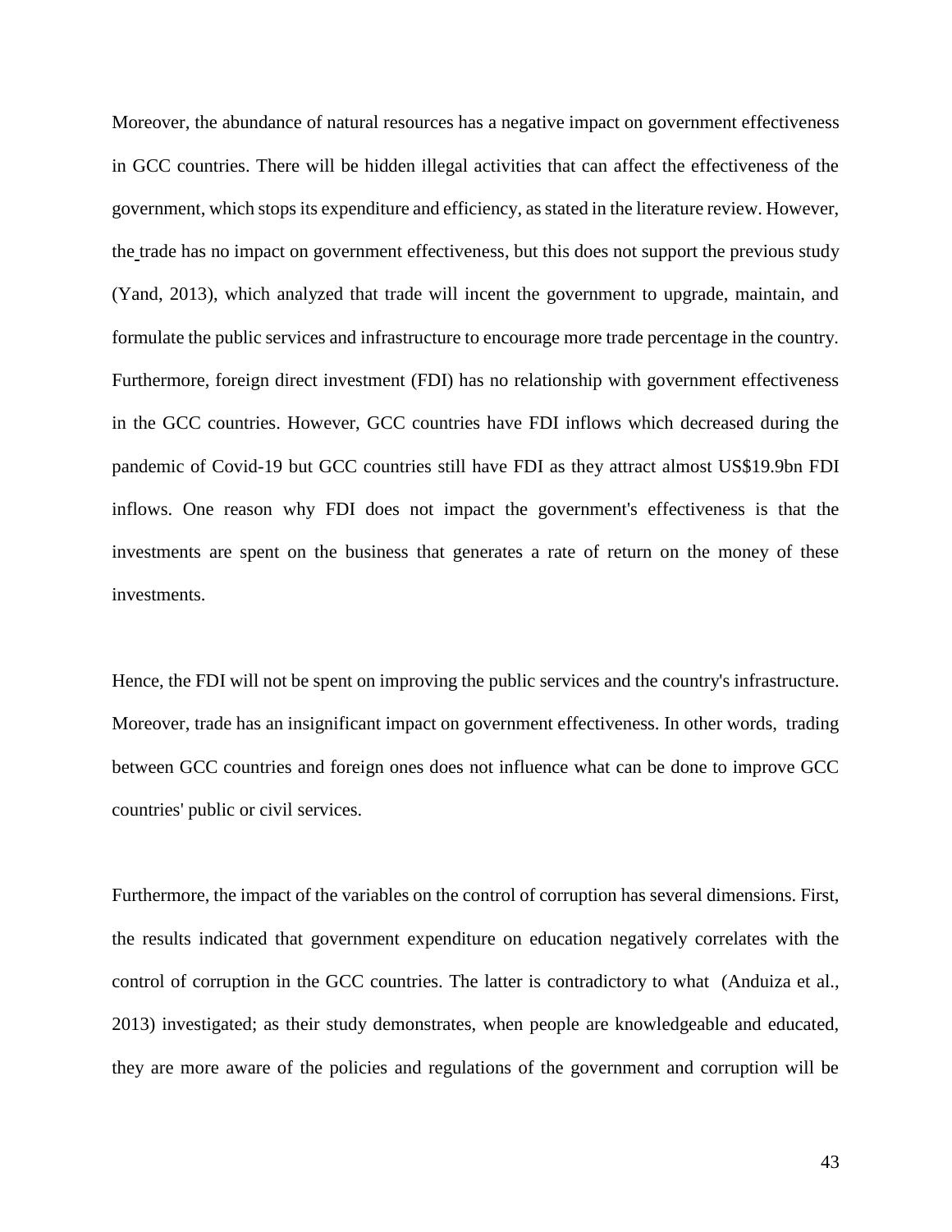Moreover, the abundance of natural resources has a negative impact on government effectiveness in GCC countries. There will be hidden illegal activities that can affect the effectiveness of the government, which stops its expenditure and efficiency, as stated in the literature review. However, the trade has no impact on government effectiveness, but this does not support the previous study (Yand, 2013), which analyzed that trade will incent the government to upgrade, maintain, and formulate the public services and infrastructure to encourage more trade percentage in the country. Furthermore, foreign direct investment (FDI) has no relationship with government effectiveness in the GCC countries. However, GCC countries have FDI inflows which decreased during the pandemic of Covid-19 but GCC countries still have FDI as they attract almost US$19.9bn FDI inflows. One reason why FDI does not impact the government's effectiveness is that the investments are spent on the business that generates a rate of return on the money of these investments.

Hence, the FDI will not be spent on improving the public services and the country's infrastructure. Moreover, trade has an insignificant impact on government effectiveness. In other words, trading between GCC countries and foreign ones does not influence what can be done to improve GCC countries' public or civil services.

Furthermore, the impact of the variables on the control of corruption has several dimensions. First, the results indicated that government expenditure on education negatively correlates with the control of corruption in the GCC countries. The latter is contradictory to what (Anduiza et al., 2013) investigated; as their study demonstrates, when people are knowledgeable and educated, they are more aware of the policies and regulations of the government and corruption will be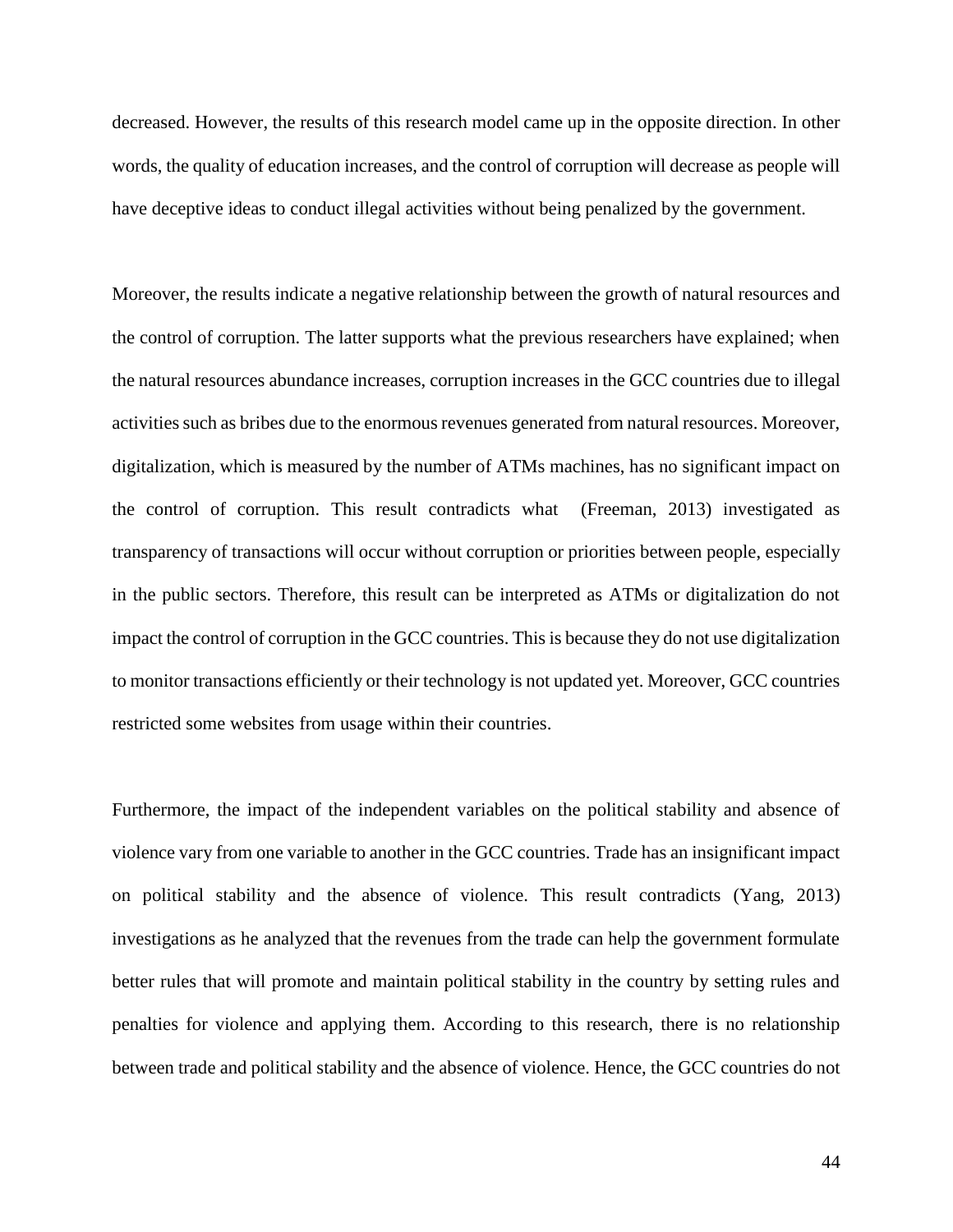decreased. However, the results of this research model came up in the opposite direction. In other words, the quality of education increases, and the control of corruption will decrease as people will have deceptive ideas to conduct illegal activities without being penalized by the government.

Moreover, the results indicate a negative relationship between the growth of natural resources and the control of corruption. The latter supports what the previous researchers have explained; when the natural resources abundance increases, corruption increases in the GCC countries due to illegal activities such as bribes due to the enormous revenues generated from natural resources. Moreover, digitalization, which is measured by the number of ATMs machines, has no significant impact on the control of corruption. This result contradicts what (Freeman, 2013) investigated as transparency of transactions will occur without corruption or priorities between people, especially in the public sectors. Therefore, this result can be interpreted as ATMs or digitalization do not impact the control of corruption in the GCC countries. This is because they do not use digitalization to monitor transactions efficiently or their technology is not updated yet. Moreover, GCC countries restricted some websites from usage within their countries.

Furthermore, the impact of the independent variables on the political stability and absence of violence vary from one variable to another in the GCC countries. Trade has an insignificant impact on political stability and the absence of violence. This result contradicts (Yang, 2013) investigations as he analyzed that the revenues from the trade can help the government formulate better rules that will promote and maintain political stability in the country by setting rules and penalties for violence and applying them. According to this research, there is no relationship between trade and political stability and the absence of violence. Hence, the GCC countries do not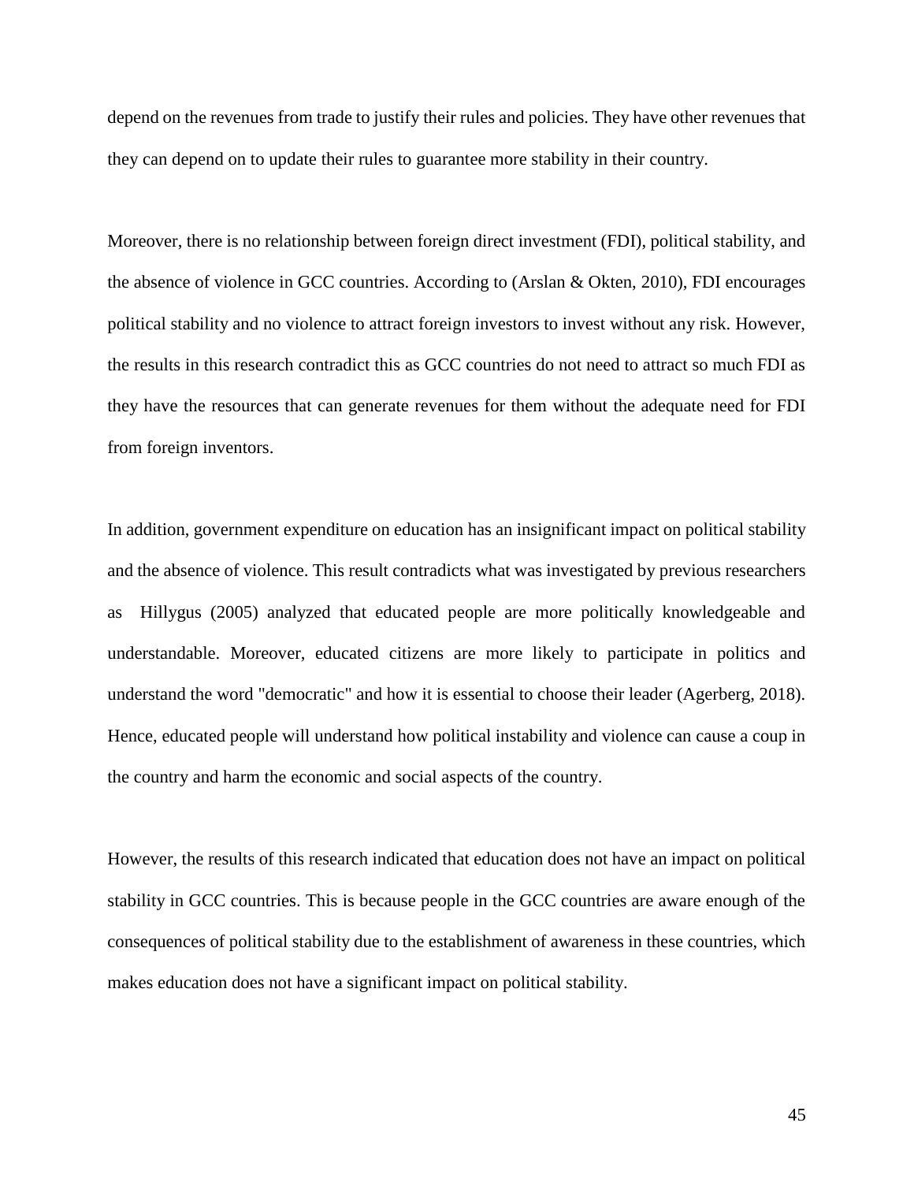depend on the revenues from trade to justify their rules and policies. They have other revenues that they can depend on to update their rules to guarantee more stability in their country.

Moreover, there is no relationship between foreign direct investment (FDI), political stability, and the absence of violence in GCC countries. According to (Arslan & Okten, 2010), FDI encourages political stability and no violence to attract foreign investors to invest without any risk. However, the results in this research contradict this as GCC countries do not need to attract so much FDI as they have the resources that can generate revenues for them without the adequate need for FDI from foreign inventors.

In addition, government expenditure on education has an insignificant impact on political stability and the absence of violence. This result contradicts what was investigated by previous researchers as Hillygus (2005) analyzed that educated people are more politically knowledgeable and understandable. Moreover, educated citizens are more likely to participate in politics and understand the word "democratic" and how it is essential to choose their leader (Agerberg, 2018). Hence, educated people will understand how political instability and violence can cause a coup in the country and harm the economic and social aspects of the country.

However, the results of this research indicated that education does not have an impact on political stability in GCC countries. This is because people in the GCC countries are aware enough of the consequences of political stability due to the establishment of awareness in these countries, which makes education does not have a significant impact on political stability.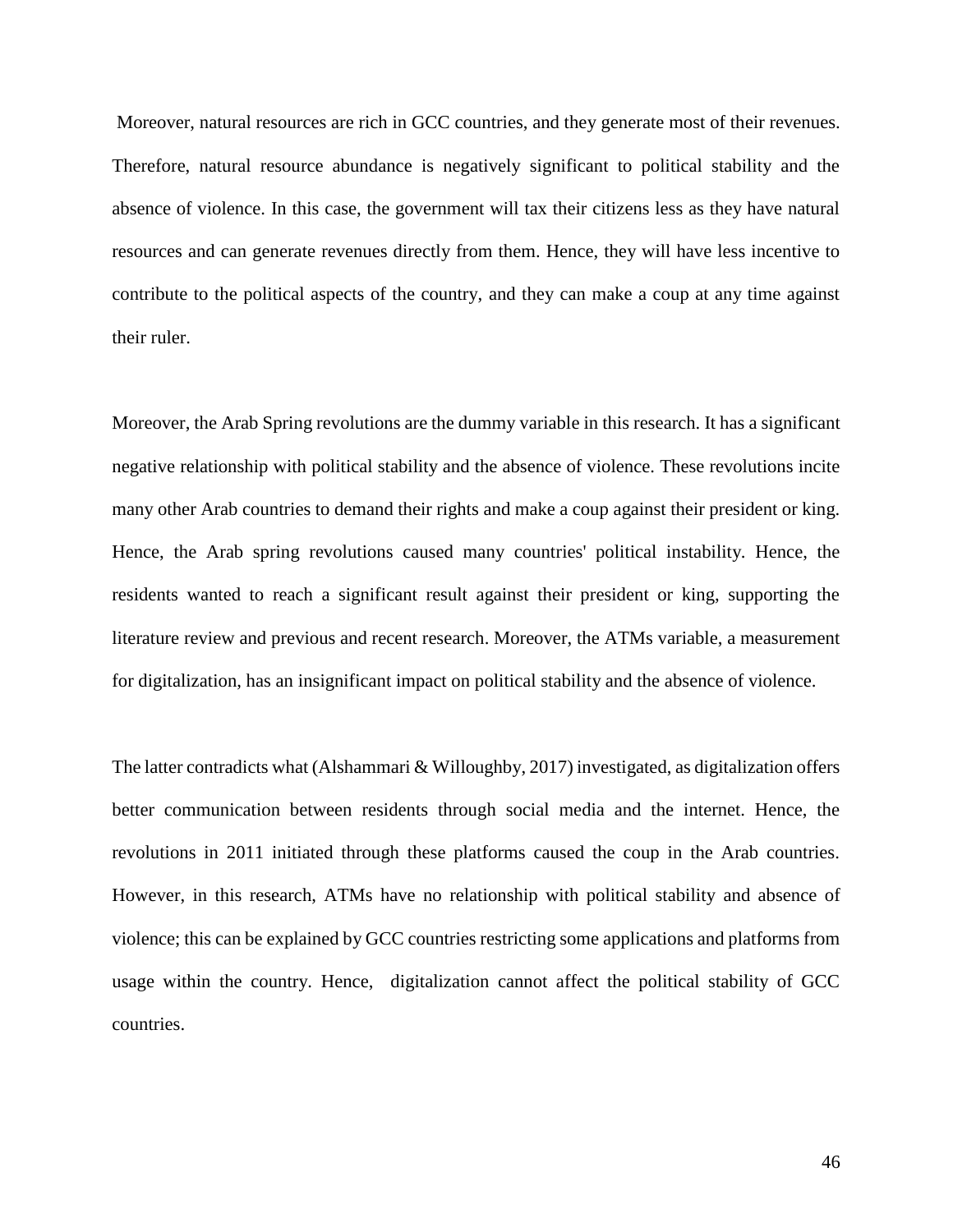Moreover, natural resources are rich in GCC countries, and they generate most of their revenues. Therefore, natural resource abundance is negatively significant to political stability and the absence of violence. In this case, the government will tax their citizens less as they have natural resources and can generate revenues directly from them. Hence, they will have less incentive to contribute to the political aspects of the country, and they can make a coup at any time against their ruler.

Moreover, the Arab Spring revolutions are the dummy variable in this research. It has a significant negative relationship with political stability and the absence of violence. These revolutions incite many other Arab countries to demand their rights and make a coup against their president or king. Hence, the Arab spring revolutions caused many countries' political instability. Hence, the residents wanted to reach a significant result against their president or king, supporting the literature review and previous and recent research. Moreover, the ATMs variable, a measurement for digitalization, has an insignificant impact on political stability and the absence of violence.

The latter contradicts what (Alshammari & Willoughby, 2017) investigated, as digitalization offers better communication between residents through social media and the internet. Hence, the revolutions in 2011 initiated through these platforms caused the coup in the Arab countries. However, in this research, ATMs have no relationship with political stability and absence of violence; this can be explained by GCC countries restricting some applications and platforms from usage within the country. Hence, digitalization cannot affect the political stability of GCC countries.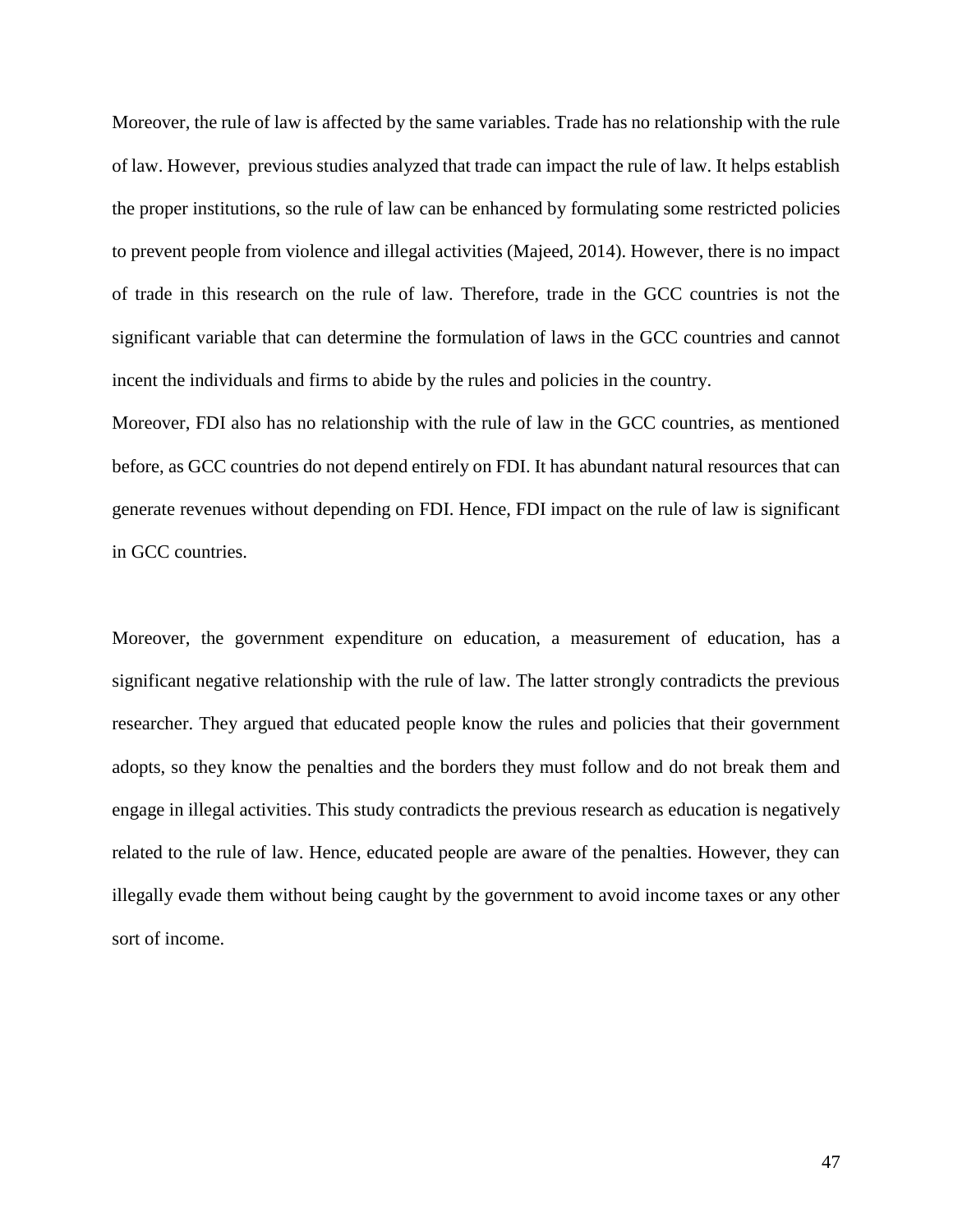Moreover, the rule of law is affected by the same variables. Trade has no relationship with the rule of law. However, previous studies analyzed that trade can impact the rule of law. It helps establish the proper institutions, so the rule of law can be enhanced by formulating some restricted policies to prevent people from violence and illegal activities (Majeed, 2014). However, there is no impact of trade in this research on the rule of law. Therefore, trade in the GCC countries is not the significant variable that can determine the formulation of laws in the GCC countries and cannot incent the individuals and firms to abide by the rules and policies in the country.

Moreover, FDI also has no relationship with the rule of law in the GCC countries, as mentioned before, as GCC countries do not depend entirely on FDI. It has abundant natural resources that can generate revenues without depending on FDI. Hence, FDI impact on the rule of law is significant in GCC countries.

Moreover, the government expenditure on education, a measurement of education, has a significant negative relationship with the rule of law. The latter strongly contradicts the previous researcher. They argued that educated people know the rules and policies that their government adopts, so they know the penalties and the borders they must follow and do not break them and engage in illegal activities. This study contradicts the previous research as education is negatively related to the rule of law. Hence, educated people are aware of the penalties. However, they can illegally evade them without being caught by the government to avoid income taxes or any other sort of income.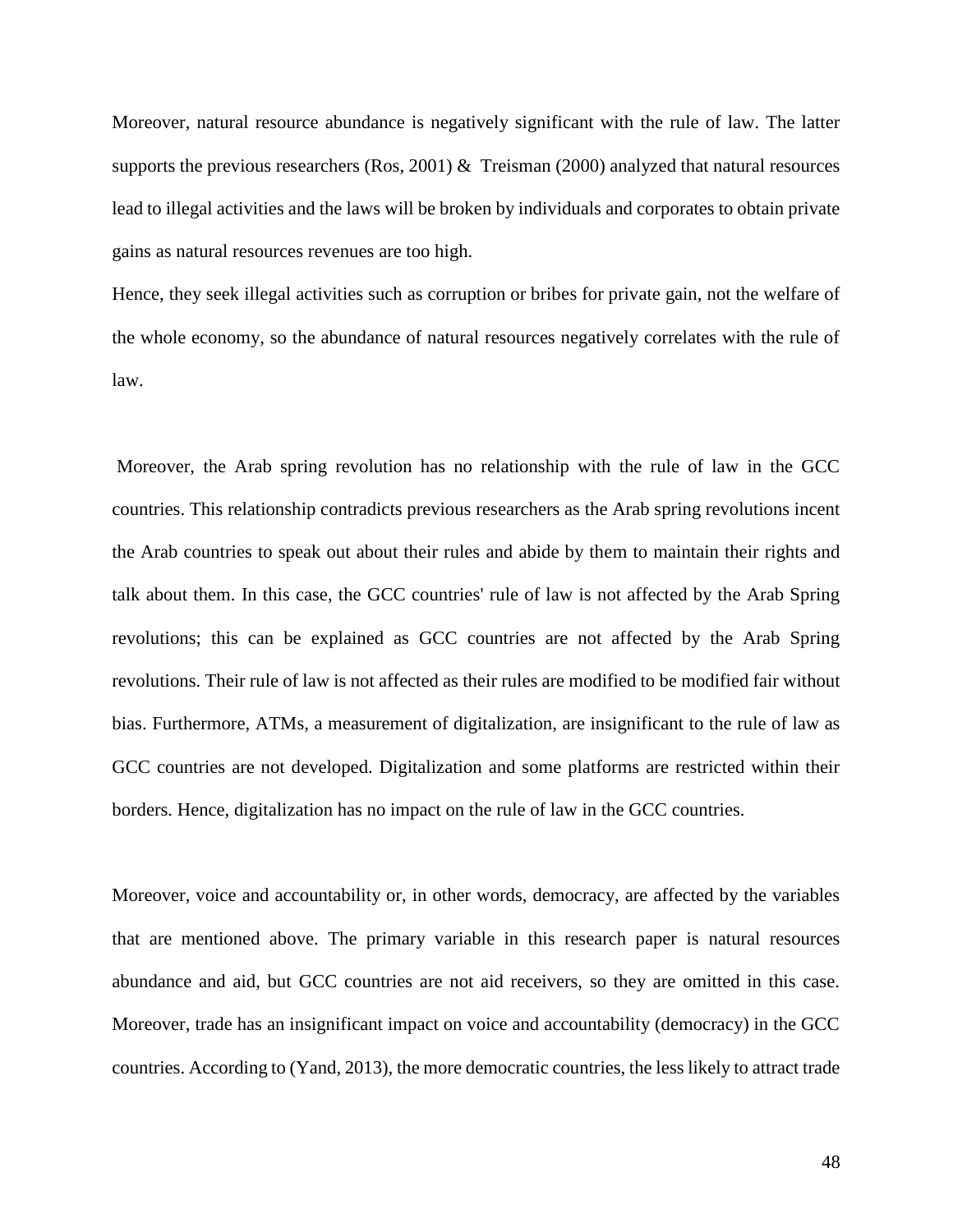Moreover, natural resource abundance is negatively significant with the rule of law. The latter supports the previous researchers (Ros, 2001) & Treisman (2000) analyzed that natural resources lead to illegal activities and the laws will be broken by individuals and corporates to obtain private gains as natural resources revenues are too high.

Hence, they seek illegal activities such as corruption or bribes for private gain, not the welfare of the whole economy, so the abundance of natural resources negatively correlates with the rule of law.

Moreover, the Arab spring revolution has no relationship with the rule of law in the GCC countries. This relationship contradicts previous researchers as the Arab spring revolutions incent the Arab countries to speak out about their rules and abide by them to maintain their rights and talk about them. In this case, the GCC countries' rule of law is not affected by the Arab Spring revolutions; this can be explained as GCC countries are not affected by the Arab Spring revolutions. Their rule of law is not affected as their rules are modified to be modified fair without bias. Furthermore, ATMs, a measurement of digitalization, are insignificant to the rule of law as GCC countries are not developed. Digitalization and some platforms are restricted within their borders. Hence, digitalization has no impact on the rule of law in the GCC countries.

Moreover, voice and accountability or, in other words, democracy, are affected by the variables that are mentioned above. The primary variable in this research paper is natural resources abundance and aid, but GCC countries are not aid receivers, so they are omitted in this case. Moreover, trade has an insignificant impact on voice and accountability (democracy) in the GCC countries. According to (Yand, 2013), the more democratic countries, the less likely to attract trade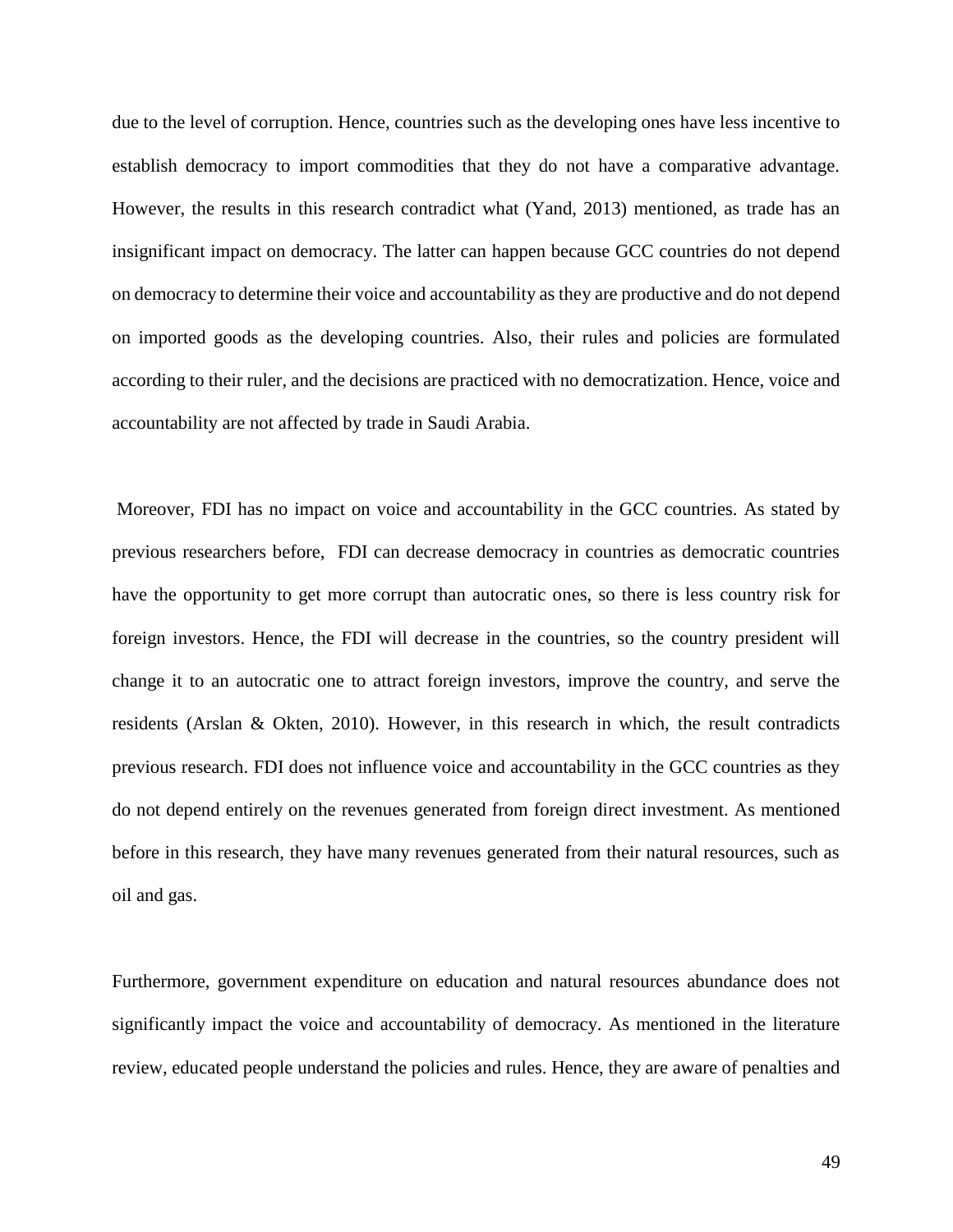due to the level of corruption. Hence, countries such as the developing ones have less incentive to establish democracy to import commodities that they do not have a comparative advantage. However, the results in this research contradict what (Yand, 2013) mentioned, as trade has an insignificant impact on democracy. The latter can happen because GCC countries do not depend on democracy to determine their voice and accountability as they are productive and do not depend on imported goods as the developing countries. Also, their rules and policies are formulated according to their ruler, and the decisions are practiced with no democratization. Hence, voice and accountability are not affected by trade in Saudi Arabia.

Moreover, FDI has no impact on voice and accountability in the GCC countries. As stated by previous researchers before, FDI can decrease democracy in countries as democratic countries have the opportunity to get more corrupt than autocratic ones, so there is less country risk for foreign investors. Hence, the FDI will decrease in the countries, so the country president will change it to an autocratic one to attract foreign investors, improve the country, and serve the residents (Arslan & Okten, 2010). However, in this research in which, the result contradicts previous research. FDI does not influence voice and accountability in the GCC countries as they do not depend entirely on the revenues generated from foreign direct investment. As mentioned before in this research, they have many revenues generated from their natural resources, such as oil and gas.

Furthermore, government expenditure on education and natural resources abundance does not significantly impact the voice and accountability of democracy. As mentioned in the literature review, educated people understand the policies and rules. Hence, they are aware of penalties and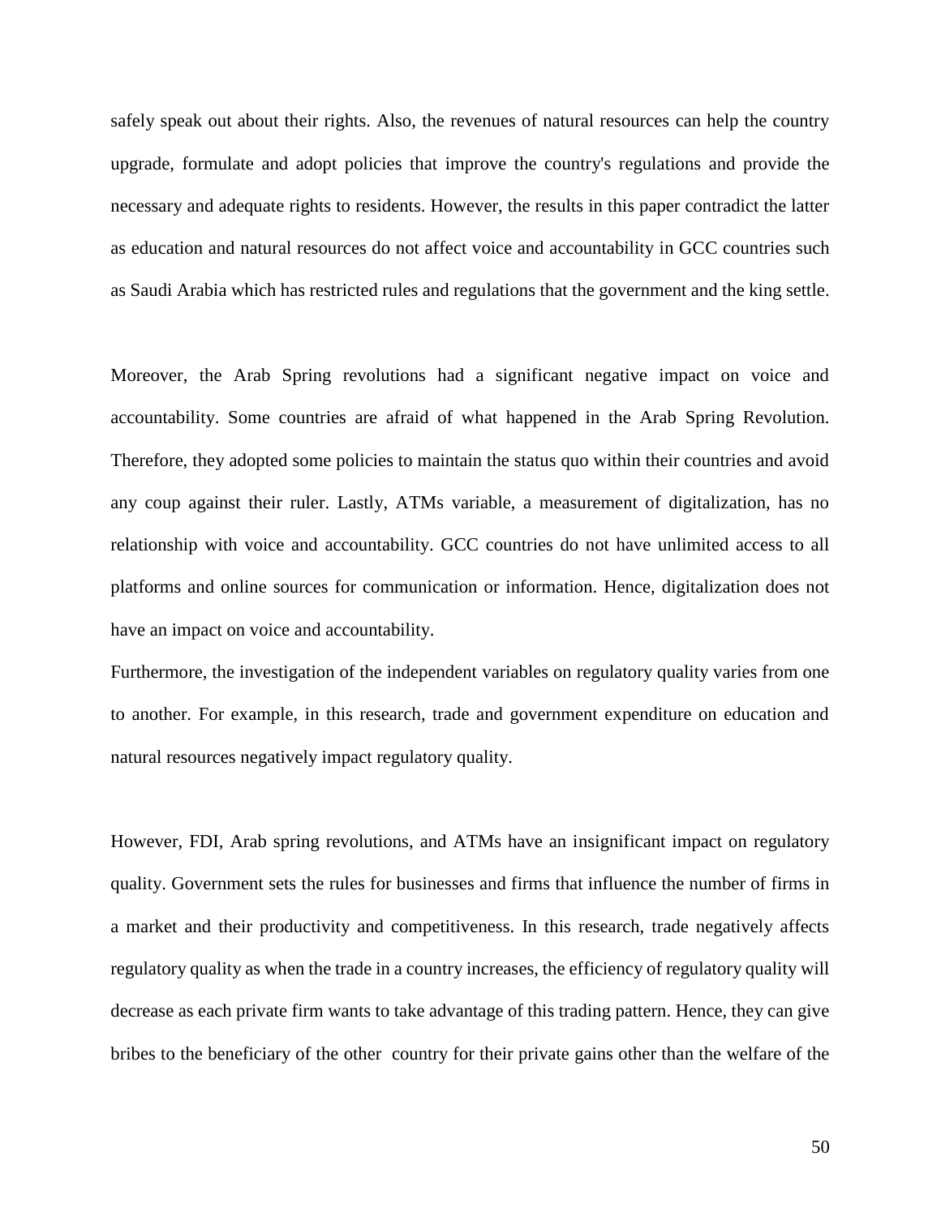safely speak out about their rights. Also, the revenues of natural resources can help the country upgrade, formulate and adopt policies that improve the country's regulations and provide the necessary and adequate rights to residents. However, the results in this paper contradict the latter as education and natural resources do not affect voice and accountability in GCC countries such as Saudi Arabia which has restricted rules and regulations that the government and the king settle.

Moreover, the Arab Spring revolutions had a significant negative impact on voice and accountability. Some countries are afraid of what happened in the Arab Spring Revolution. Therefore, they adopted some policies to maintain the status quo within their countries and avoid any coup against their ruler. Lastly, ATMs variable, a measurement of digitalization, has no relationship with voice and accountability. GCC countries do not have unlimited access to all platforms and online sources for communication or information. Hence, digitalization does not have an impact on voice and accountability.

Furthermore, the investigation of the independent variables on regulatory quality varies from one to another. For example, in this research, trade and government expenditure on education and natural resources negatively impact regulatory quality.

However, FDI, Arab spring revolutions, and ATMs have an insignificant impact on regulatory quality. Government sets the rules for businesses and firms that influence the number of firms in a market and their productivity and competitiveness. In this research, trade negatively affects regulatory quality as when the trade in a country increases, the efficiency of regulatory quality will decrease as each private firm wants to take advantage of this trading pattern. Hence, they can give bribes to the beneficiary of the other country for their private gains other than the welfare of the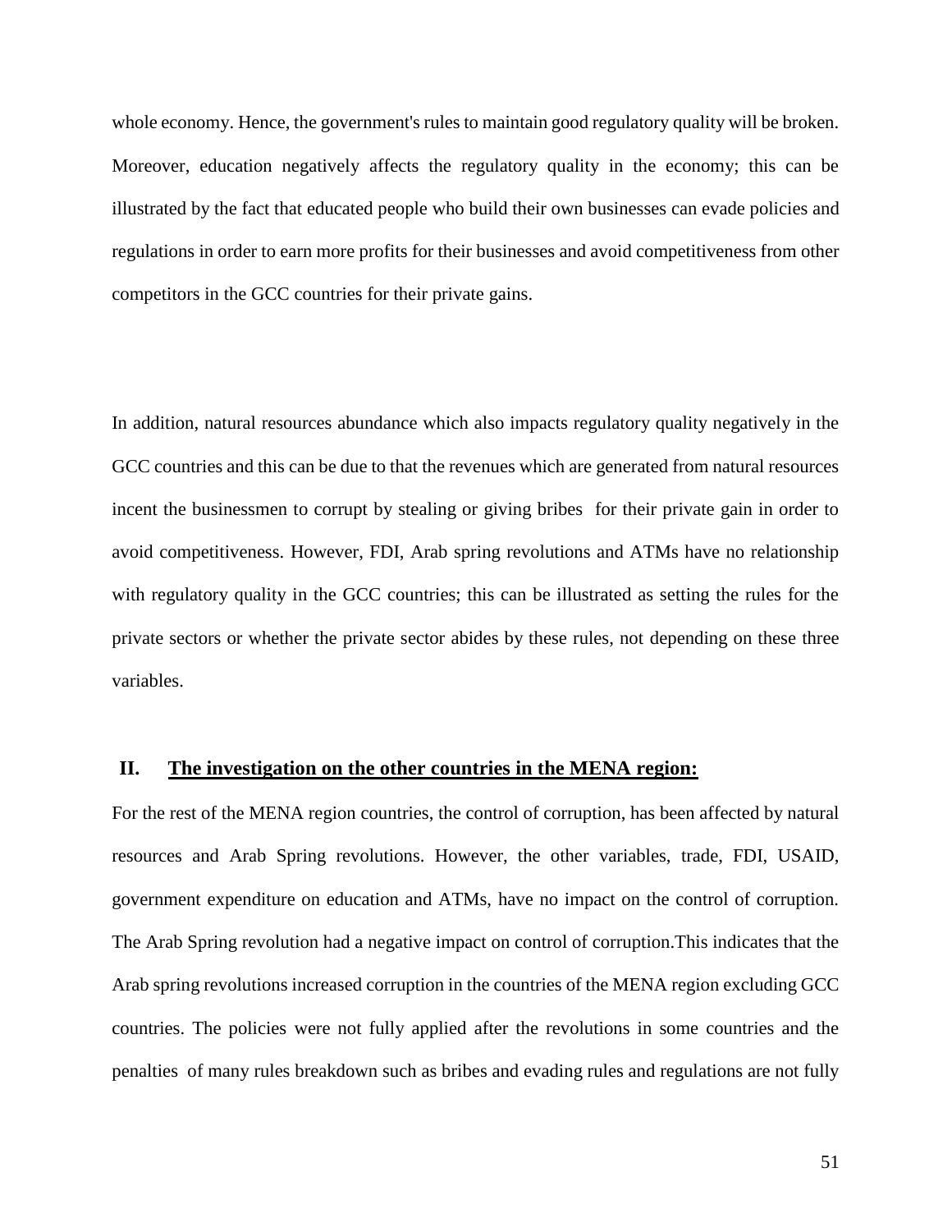whole economy. Hence, the government's rules to maintain good regulatory quality will be broken. Moreover, education negatively affects the regulatory quality in the economy; this can be illustrated by the fact that educated people who build their own businesses can evade policies and regulations in order to earn more profits for their businesses and avoid competitiveness from other competitors in the GCC countries for their private gains.

In addition, natural resources abundance which also impacts regulatory quality negatively in the GCC countries and this can be due to that the revenues which are generated from natural resources incent the businessmen to corrupt by stealing or giving bribes for their private gain in order to avoid competitiveness. However, FDI, Arab spring revolutions and ATMs have no relationship with regulatory quality in the GCC countries; this can be illustrated as setting the rules for the private sectors or whether the private sector abides by these rules, not depending on these three variables.

## II. The investigation on the other countries in the MENA region:

For the rest of the MENA region countries, the control of corruption, has been affected by natural resources and Arab Spring revolutions. However, the other variables, trade, FDI, USAID, government expenditure on education and ATMs, have no impact on the control of corruption. The Arab Spring revolution had a negative impact on control of corruption.This indicates that the Arab spring revolutions increased corruption in the countries of the MENA region excluding GCC countries. The policies were not fully applied after the revolutions in some countries and the penalties of many rules breakdown such as bribes and evading rules and regulations are not fully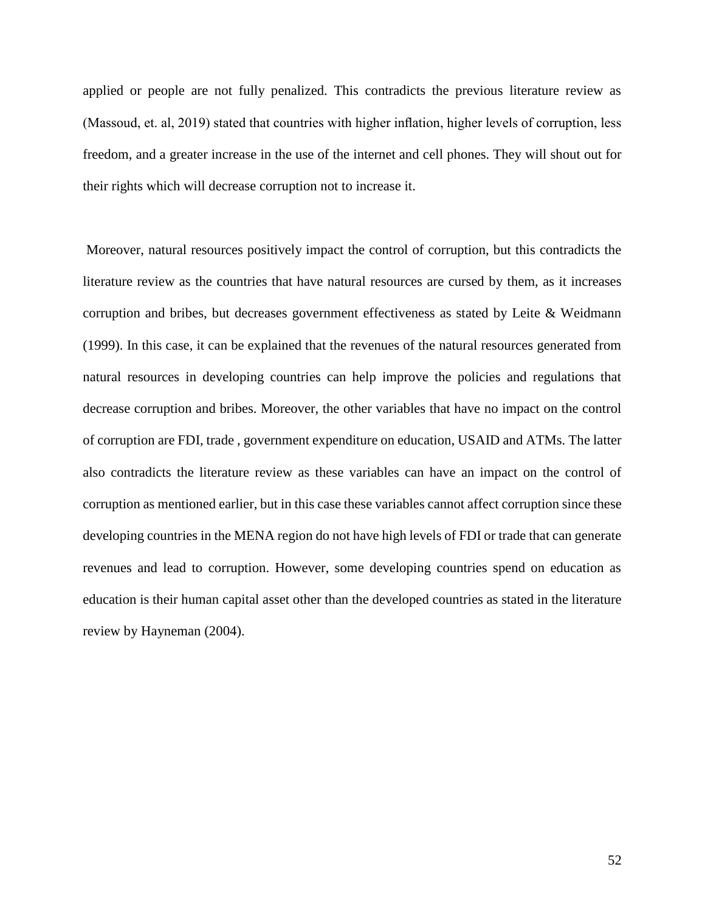applied or people are not fully penalized. This contradicts the previous literature review as (Massoud, et. al, 2019) stated that countries with higher inflation, higher levels of corruption, less freedom, and a greater increase in the use of the internet and cell phones. They will shout out for their rights which will decrease corruption not to increase it.

Moreover, natural resources positively impact the control of corruption, but this contradicts the literature review as the countries that have natural resources are cursed by them, as it increases corruption and bribes, but decreases government effectiveness as stated by Leite & Weidmann (1999). In this case, it can be explained that the revenues of the natural resources generated from natural resources in developing countries can help improve the policies and regulations that decrease corruption and bribes. Moreover, the other variables that have no impact on the control of corruption are FDI, trade , government expenditure on education, USAID and ATMs. The latter also contradicts the literature review as these variables can have an impact on the control of corruption as mentioned earlier, but in this case these variables cannot affect corruption since these developing countries in the MENA region do not have high levels of FDI or trade that can generate revenues and lead to corruption. However, some developing countries spend on education as education is their human capital asset other than the developed countries as stated in the literature review by Hayneman (2004).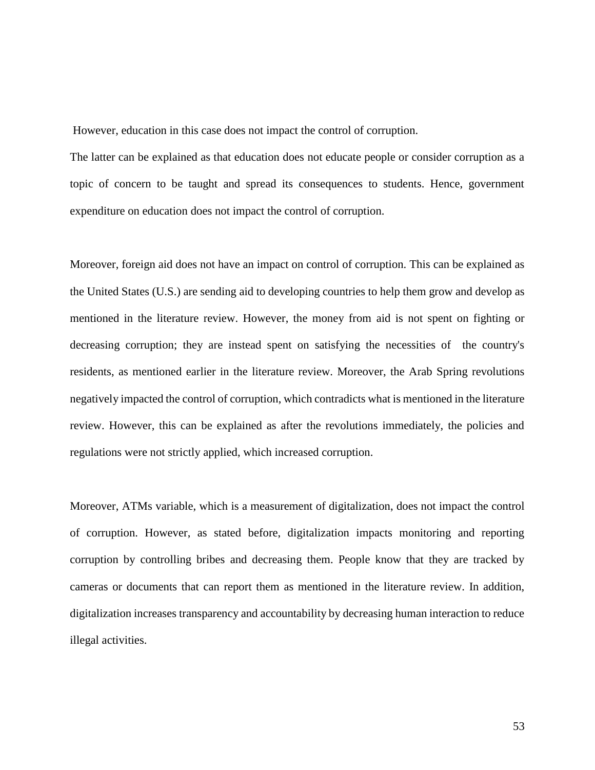However, education in this case does not impact the control of corruption.

The latter can be explained as that education does not educate people or consider corruption as a topic of concern to be taught and spread its consequences to students. Hence, government expenditure on education does not impact the control of corruption.

Moreover, foreign aid does not have an impact on control of corruption. This can be explained as the United States (U.S.) are sending aid to developing countries to help them grow and develop as mentioned in the literature review. However, the money from aid is not spent on fighting or decreasing corruption; they are instead spent on satisfying the necessities of the country's residents, as mentioned earlier in the literature review. Moreover, the Arab Spring revolutions negatively impacted the control of corruption, which contradicts what is mentioned in the literature review. However, this can be explained as after the revolutions immediately, the policies and regulations were not strictly applied, which increased corruption.

Moreover, ATMs variable, which is a measurement of digitalization, does not impact the control of corruption. However, as stated before, digitalization impacts monitoring and reporting corruption by controlling bribes and decreasing them. People know that they are tracked by cameras or documents that can report them as mentioned in the literature review. In addition, digitalization increases transparency and accountability by decreasing human interaction to reduce illegal activities.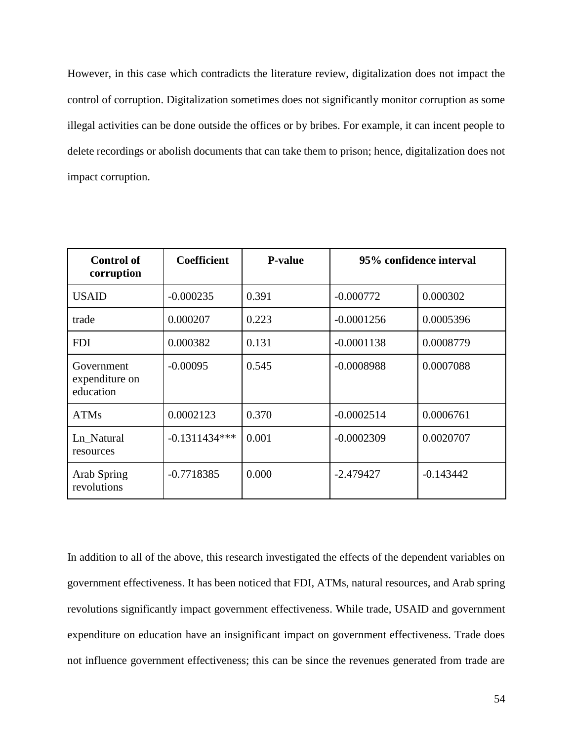However, in this case which contradicts the literature review, digitalization does not impact the control of corruption. Digitalization sometimes does not significantly monitor corruption as some illegal activities can be done outside the offices or by bribes. For example, it can incent people to delete recordings or abolish documents that can take them to prison; hence, digitalization does not impact corruption.

| **Control of corruption** | **Coefficient** | **P-value** | **95% confidence interval** | |
|---|---|---|---|---|
| USAID | -0.000235 | 0.391 | -0.000772 | 0.000302 |
| trade | 0.000207 | 0.223 | -0.0001256 | 0.0005396 |
| FDI | 0.000382 | 0.131 | -0.0001138 | 0.0008779 |
| Government expenditure on education | -0.00095 | 0.545 | -0.0008988 | 0.0007088 |
| ATMs | 0.0002123 | 0.370 | -0.0002514 | 0.0006761 |
| Ln_Natural resources | -0.1311434*** | 0.001 | -0.0002309 | 0.0020707 |
| Arab Spring revolutions | -0.7718385 | 0.000 | -2.479427 | -0.143442 |

In addition to all of the above, this research investigated the effects of the dependent variables on government effectiveness. It has been noticed that FDI, ATMs, natural resources, and Arab spring revolutions significantly impact government effectiveness. While trade, USAID and government expenditure on education have an insignificant impact on government effectiveness. Trade does not influence government effectiveness; this can be since the revenues generated from trade are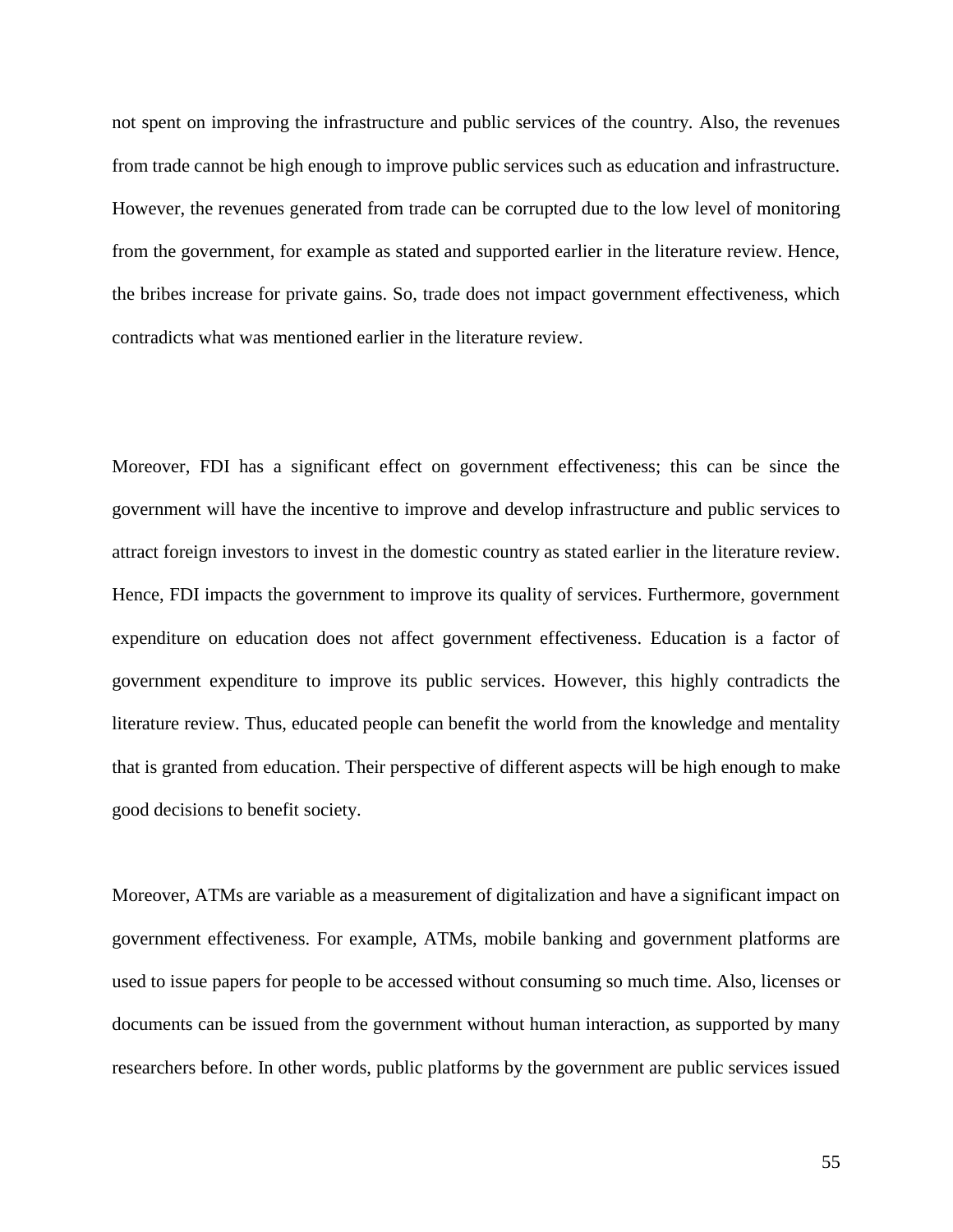not spent on improving the infrastructure and public services of the country. Also, the revenues from trade cannot be high enough to improve public services such as education and infrastructure. However, the revenues generated from trade can be corrupted due to the low level of monitoring from the government, for example as stated and supported earlier in the literature review. Hence, the bribes increase for private gains. So, trade does not impact government effectiveness, which contradicts what was mentioned earlier in the literature review.

Moreover, FDI has a significant effect on government effectiveness; this can be since the government will have the incentive to improve and develop infrastructure and public services to attract foreign investors to invest in the domestic country as stated earlier in the literature review. Hence, FDI impacts the government to improve its quality of services. Furthermore, government expenditure on education does not affect government effectiveness. Education is a factor of government expenditure to improve its public services. However, this highly contradicts the literature review. Thus, educated people can benefit the world from the knowledge and mentality that is granted from education. Their perspective of different aspects will be high enough to make good decisions to benefit society.

Moreover, ATMs are variable as a measurement of digitalization and have a significant impact on government effectiveness. For example, ATMs, mobile banking and government platforms are used to issue papers for people to be accessed without consuming so much time. Also, licenses or documents can be issued from the government without human interaction, as supported by many researchers before. In other words, public platforms by the government are public services issued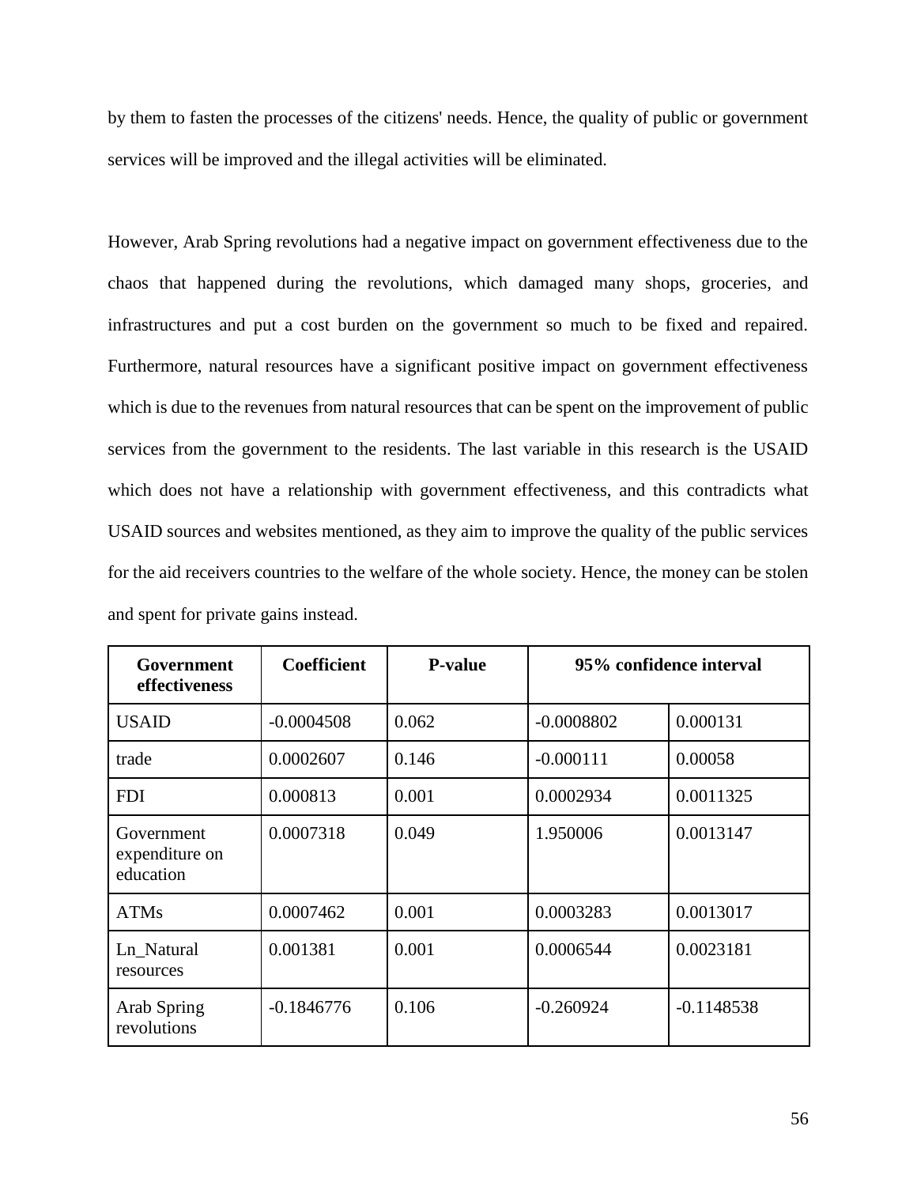by them to fasten the processes of the citizens' needs. Hence, the quality of public or government services will be improved and the illegal activities will be eliminated.

However, Arab Spring revolutions had a negative impact on government effectiveness due to the chaos that happened during the revolutions, which damaged many shops, groceries, and infrastructures and put a cost burden on the government so much to be fixed and repaired. Furthermore, natural resources have a significant positive impact on government effectiveness which is due to the revenues from natural resources that can be spent on the improvement of public services from the government to the residents. The last variable in this research is the USAID which does not have a relationship with government effectiveness, and this contradicts what USAID sources and websites mentioned, as they aim to improve the quality of the public services for the aid receivers countries to the welfare of the whole society. Hence, the money can be stolen and spent for private gains instead.

| Government effectiveness | Coefficient | P-value | 95% confidence interval | |
|---|---|---|---|---|
| USAID | -0.0004508 | 0.062 | -0.0008802 | 0.000131 |
| trade | 0.0002607 | 0.146 | -0.000111 | 0.00058 |
| FDI | 0.000813 | 0.001 | 0.0002934 | 0.0011325 |
| Government expenditure on education | 0.0007318 | 0.049 | 1.950006 | 0.0013147 |
| ATMs | 0.0007462 | 0.001 | 0.0003283 | 0.0013017 |
| Ln_Natural resources | 0.001381 | 0.001 | 0.0006544 | 0.0023181 |
| Arab Spring revolutions | -0.1846776 | 0.106 | -0.260924 | -0.1148538 |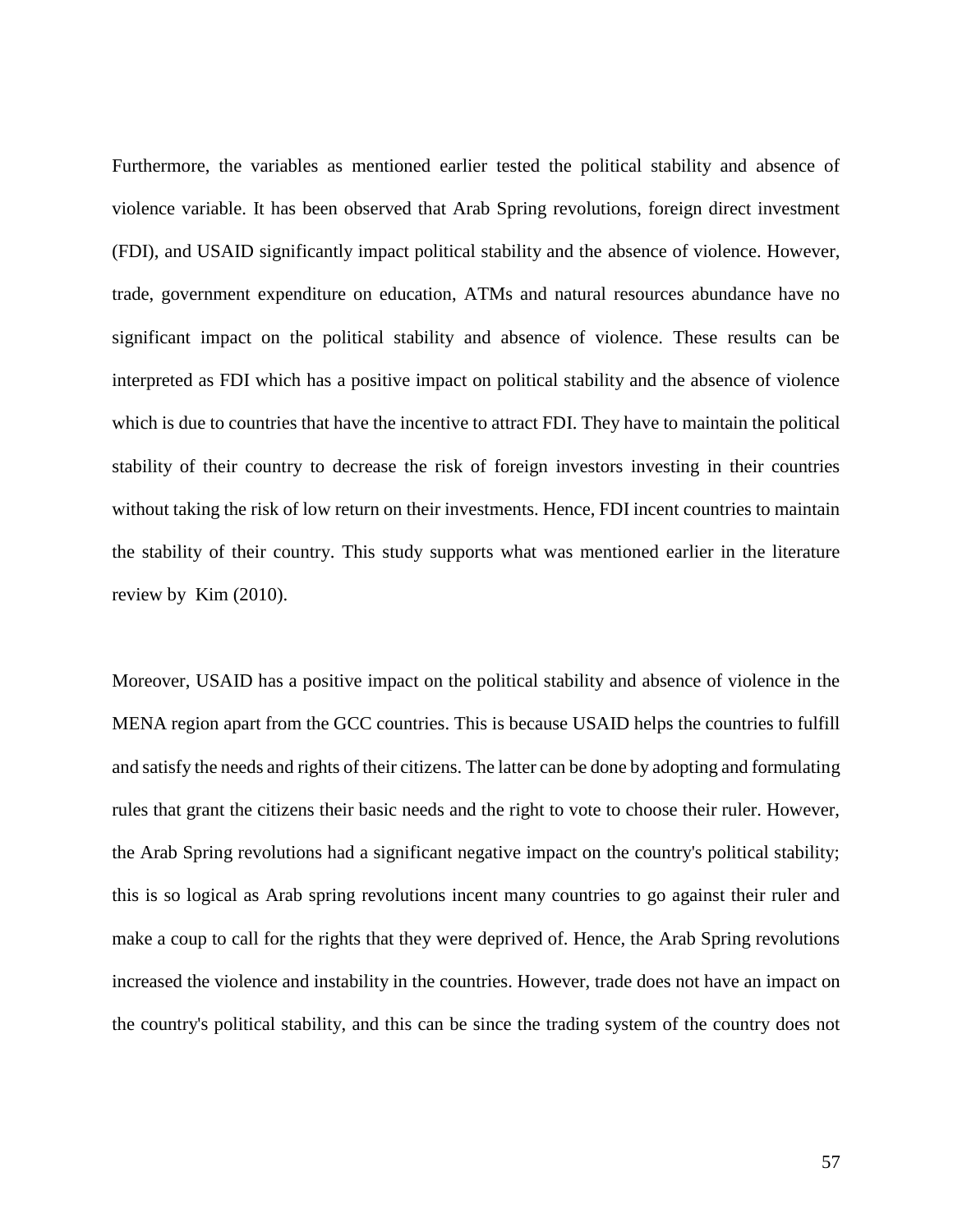Furthermore, the variables as mentioned earlier tested the political stability and absence of violence variable. It has been observed that Arab Spring revolutions, foreign direct investment (FDI), and USAID significantly impact political stability and the absence of violence. However, trade, government expenditure on education, ATMs and natural resources abundance have no significant impact on the political stability and absence of violence. These results can be interpreted as FDI which has a positive impact on political stability and the absence of violence which is due to countries that have the incentive to attract FDI. They have to maintain the political stability of their country to decrease the risk of foreign investors investing in their countries without taking the risk of low return on their investments. Hence, FDI incent countries to maintain the stability of their country. This study supports what was mentioned earlier in the literature review by Kim (2010).

Moreover, USAID has a positive impact on the political stability and absence of violence in the MENA region apart from the GCC countries. This is because USAID helps the countries to fulfill and satisfy the needs and rights of their citizens. The latter can be done by adopting and formulating rules that grant the citizens their basic needs and the right to vote to choose their ruler. However, the Arab Spring revolutions had a significant negative impact on the country's political stability; this is so logical as Arab spring revolutions incent many countries to go against their ruler and make a coup to call for the rights that they were deprived of. Hence, the Arab Spring revolutions increased the violence and instability in the countries. However, trade does not have an impact on the country's political stability, and this can be since the trading system of the country does not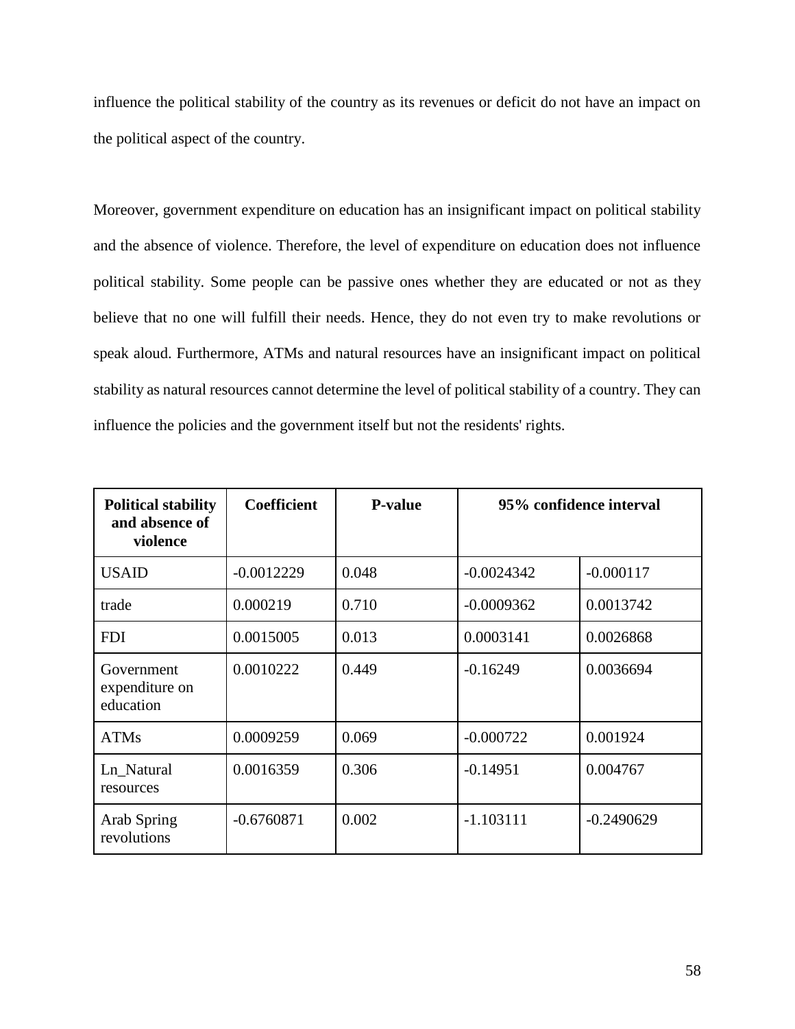influence the political stability of the country as its revenues or deficit do not have an impact on the political aspect of the country.

Moreover, government expenditure on education has an insignificant impact on political stability and the absence of violence. Therefore, the level of expenditure on education does not influence political stability. Some people can be passive ones whether they are educated or not as they believe that no one will fulfill their needs. Hence, they do not even try to make revolutions or speak aloud. Furthermore, ATMs and natural resources have an insignificant impact on political stability as natural resources cannot determine the level of political stability of a country. They can influence the policies and the government itself but not the residents' rights.

| **Political stability and absence of violence** | **Coefficient** | **P-value** | **95% confidence interval** | |
|---|---|---|---|---|
| USAID | -0.0012229 | 0.048 | -0.0024342 | -0.000117 |
| trade | 0.000219 | 0.710 | -0.0009362 | 0.0013742 |
| FDI | 0.0015005 | 0.013 | 0.0003141 | 0.0026868 |
| Government expenditure on education | 0.0010222 | 0.449 | -0.16249 | 0.0036694 |
| ATMs | 0.0009259 | 0.069 | -0.000722 | 0.001924 |
| Ln_Natural resources | 0.0016359 | 0.306 | -0.14951 | 0.004767 |
| Arab Spring revolutions | -0.6760871 | 0.002 | -1.103111 | -0.2490629 |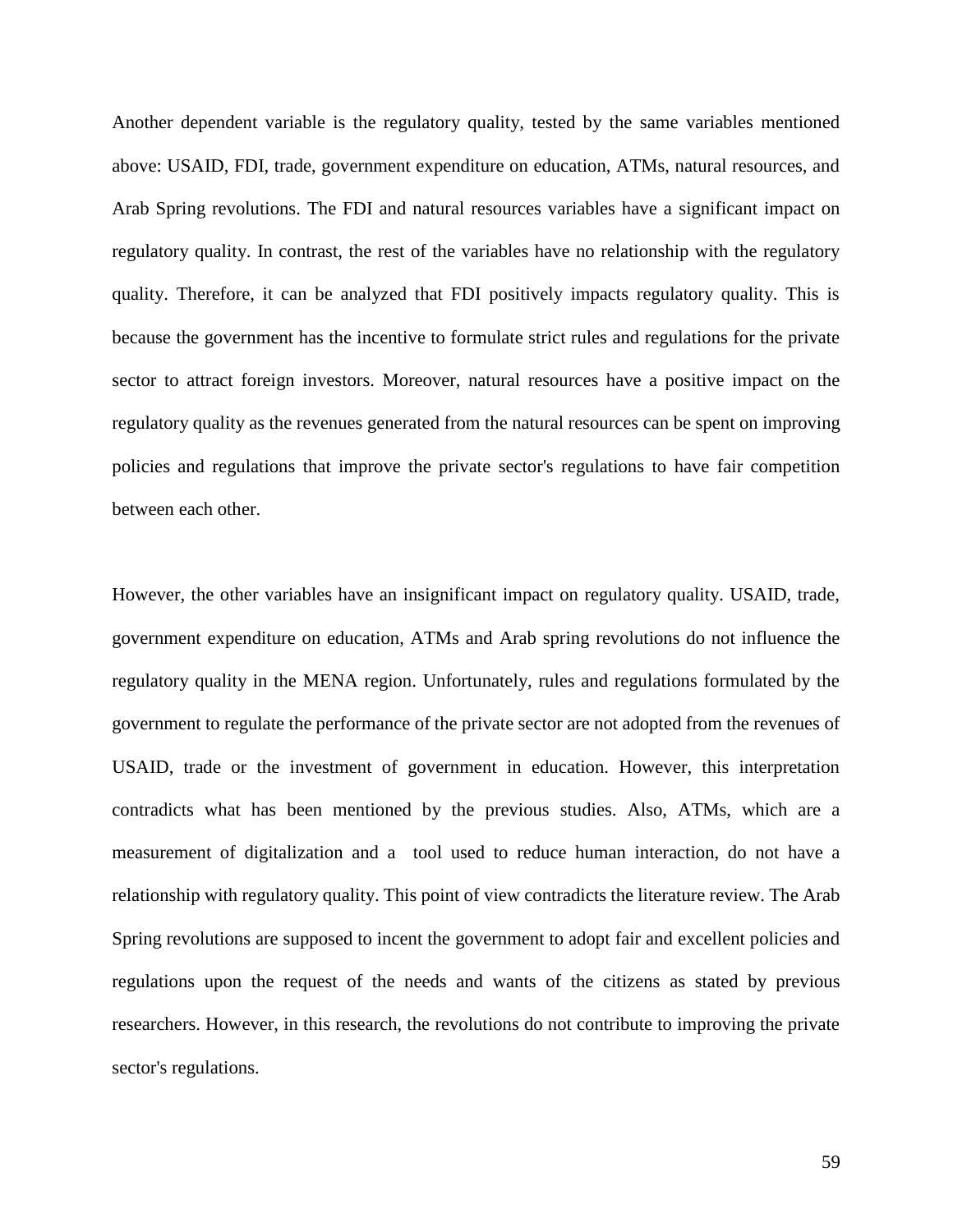Another dependent variable is the regulatory quality, tested by the same variables mentioned above: USAID, FDI, trade, government expenditure on education, ATMs, natural resources, and Arab Spring revolutions. The FDI and natural resources variables have a significant impact on regulatory quality. In contrast, the rest of the variables have no relationship with the regulatory quality. Therefore, it can be analyzed that FDI positively impacts regulatory quality. This is because the government has the incentive to formulate strict rules and regulations for the private sector to attract foreign investors. Moreover, natural resources have a positive impact on the regulatory quality as the revenues generated from the natural resources can be spent on improving policies and regulations that improve the private sector's regulations to have fair competition between each other.

However, the other variables have an insignificant impact on regulatory quality. USAID, trade, government expenditure on education, ATMs and Arab spring revolutions do not influence the regulatory quality in the MENA region. Unfortunately, rules and regulations formulated by the government to regulate the performance of the private sector are not adopted from the revenues of USAID, trade or the investment of government in education. However, this interpretation contradicts what has been mentioned by the previous studies. Also, ATMs, which are a measurement of digitalization and a tool used to reduce human interaction, do not have a relationship with regulatory quality. This point of view contradicts the literature review. The Arab Spring revolutions are supposed to incent the government to adopt fair and excellent policies and regulations upon the request of the needs and wants of the citizens as stated by previous researchers. However, in this research, the revolutions do not contribute to improving the private sector's regulations.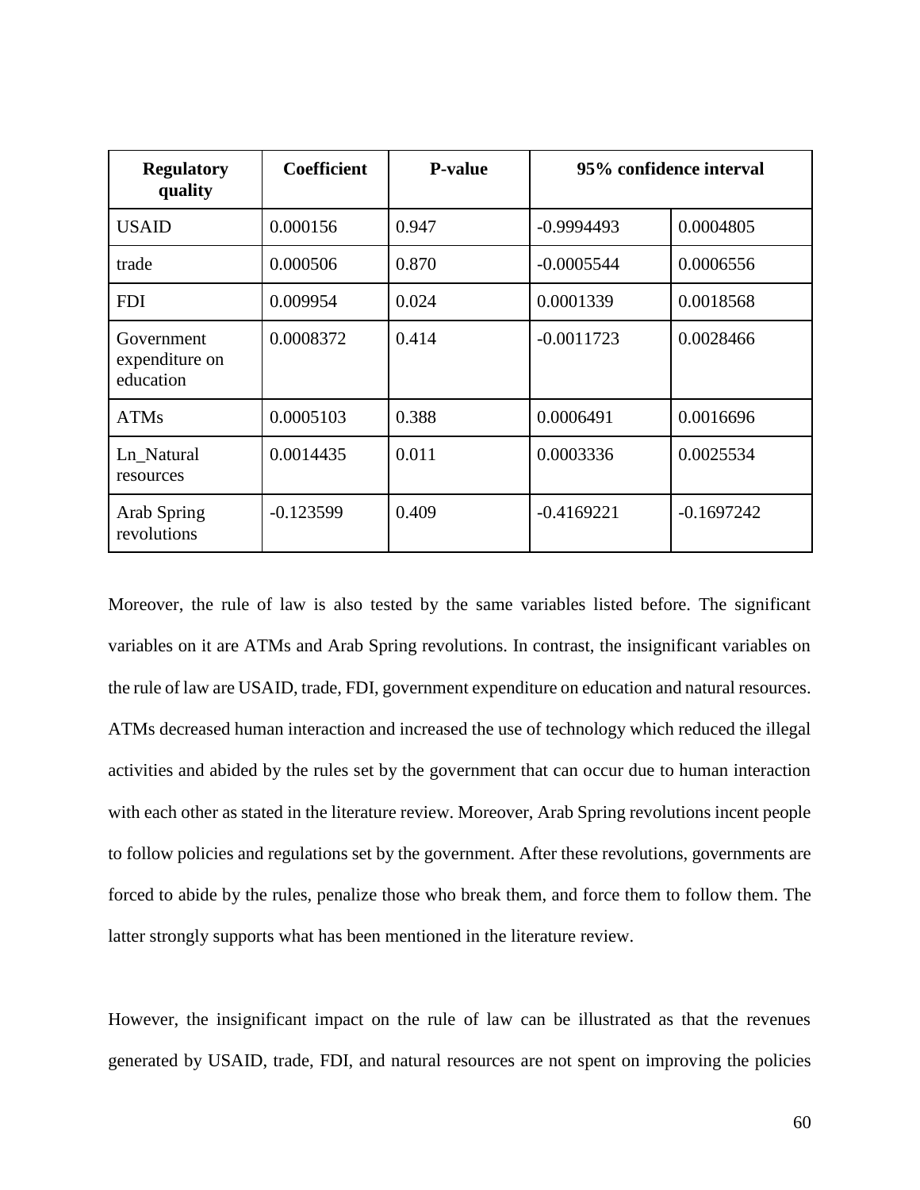| Regulatory quality | Coefficient | P-value | 95% confidence interval | |
|---|---|---|---|---|
| USAID | 0.000156 | 0.947 | -0.9994493 | 0.0004805 |
| trade | 0.000506 | 0.870 | -0.0005544 | 0.0006556 |
| FDI | 0.009954 | 0.024 | 0.0001339 | 0.0018568 |
| Government expenditure on education | 0.0008372 | 0.414 | -0.0011723 | 0.0028466 |
| ATMs | 0.0005103 | 0.388 | 0.0006491 | 0.0016696 |
| Ln_Natural resources | 0.0014435 | 0.011 | 0.0003336 | 0.0025534 |
| Arab Spring revolutions | -0.123599 | 0.409 | -0.4169221 | -0.1697242 |

Moreover, the rule of law is also tested by the same variables listed before. The significant variables on it are ATMs and Arab Spring revolutions. In contrast, the insignificant variables on the rule of law are USAID, trade, FDI, government expenditure on education and natural resources. ATMs decreased human interaction and increased the use of technology which reduced the illegal activities and abided by the rules set by the government that can occur due to human interaction with each other as stated in the literature review. Moreover, Arab Spring revolutions incent people to follow policies and regulations set by the government. After these revolutions, governments are forced to abide by the rules, penalize those who break them, and force them to follow them. The latter strongly supports what has been mentioned in the literature review.

However, the insignificant impact on the rule of law can be illustrated as that the revenues generated by USAID, trade, FDI, and natural resources are not spent on improving the policies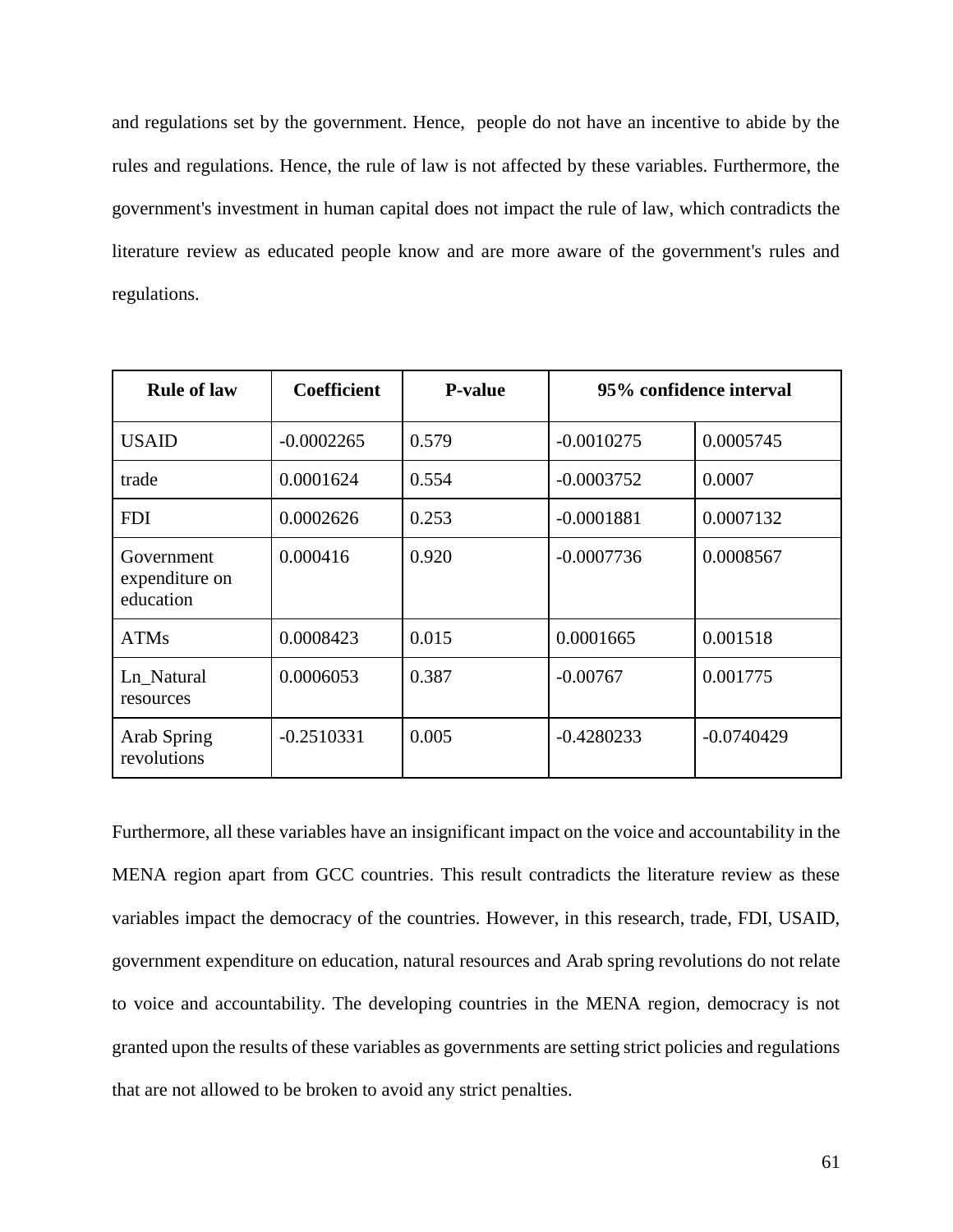and regulations set by the government. Hence,  people do not have an incentive to abide by the rules and regulations. Hence, the rule of law is not affected by these variables. Furthermore, the government's investment in human capital does not impact the rule of law, which contradicts the literature review as educated people know and are more aware of the government's rules and regulations.

| **Rule of law** | **Coefficient** | **P-value** | **95% confidence interval** | |
|---|---|---|---|---|
| USAID | -0.0002265 | 0.579 | -0.0010275 | 0.0005745 |
| trade | 0.0001624 | 0.554 | -0.0003752 | 0.0007 |
| FDI | 0.0002626 | 0.253 | -0.0001881 | 0.0007132 |
| Government expenditure on education | 0.000416 | 0.920 | -0.0007736 | 0.0008567 |
| ATMs | 0.0008423 | 0.015 | 0.0001665 | 0.001518 |
| Ln_Natural resources | 0.0006053 | 0.387 | -0.00767 | 0.001775 |
| Arab Spring revolutions | -0.2510331 | 0.005 | -0.4280233 | -0.0740429 |

Furthermore, all these variables have an insignificant impact on the voice and accountability in the MENA region apart from GCC countries. This result contradicts the literature review as these variables impact the democracy of the countries. However, in this research, trade, FDI, USAID, government expenditure on education, natural resources and Arab spring revolutions do not relate to voice and accountability. The developing countries in the MENA region, democracy is not granted upon the results of these variables as governments are setting strict policies and regulations that are not allowed to be broken to avoid any strict penalties.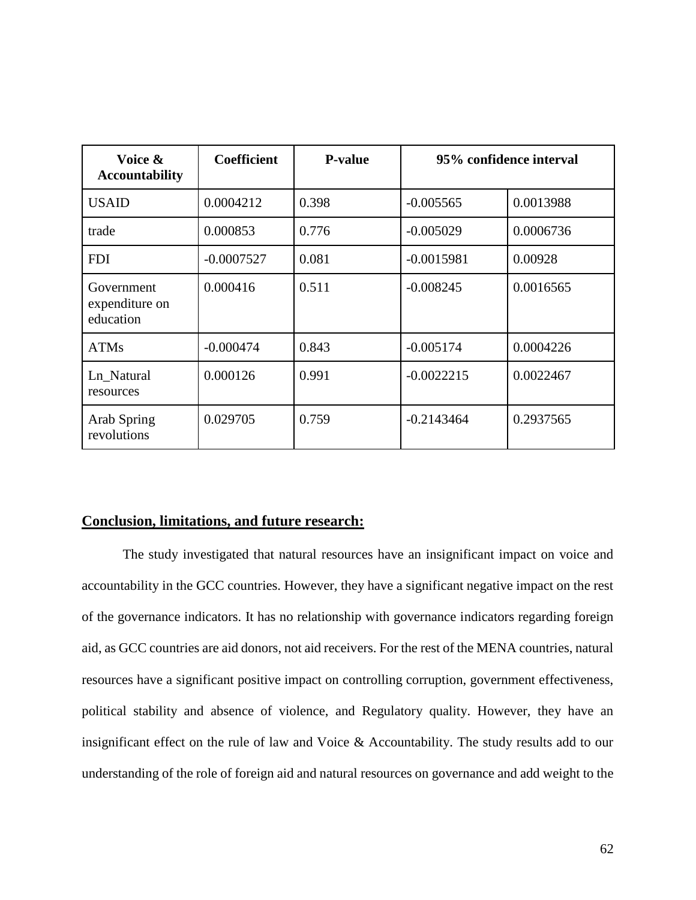| Voice & Accountability | Coefficient | P-value | 95% confidence interval | |
|---|---|---|---|---|
| USAID | 0.0004212 | 0.398 | -0.005565 | 0.0013988 |
| trade | 0.000853 | 0.776 | -0.005029 | 0.0006736 |
| FDI | -0.0007527 | 0.081 | -0.0015981 | 0.00928 |
| Government expenditure on education | 0.000416 | 0.511 | -0.008245 | 0.0016565 |
| ATMs | -0.000474 | 0.843 | -0.005174 | 0.0004226 |
| Ln_Natural resources | 0.000126 | 0.991 | -0.0022215 | 0.0022467 |
| Arab Spring revolutions | 0.029705 | 0.759 | -0.2143464 | 0.2937565 |

## Conclusion, limitations, and future research:

The study investigated that natural resources have an insignificant impact on voice and accountability in the GCC countries. However, they have a significant negative impact on the rest of the governance indicators. It has no relationship with governance indicators regarding foreign aid, as GCC countries are aid donors, not aid receivers. For the rest of the MENA countries, natural resources have a significant positive impact on controlling corruption, government effectiveness, political stability and absence of violence, and Regulatory quality. However, they have an insignificant effect on the rule of law and Voice & Accountability. The study results add to our understanding of the role of foreign aid and natural resources on governance and add weight to the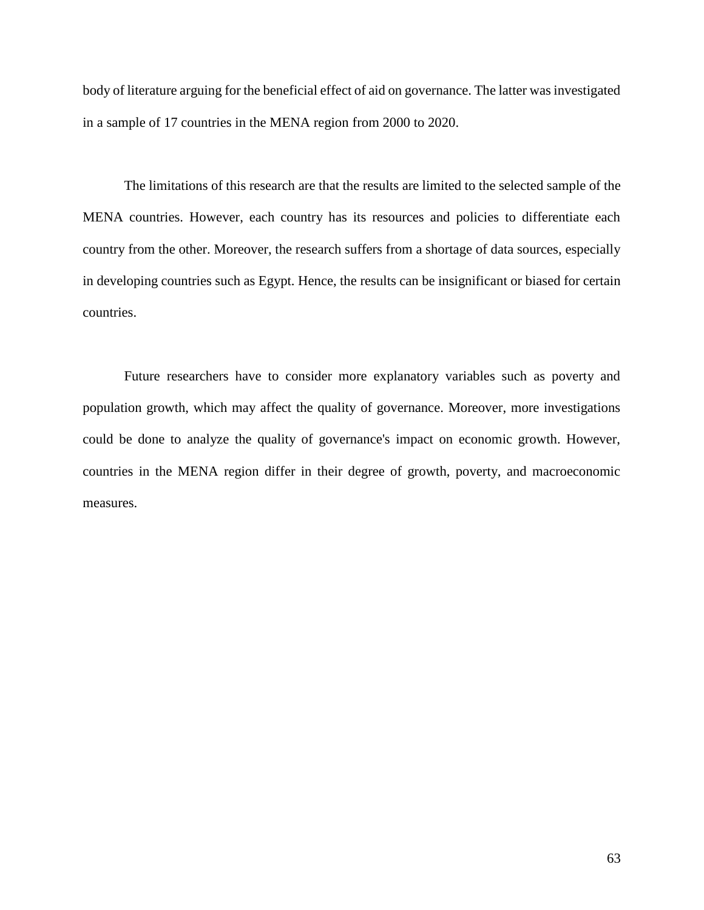body of literature arguing for the beneficial effect of aid on governance. The latter was investigated in a sample of 17 countries in the MENA region from 2000 to 2020.

The limitations of this research are that the results are limited to the selected sample of the MENA countries. However, each country has its resources and policies to differentiate each country from the other. Moreover, the research suffers from a shortage of data sources, especially in developing countries such as Egypt. Hence, the results can be insignificant or biased for certain countries.

Future researchers have to consider more explanatory variables such as poverty and population growth, which may affect the quality of governance. Moreover, more investigations could be done to analyze the quality of governance's impact on economic growth. However, countries in the MENA region differ in their degree of growth, poverty, and macroeconomic measures.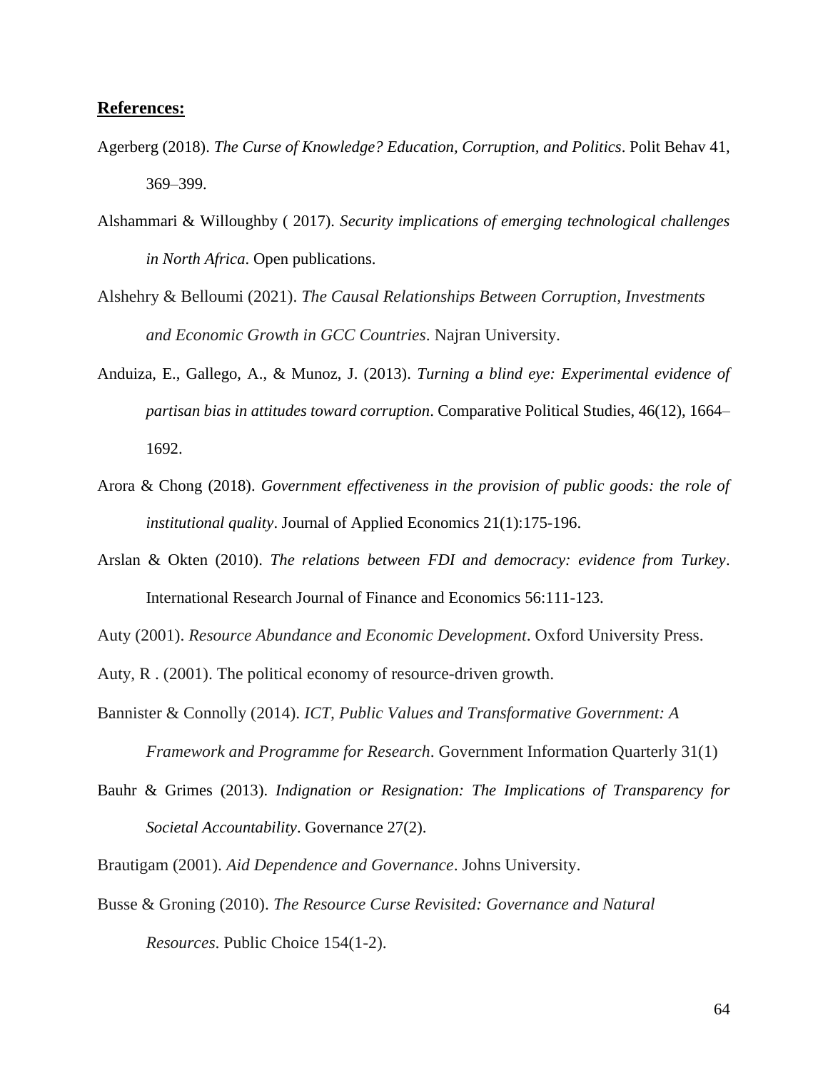**References:**

Agerberg (2018). *The Curse of Knowledge? Education, Corruption, and Politics*. Polit Behav 41, 369–399.

Alshammari & Willoughby ( 2017). *Security implications of emerging technological challenges in North Africa*. Open publications.

Alshehry & Belloumi (2021). *The Causal Relationships Between Corruption, Investments and Economic Growth in GCC Countries*. Najran University.

Anduiza, E., Gallego, A., & Munoz, J. (2013). *Turning a blind eye: Experimental evidence of partisan bias in attitudes toward corruption*. Comparative Political Studies, 46(12), 1664–1692.

Arora & Chong (2018). *Government effectiveness in the provision of public goods: the role of institutional quality*. Journal of Applied Economics 21(1):175-196.

Arslan & Okten (2010). *The relations between FDI and democracy: evidence from Turkey*. International Research Journal of Finance and Economics 56:111-123.

Auty (2001). *Resource Abundance and Economic Development*. Oxford University Press.

Auty, R . (2001). The political economy of resource-driven growth.

Bannister & Connolly (2014). *ICT, Public Values and Transformative Government: A Framework and Programme for Research*. Government Information Quarterly 31(1)

Bauhr & Grimes (2013). *Indignation or Resignation: The Implications of Transparency for Societal Accountability*. Governance 27(2).

Brautigam (2001). *Aid Dependence and Governance*. Johns University.

Busse & Groning (2010). *The Resource Curse Revisited: Governance and Natural Resources*. Public Choice 154(1-2).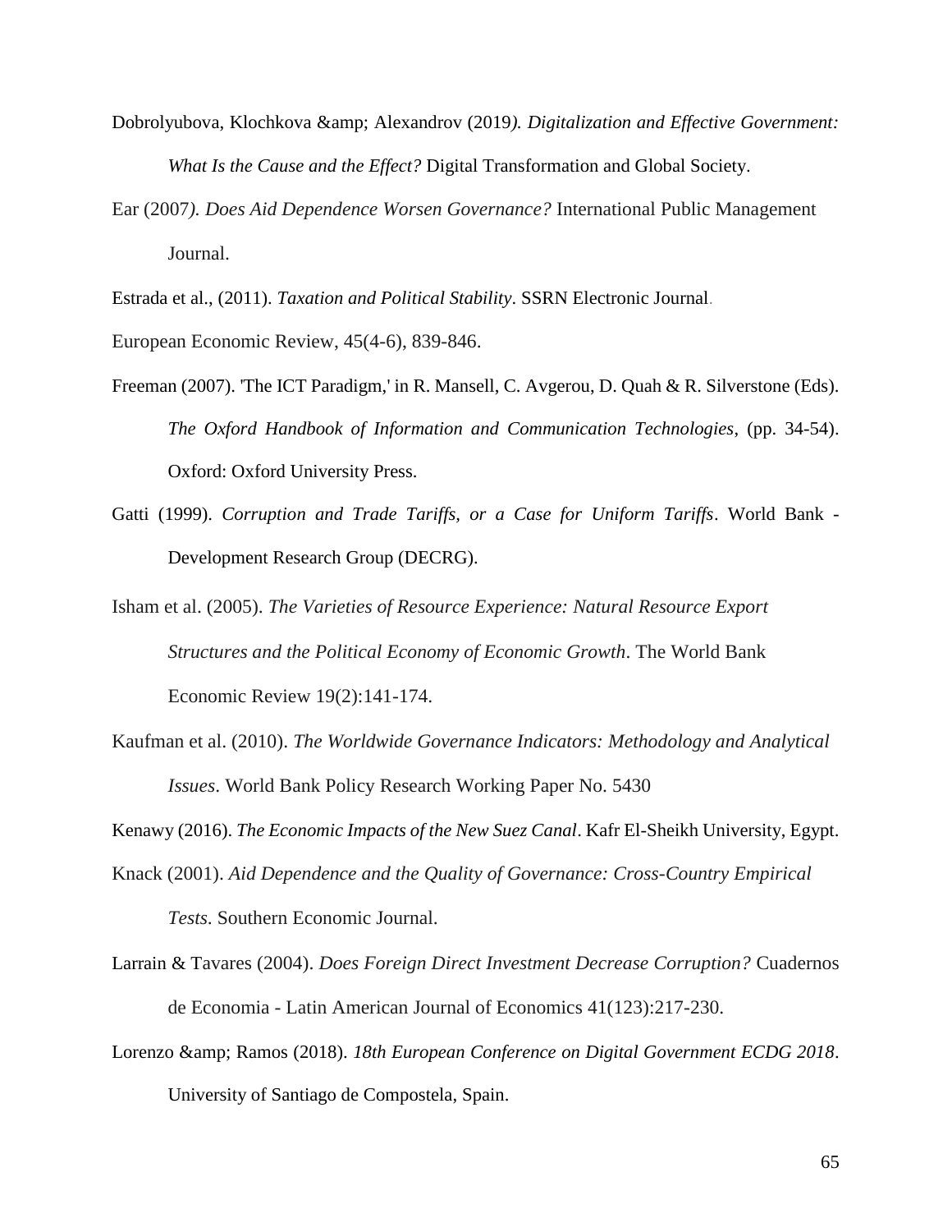Dobrolyubova, Klochkova &amp; Alexandrov (2019*). Digitalization and Effective Government: What Is the Cause and the Effect?* Digital Transformation and Global Society.

Ear (2007*). Does Aid Dependence Worsen Governance?* International Public Management Journal.

Estrada et al., (2011). *Taxation and Political Stability*. SSRN Electronic Journal.

European Economic Review, 45(4-6), 839-846.

Freeman (2007). 'The ICT Paradigm,' in R. Mansell, C. Avgerou, D. Quah & R. Silverstone (Eds). *The Oxford Handbook of Information and Communication Technologies*, (pp. 34-54). Oxford: Oxford University Press.

Gatti (1999). *Corruption and Trade Tariffs, or a Case for Uniform Tariffs*. World Bank - Development Research Group (DECRG).

Isham et al. (2005). *The Varieties of Resource Experience: Natural Resource Export Structures and the Political Economy of Economic Growth*. The World Bank Economic Review 19(2):141-174.

Kaufman et al. (2010). *The Worldwide Governance Indicators: Methodology and Analytical Issues*. World Bank Policy Research Working Paper No. 5430

Kenawy (2016). *The Economic Impacts of the New Suez Canal*. Kafr El-Sheikh University, Egypt.

Knack (2001). *Aid Dependence and the Quality of Governance: Cross-Country Empirical Tests*. Southern Economic Journal.

Larrain & Tavares (2004). *Does Foreign Direct Investment Decrease Corruption?* Cuadernos de Economia - Latin American Journal of Economics 41(123):217-230.

Lorenzo &amp; Ramos (2018). *18th European Conference on Digital Government ECDG 2018*. University of Santiago de Compostela, Spain.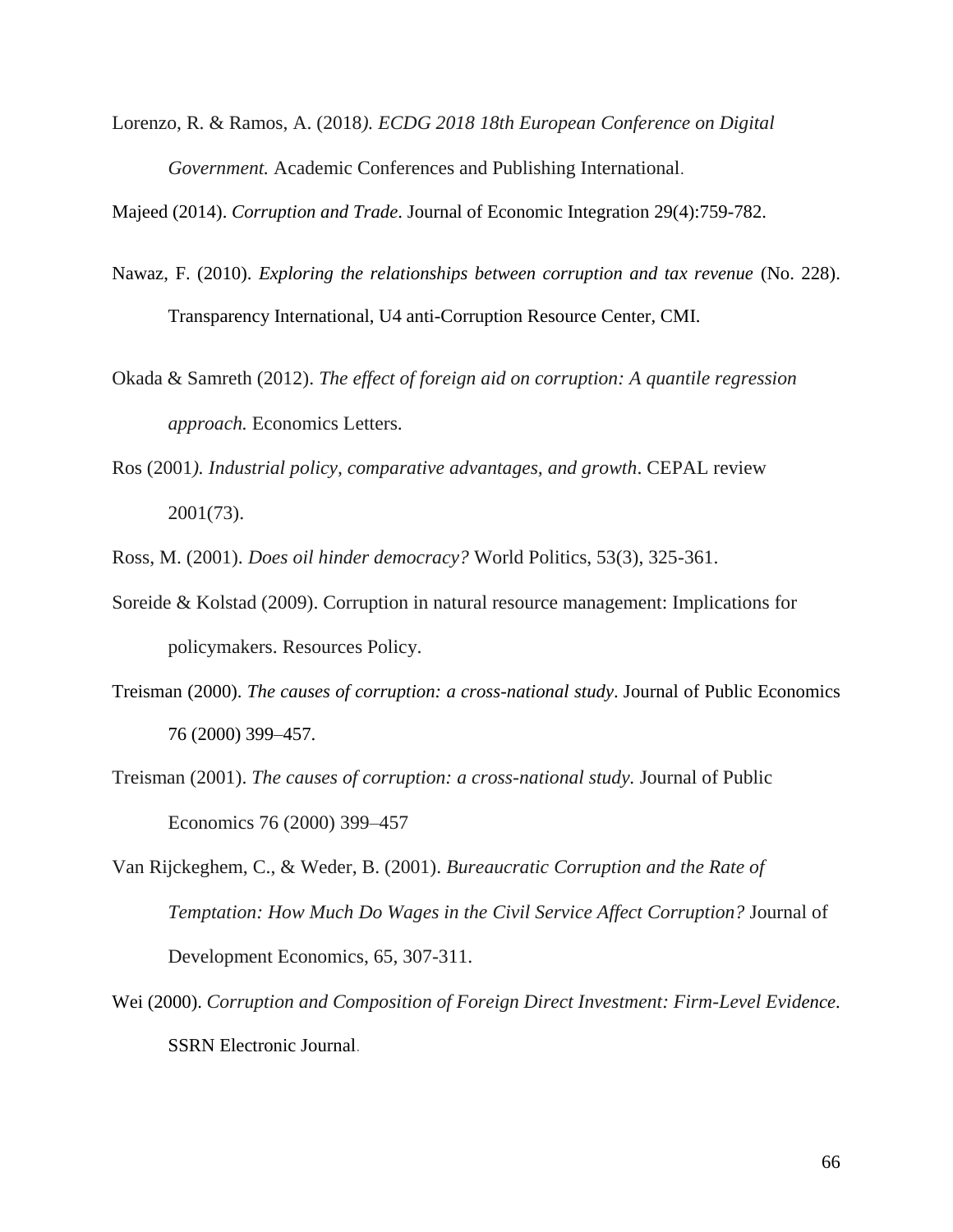Lorenzo, R. & Ramos, A. (2018). *ECDG 2018 18th European Conference on Digital Government.* Academic Conferences and Publishing International.

Majeed (2014). *Corruption and Trade*. Journal of Economic Integration 29(4):759-782.

Nawaz, F. (2010). *Exploring the relationships between corruption and tax revenue* (No. 228). Transparency International, U4 anti-Corruption Resource Center, CMI.

Okada & Samreth (2012). *The effect of foreign aid on corruption: A quantile regression approach.* Economics Letters.

Ros (2001*). Industrial policy, comparative advantages, and growth*. CEPAL review 2001(73).

Ross, M. (2001). *Does oil hinder democracy?* World Politics, 53(3), 325-361.

Soreide & Kolstad (2009). Corruption in natural resource management: Implications for policymakers. Resources Policy.

Treisman (2000). *The causes of corruption: a cross-national study*. Journal of Public Economics 76 (2000) 399–457.

Treisman (2001). *The causes of corruption: a cross-national study.* Journal of Public Economics 76 (2000) 399–457

Van Rijckeghem, C., & Weder, B. (2001). *Bureaucratic Corruption and the Rate of Temptation: How Much Do Wages in the Civil Service Affect Corruption?* Journal of Development Economics, 65, 307-311.

Wei (2000). *Corruption and Composition of Foreign Direct Investment: Firm-Level Evidence.* SSRN Electronic Journal.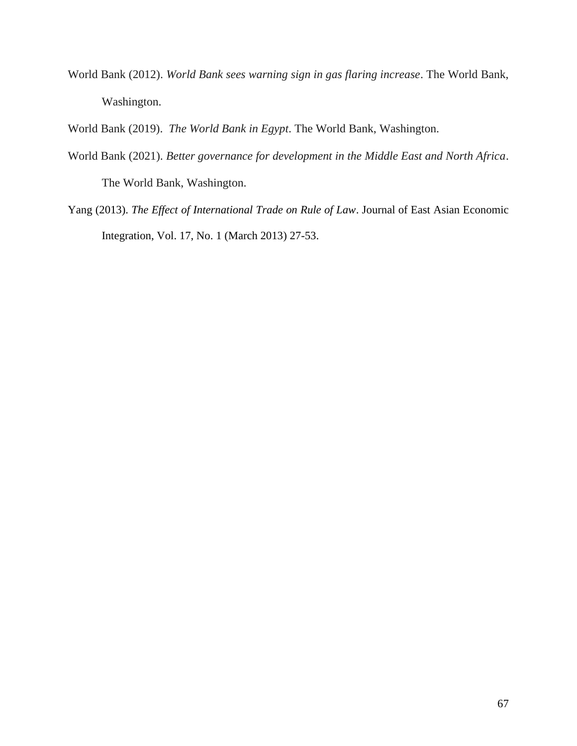World Bank (2012). *World Bank sees warning sign in gas flaring increase*. The World Bank, Washington.

World Bank (2019). *The World Bank in Egypt*. The World Bank, Washington.

World Bank (2021). *Better governance for development in the Middle East and North Africa*. The World Bank, Washington.

Yang (2013). *The Effect of International Trade on Rule of Law*. Journal of East Asian Economic Integration, Vol. 17, No. 1 (March 2013) 27-53.